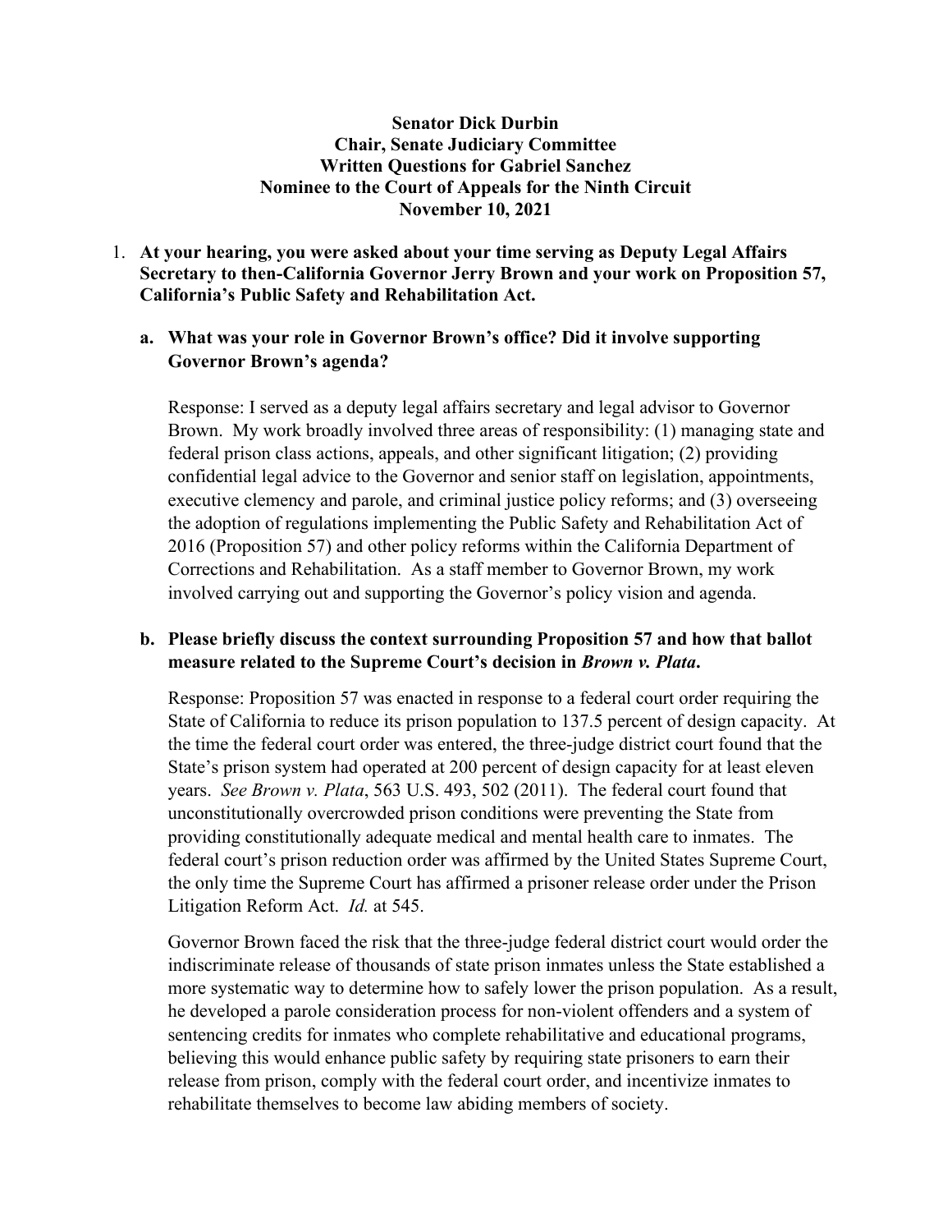**Senator Dick Durbin**
**Chair, Senate Judiciary Committee**
**Written Questions for Gabriel Sanchez**
**Nominee to the Court of Appeals for the Ninth Circuit**
**November 10, 2021**

1. **At your hearing, you were asked about your time serving as Deputy Legal Affairs Secretary to then-California Governor Jerry Brown and your work on Proposition 57, California's Public Safety and Rehabilitation Act.**

   a. **What was your role in Governor Brown's office? Did it involve supporting Governor Brown's agenda?**

   Response: I served as a deputy legal affairs secretary and legal advisor to Governor Brown. My work broadly involved three areas of responsibility: (1) managing state and federal prison class actions, appeals, and other significant litigation; (2) providing confidential legal advice to the Governor and senior staff on legislation, appointments, executive clemency and parole, and criminal justice policy reforms; and (3) overseeing the adoption of regulations implementing the Public Safety and Rehabilitation Act of 2016 (Proposition 57) and other policy reforms within the California Department of Corrections and Rehabilitation. As a staff member to Governor Brown, my work involved carrying out and supporting the Governor's policy vision and agenda.

   b. **Please briefly discuss the context surrounding Proposition 57 and how that ballot measure related to the Supreme Court's decision in *Brown v. Plata*.**

   Response: Proposition 57 was enacted in response to a federal court order requiring the State of California to reduce its prison population to 137.5 percent of design capacity. At the time the federal court order was entered, the three-judge district court found that the State's prison system had operated at 200 percent of design capacity for at least eleven years. *See Brown v. Plata*, 563 U.S. 493, 502 (2011). The federal court found that unconstitutionally overcrowded prison conditions were preventing the State from providing constitutionally adequate medical and mental health care to inmates. The federal court's prison reduction order was affirmed by the United States Supreme Court, the only time the Supreme Court has affirmed a prisoner release order under the Prison Litigation Reform Act. *Id.* at 545.

   Governor Brown faced the risk that the three-judge federal district court would order the indiscriminate release of thousands of state prison inmates unless the State established a more systematic way to determine how to safely lower the prison population. As a result, he developed a parole consideration process for non-violent offenders and a system of sentencing credits for inmates who complete rehabilitative and educational programs, believing this would enhance public safety by requiring state prisoners to earn their release from prison, comply with the federal court order, and incentivize inmates to rehabilitate themselves to become law abiding members of society.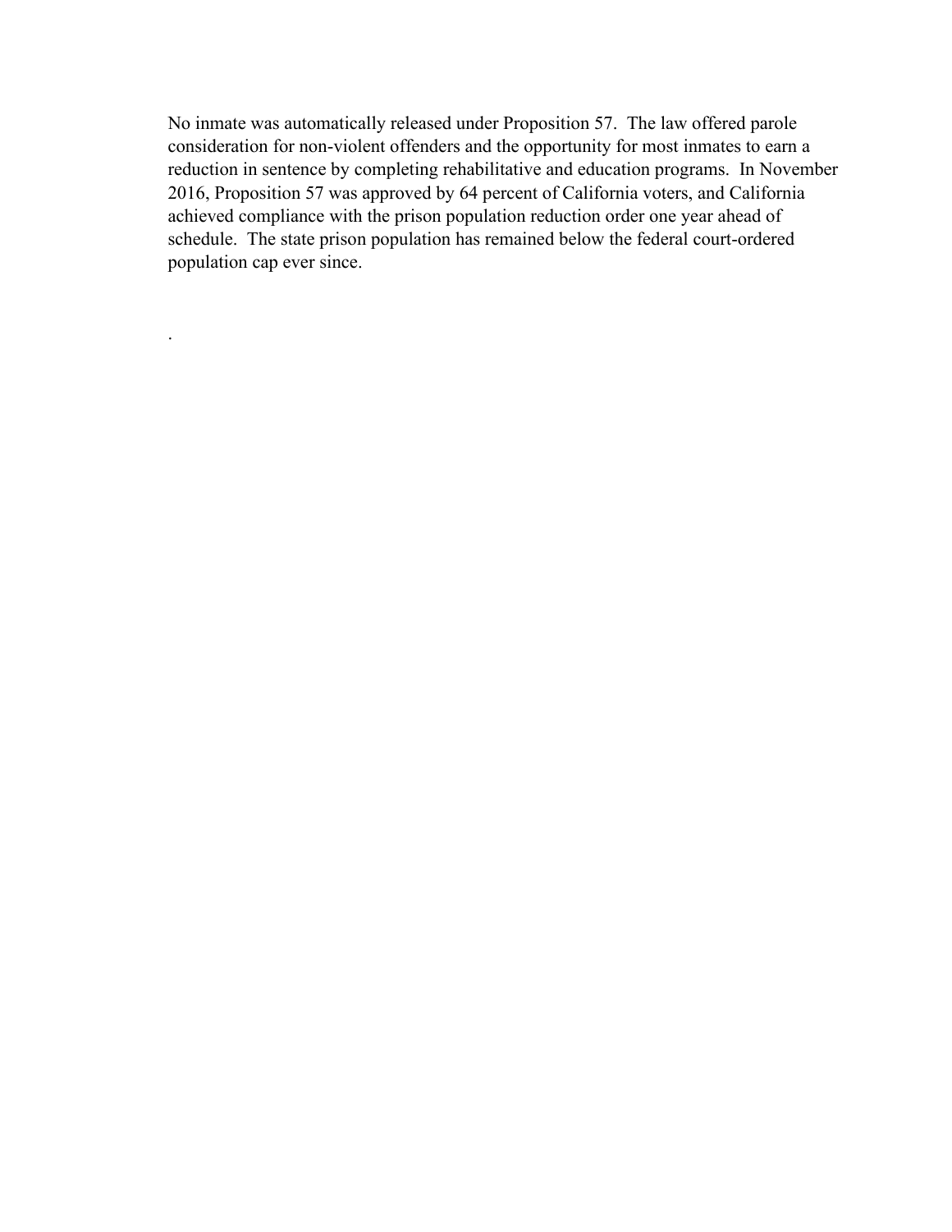No inmate was automatically released under Proposition 57. The law offered parole consideration for non-violent offenders and the opportunity for most inmates to earn a reduction in sentence by completing rehabilitative and education programs. In November 2016, Proposition 57 was approved by 64 percent of California voters, and California achieved compliance with the prison population reduction order one year ahead of schedule. The state prison population has remained below the federal court-ordered population cap ever since.

.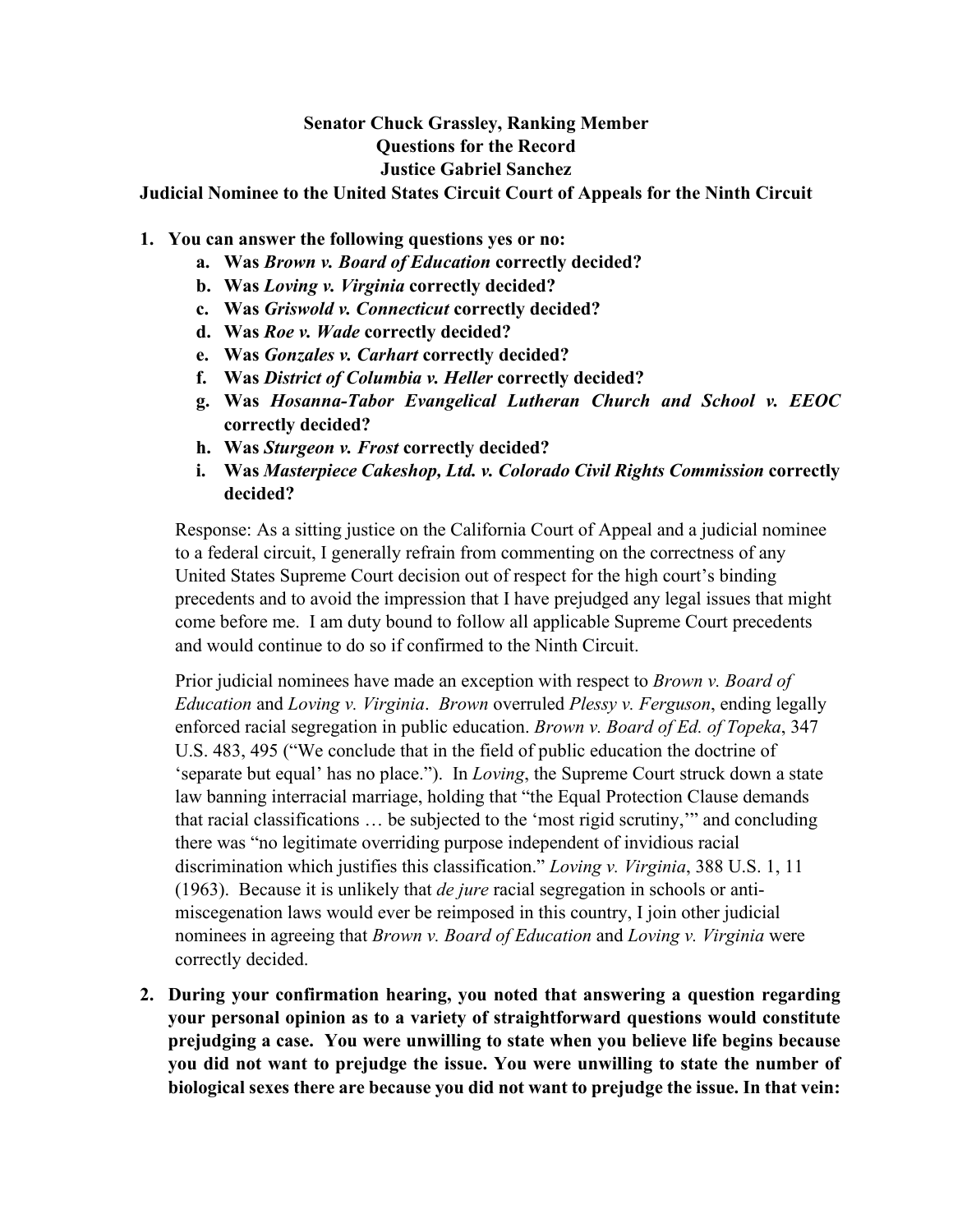**Senator Chuck Grassley, Ranking Member**
**Questions for the Record**
**Justice Gabriel Sanchez**
**Judicial Nominee to the United States Circuit Court of Appeals for the Ninth Circuit**

1. **You can answer the following questions yes or no:**
   a. **Was *Brown v. Board of Education* correctly decided?**
   b. **Was *Loving v. Virginia* correctly decided?**
   c. **Was *Griswold v. Connecticut* correctly decided?**
   d. **Was *Roe v. Wade* correctly decided?**
   e. **Was *Gonzales v. Carhart* correctly decided?**
   f. **Was *District of Columbia v. Heller* correctly decided?**
   g. **Was *Hosanna-Tabor Evangelical Lutheran Church and School v. EEOC* correctly decided?**
   h. **Was *Sturgeon v. Frost* correctly decided?**
   i. **Was *Masterpiece Cakeshop, Ltd. v. Colorado Civil Rights Commission* correctly decided?**

   Response: As a sitting justice on the California Court of Appeal and a judicial nominee to a federal circuit, I generally refrain from commenting on the correctness of any United States Supreme Court decision out of respect for the high court's binding precedents and to avoid the impression that I have prejudged any legal issues that might come before me. I am duty bound to follow all applicable Supreme Court precedents and would continue to do so if confirmed to the Ninth Circuit.

   Prior judicial nominees have made an exception with respect to *Brown v. Board of Education* and *Loving v. Virginia*. *Brown* overruled *Plessy v. Ferguson*, ending legally enforced racial segregation in public education. *Brown v. Board of Ed. of Topeka*, 347 U.S. 483, 495 ("We conclude that in the field of public education the doctrine of 'separate but equal' has no place."). In *Loving*, the Supreme Court struck down a state law banning interracial marriage, holding that "the Equal Protection Clause demands that racial classifications … be subjected to the 'most rigid scrutiny,'" and concluding there was "no legitimate overriding purpose independent of invidious racial discrimination which justifies this classification." *Loving v. Virginia*, 388 U.S. 1, 11 (1963). Because it is unlikely that *de jure* racial segregation in schools or anti-miscegenation laws would ever be reimposed in this country, I join other judicial nominees in agreeing that *Brown v. Board of Education* and *Loving v. Virginia* were correctly decided.

2. **During your confirmation hearing, you noted that answering a question regarding your personal opinion as to a variety of straightforward questions would constitute prejudging a case. You were unwilling to state when you believe life begins because you did not want to prejudge the issue. You were unwilling to state the number of biological sexes there are because you did not want to prejudge the issue. In that vein:**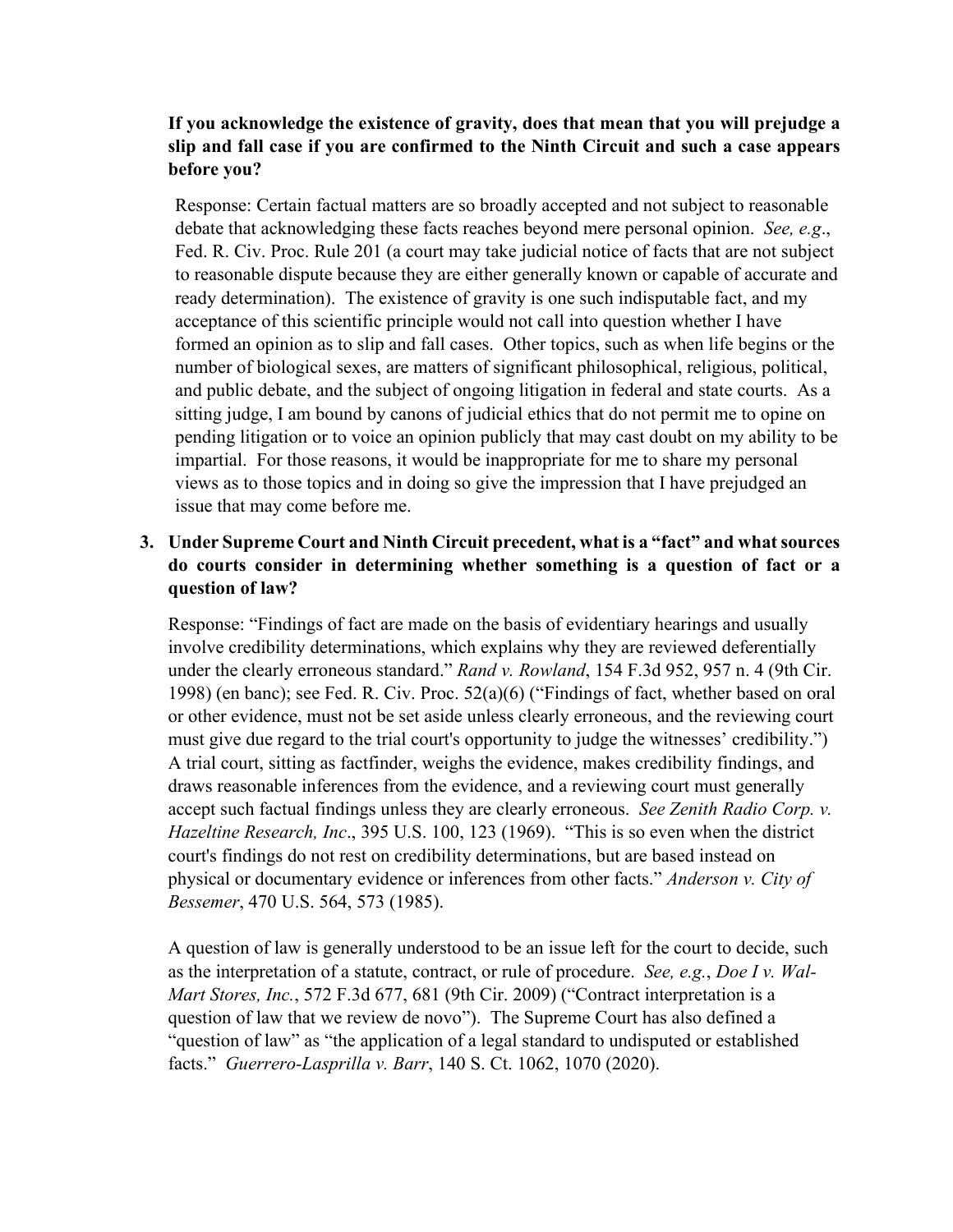**If you acknowledge the existence of gravity, does that mean that you will prejudge a slip and fall case if you are confirmed to the Ninth Circuit and such a case appears before you?**

Response: Certain factual matters are so broadly accepted and not subject to reasonable debate that acknowledging these facts reaches beyond mere personal opinion. *See, e.g*., Fed. R. Civ. Proc. Rule 201 (a court may take judicial notice of facts that are not subject to reasonable dispute because they are either generally known or capable of accurate and ready determination). The existence of gravity is one such indisputable fact, and my acceptance of this scientific principle would not call into question whether I have formed an opinion as to slip and fall cases. Other topics, such as when life begins or the number of biological sexes, are matters of significant philosophical, religious, political, and public debate, and the subject of ongoing litigation in federal and state courts. As a sitting judge, I am bound by canons of judicial ethics that do not permit me to opine on pending litigation or to voice an opinion publicly that may cast doubt on my ability to be impartial. For those reasons, it would be inappropriate for me to share my personal views as to those topics and in doing so give the impression that I have prejudged an issue that may come before me.

3. **Under Supreme Court and Ninth Circuit precedent, what is a "fact" and what sources do courts consider in determining whether something is a question of fact or a question of law?**

Response: "Findings of fact are made on the basis of evidentiary hearings and usually involve credibility determinations, which explains why they are reviewed deferentially under the clearly erroneous standard." *Rand v. Rowland*, 154 F.3d 952, 957 n. 4 (9th Cir. 1998) (en banc); see Fed. R. Civ. Proc. 52(a)(6) ("Findings of fact, whether based on oral or other evidence, must not be set aside unless clearly erroneous, and the reviewing court must give due regard to the trial court's opportunity to judge the witnesses' credibility.") A trial court, sitting as factfinder, weighs the evidence, makes credibility findings, and draws reasonable inferences from the evidence, and a reviewing court must generally accept such factual findings unless they are clearly erroneous. *See Zenith Radio Corp. v. Hazeltine Research, Inc*., 395 U.S. 100, 123 (1969). "This is so even when the district court's findings do not rest on credibility determinations, but are based instead on physical or documentary evidence or inferences from other facts." *Anderson v. City of Bessemer*, 470 U.S. 564, 573 (1985).

A question of law is generally understood to be an issue left for the court to decide, such as the interpretation of a statute, contract, or rule of procedure. *See, e.g.*, *Doe I v. Wal-Mart Stores, Inc.*, 572 F.3d 677, 681 (9th Cir. 2009) ("Contract interpretation is a question of law that we review de novo"). The Supreme Court has also defined a "question of law" as "the application of a legal standard to undisputed or established facts." *Guerrero-Lasprilla v. Barr*, 140 S. Ct. 1062, 1070 (2020).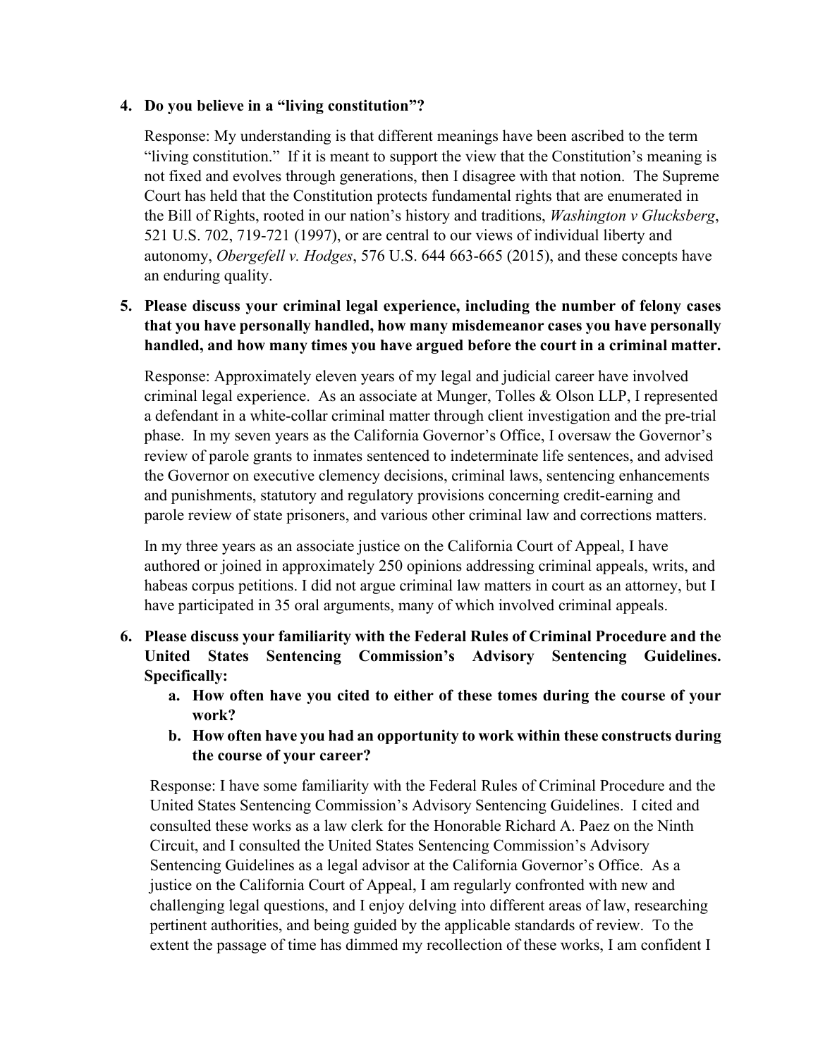**4. Do you believe in a "living constitution"?**

Response: My understanding is that different meanings have been ascribed to the term "living constitution." If it is meant to support the view that the Constitution's meaning is not fixed and evolves through generations, then I disagree with that notion. The Supreme Court has held that the Constitution protects fundamental rights that are enumerated in the Bill of Rights, rooted in our nation's history and traditions, *Washington v Glucksberg*, 521 U.S. 702, 719-721 (1997), or are central to our views of individual liberty and autonomy, *Obergefell v. Hodges*, 576 U.S. 644 663-665 (2015), and these concepts have an enduring quality.

**5. Please discuss your criminal legal experience, including the number of felony cases that you have personally handled, how many misdemeanor cases you have personally handled, and how many times you have argued before the court in a criminal matter.**

Response: Approximately eleven years of my legal and judicial career have involved criminal legal experience. As an associate at Munger, Tolles & Olson LLP, I represented a defendant in a white-collar criminal matter through client investigation and the pre-trial phase. In my seven years as the California Governor's Office, I oversaw the Governor's review of parole grants to inmates sentenced to indeterminate life sentences, and advised the Governor on executive clemency decisions, criminal laws, sentencing enhancements and punishments, statutory and regulatory provisions concerning credit-earning and parole review of state prisoners, and various other criminal law and corrections matters.

In my three years as an associate justice on the California Court of Appeal, I have authored or joined in approximately 250 opinions addressing criminal appeals, writs, and habeas corpus petitions. I did not argue criminal law matters in court as an attorney, but I have participated in 35 oral arguments, many of which involved criminal appeals.

**6. Please discuss your familiarity with the Federal Rules of Criminal Procedure and the United States Sentencing Commission's Advisory Sentencing Guidelines. Specifically:**

   **a. How often have you cited to either of these tomes during the course of your work?**

   **b. How often have you had an opportunity to work within these constructs during the course of your career?**

Response: I have some familiarity with the Federal Rules of Criminal Procedure and the United States Sentencing Commission's Advisory Sentencing Guidelines. I cited and consulted these works as a law clerk for the Honorable Richard A. Paez on the Ninth Circuit, and I consulted the United States Sentencing Commission's Advisory Sentencing Guidelines as a legal advisor at the California Governor's Office. As a justice on the California Court of Appeal, I am regularly confronted with new and challenging legal questions, and I enjoy delving into different areas of law, researching pertinent authorities, and being guided by the applicable standards of review. To the extent the passage of time has dimmed my recollection of these works, I am confident I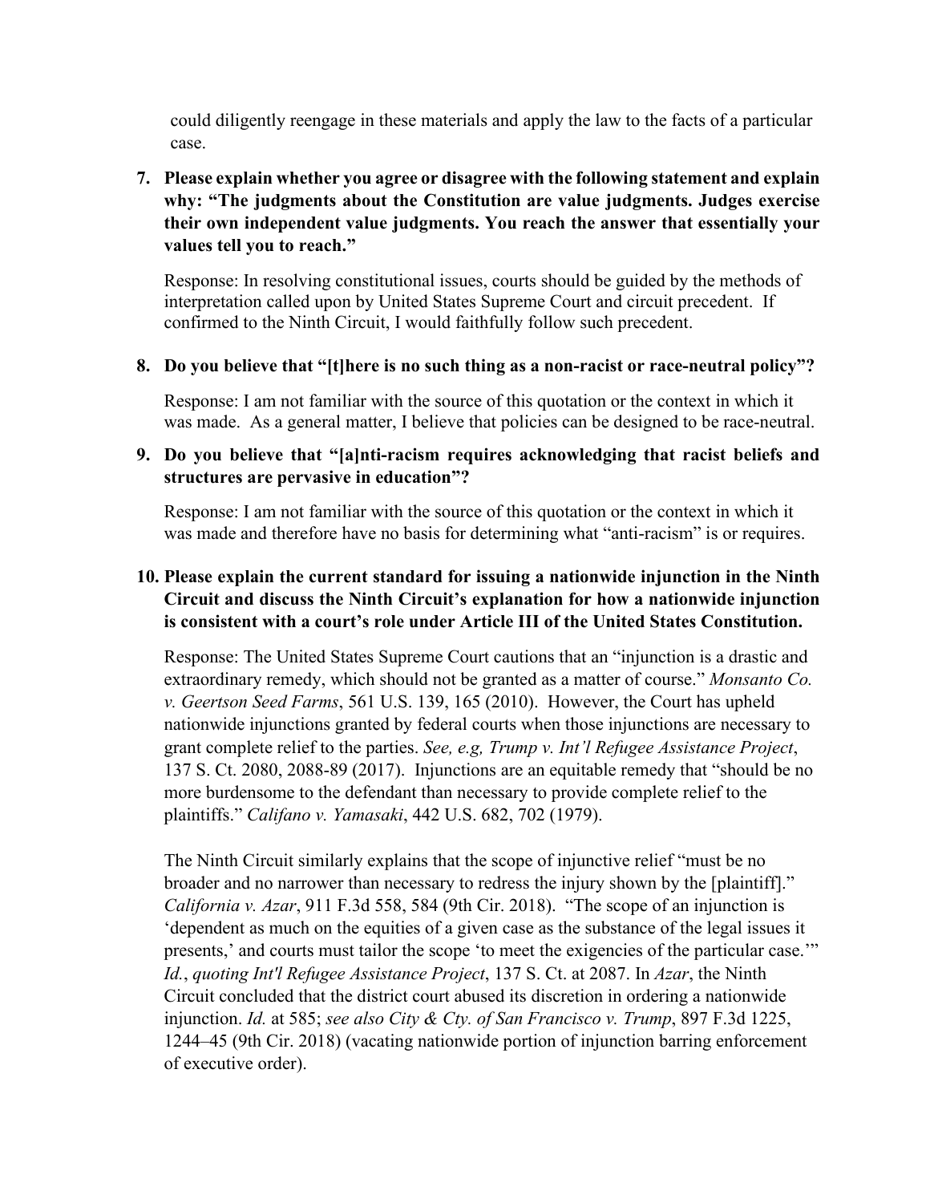could diligently reengage in these materials and apply the law to the facts of a particular case.

**7. Please explain whether you agree or disagree with the following statement and explain why: "The judgments about the Constitution are value judgments. Judges exercise their own independent value judgments. You reach the answer that essentially your values tell you to reach."**

Response: In resolving constitutional issues, courts should be guided by the methods of interpretation called upon by United States Supreme Court and circuit precedent. If confirmed to the Ninth Circuit, I would faithfully follow such precedent.

**8. Do you believe that "[t]here is no such thing as a non-racist or race-neutral policy"?**

Response: I am not familiar with the source of this quotation or the context in which it was made. As a general matter, I believe that policies can be designed to be race-neutral.

**9. Do you believe that "[a]nti-racism requires acknowledging that racist beliefs and structures are pervasive in education"?**

Response: I am not familiar with the source of this quotation or the context in which it was made and therefore have no basis for determining what "anti-racism" is or requires.

**10. Please explain the current standard for issuing a nationwide injunction in the Ninth Circuit and discuss the Ninth Circuit's explanation for how a nationwide injunction is consistent with a court's role under Article III of the United States Constitution.**

Response: The United States Supreme Court cautions that an "injunction is a drastic and extraordinary remedy, which should not be granted as a matter of course." *Monsanto Co. v. Geertson Seed Farms*, 561 U.S. 139, 165 (2010). However, the Court has upheld nationwide injunctions granted by federal courts when those injunctions are necessary to grant complete relief to the parties. *See, e.g, Trump v. Int'l Refugee Assistance Project*, 137 S. Ct. 2080, 2088-89 (2017). Injunctions are an equitable remedy that "should be no more burdensome to the defendant than necessary to provide complete relief to the plaintiffs." *Califano v. Yamasaki*, 442 U.S. 682, 702 (1979).

The Ninth Circuit similarly explains that the scope of injunctive relief "must be no broader and no narrower than necessary to redress the injury shown by the [plaintiff]." *California v. Azar*, 911 F.3d 558, 584 (9th Cir. 2018). "The scope of an injunction is 'dependent as much on the equities of a given case as the substance of the legal issues it presents,' and courts must tailor the scope 'to meet the exigencies of the particular case.'" *Id.*, *quoting Int'l Refugee Assistance Project*, 137 S. Ct. at 2087. In *Azar*, the Ninth Circuit concluded that the district court abused its discretion in ordering a nationwide injunction. *Id.* at 585; *see also City & Cty. of San Francisco v. Trump*, 897 F.3d 1225, 1244–45 (9th Cir. 2018) (vacating nationwide portion of injunction barring enforcement of executive order).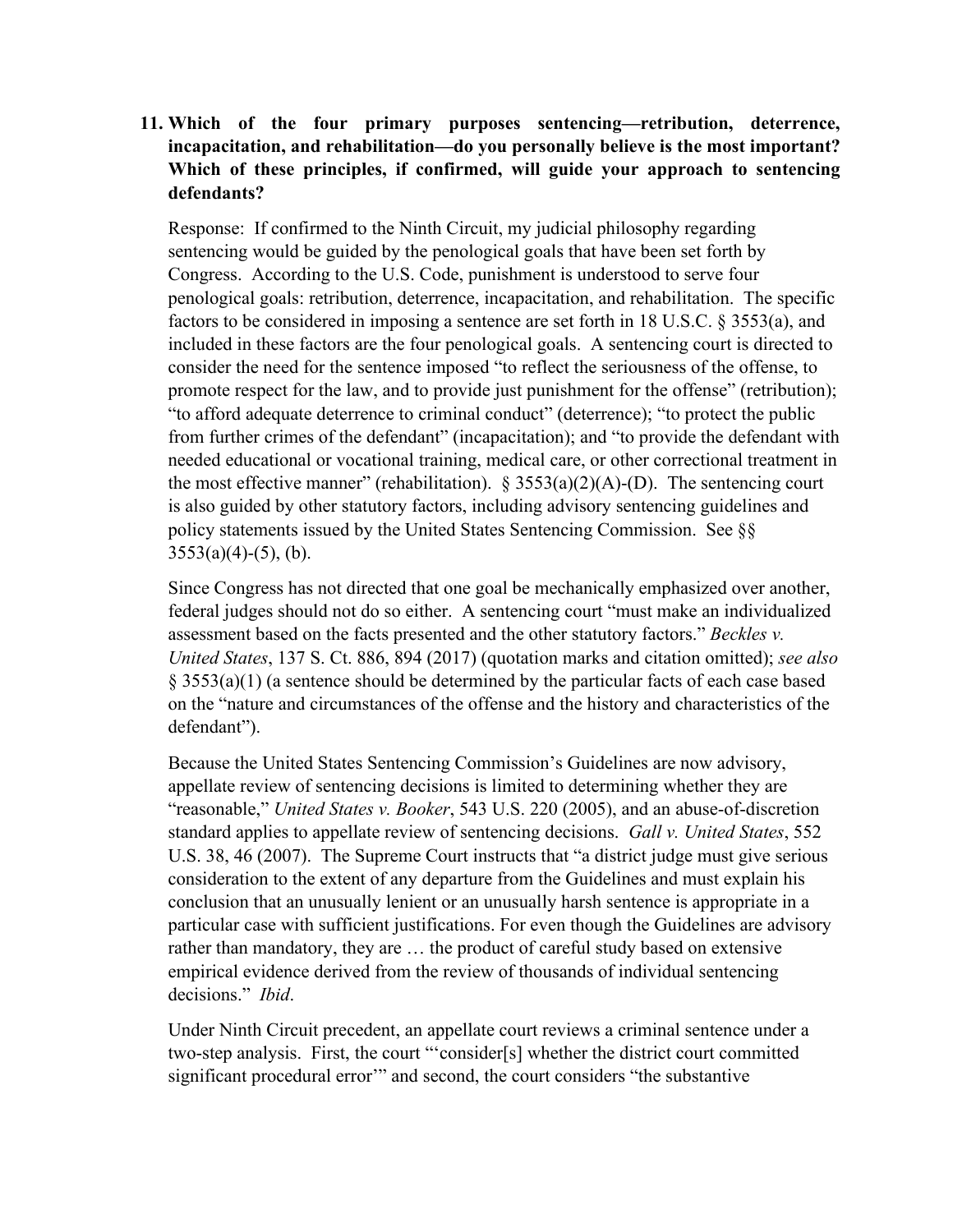11. **Which of the four primary purposes sentencing—retribution, deterrence, incapacitation, and rehabilitation—do you personally believe is the most important? Which of these principles, if confirmed, will guide your approach to sentencing defendants?**

 Response: If confirmed to the Ninth Circuit, my judicial philosophy regarding sentencing would be guided by the penological goals that have been set forth by Congress. According to the U.S. Code, punishment is understood to serve four penological goals: retribution, deterrence, incapacitation, and rehabilitation. The specific factors to be considered in imposing a sentence are set forth in 18 U.S.C. § 3553(a), and included in these factors are the four penological goals. A sentencing court is directed to consider the need for the sentence imposed "to reflect the seriousness of the offense, to promote respect for the law, and to provide just punishment for the offense" (retribution); "to afford adequate deterrence to criminal conduct" (deterrence); "to protect the public from further crimes of the defendant" (incapacitation); and "to provide the defendant with needed educational or vocational training, medical care, or other correctional treatment in the most effective manner" (rehabilitation). § 3553(a)(2)(A)-(D). The sentencing court is also guided by other statutory factors, including advisory sentencing guidelines and policy statements issued by the United States Sentencing Commission. See §§ 3553(a)(4)-(5), (b).

 Since Congress has not directed that one goal be mechanically emphasized over another, federal judges should not do so either. A sentencing court "must make an individualized assessment based on the facts presented and the other statutory factors." *Beckles v. United States*, 137 S. Ct. 886, 894 (2017) (quotation marks and citation omitted); *see also* § 3553(a)(1) (a sentence should be determined by the particular facts of each case based on the "nature and circumstances of the offense and the history and characteristics of the defendant").

 Because the United States Sentencing Commission's Guidelines are now advisory, appellate review of sentencing decisions is limited to determining whether they are "reasonable," *United States v. Booker*, 543 U.S. 220 (2005), and an abuse-of-discretion standard applies to appellate review of sentencing decisions. *Gall v. United States*, 552 U.S. 38, 46 (2007). The Supreme Court instructs that "a district judge must give serious consideration to the extent of any departure from the Guidelines and must explain his conclusion that an unusually lenient or an unusually harsh sentence is appropriate in a particular case with sufficient justifications. For even though the Guidelines are advisory rather than mandatory, they are … the product of careful study based on extensive empirical evidence derived from the review of thousands of individual sentencing decisions." *Ibid*.

 Under Ninth Circuit precedent, an appellate court reviews a criminal sentence under a two-step analysis. First, the court "'consider[s] whether the district court committed significant procedural error'" and second, the court considers "the substantive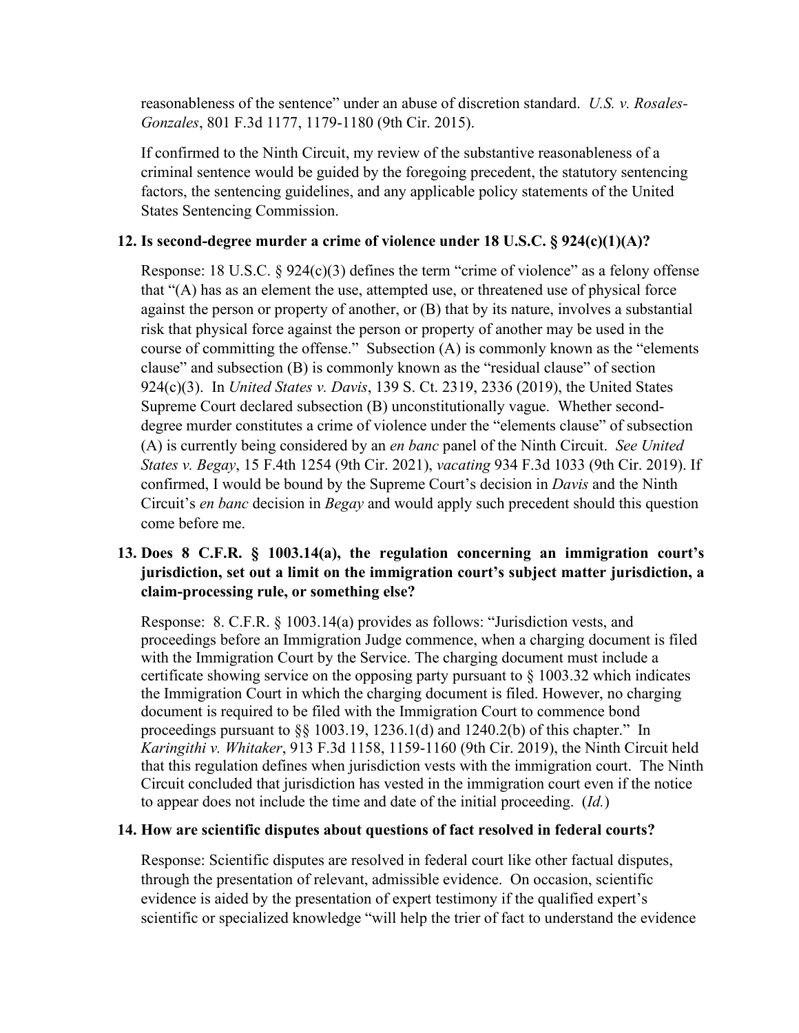reasonableness of the sentence" under an abuse of discretion standard. *U.S. v. Rosales-Gonzales*, 801 F.3d 1177, 1179-1180 (9th Cir. 2015).

If confirmed to the Ninth Circuit, my review of the substantive reasonableness of a criminal sentence would be guided by the foregoing precedent, the statutory sentencing factors, the sentencing guidelines, and any applicable policy statements of the United States Sentencing Commission.

**12. Is second-degree murder a crime of violence under 18 U.S.C. § 924(c)(1)(A)?**

Response: 18 U.S.C. § 924(c)(3) defines the term "crime of violence" as a felony offense that "(A) has as an element the use, attempted use, or threatened use of physical force against the person or property of another, or (B) that by its nature, involves a substantial risk that physical force against the person or property of another may be used in the course of committing the offense." Subsection (A) is commonly known as the "elements clause" and subsection (B) is commonly known as the "residual clause" of section 924(c)(3). In *United States v. Davis*, 139 S. Ct. 2319, 2336 (2019), the United States Supreme Court declared subsection (B) unconstitutionally vague. Whether second-degree murder constitutes a crime of violence under the "elements clause" of subsection (A) is currently being considered by an *en banc* panel of the Ninth Circuit. *See United States v. Begay*, 15 F.4th 1254 (9th Cir. 2021), *vacating* 934 F.3d 1033 (9th Cir. 2019). If confirmed, I would be bound by the Supreme Court's decision in *Davis* and the Ninth Circuit's *en banc* decision in *Begay* and would apply such precedent should this question come before me.

**13. Does 8 C.F.R. § 1003.14(a), the regulation concerning an immigration court's jurisdiction, set out a limit on the immigration court's subject matter jurisdiction, a claim-processing rule, or something else?**

Response: 8. C.F.R. § 1003.14(a) provides as follows: "Jurisdiction vests, and proceedings before an Immigration Judge commence, when a charging document is filed with the Immigration Court by the Service. The charging document must include a certificate showing service on the opposing party pursuant to § 1003.32 which indicates the Immigration Court in which the charging document is filed. However, no charging document is required to be filed with the Immigration Court to commence bond proceedings pursuant to §§ 1003.19, 1236.1(d) and 1240.2(b) of this chapter." In *Karingithi v. Whitaker*, 913 F.3d 1158, 1159-1160 (9th Cir. 2019), the Ninth Circuit held that this regulation defines when jurisdiction vests with the immigration court. The Ninth Circuit concluded that jurisdiction has vested in the immigration court even if the notice to appear does not include the time and date of the initial proceeding. (*Id.*)

**14. How are scientific disputes about questions of fact resolved in federal courts?**

Response: Scientific disputes are resolved in federal court like other factual disputes, through the presentation of relevant, admissible evidence. On occasion, scientific evidence is aided by the presentation of expert testimony if the qualified expert's scientific or specialized knowledge "will help the trier of fact to understand the evidence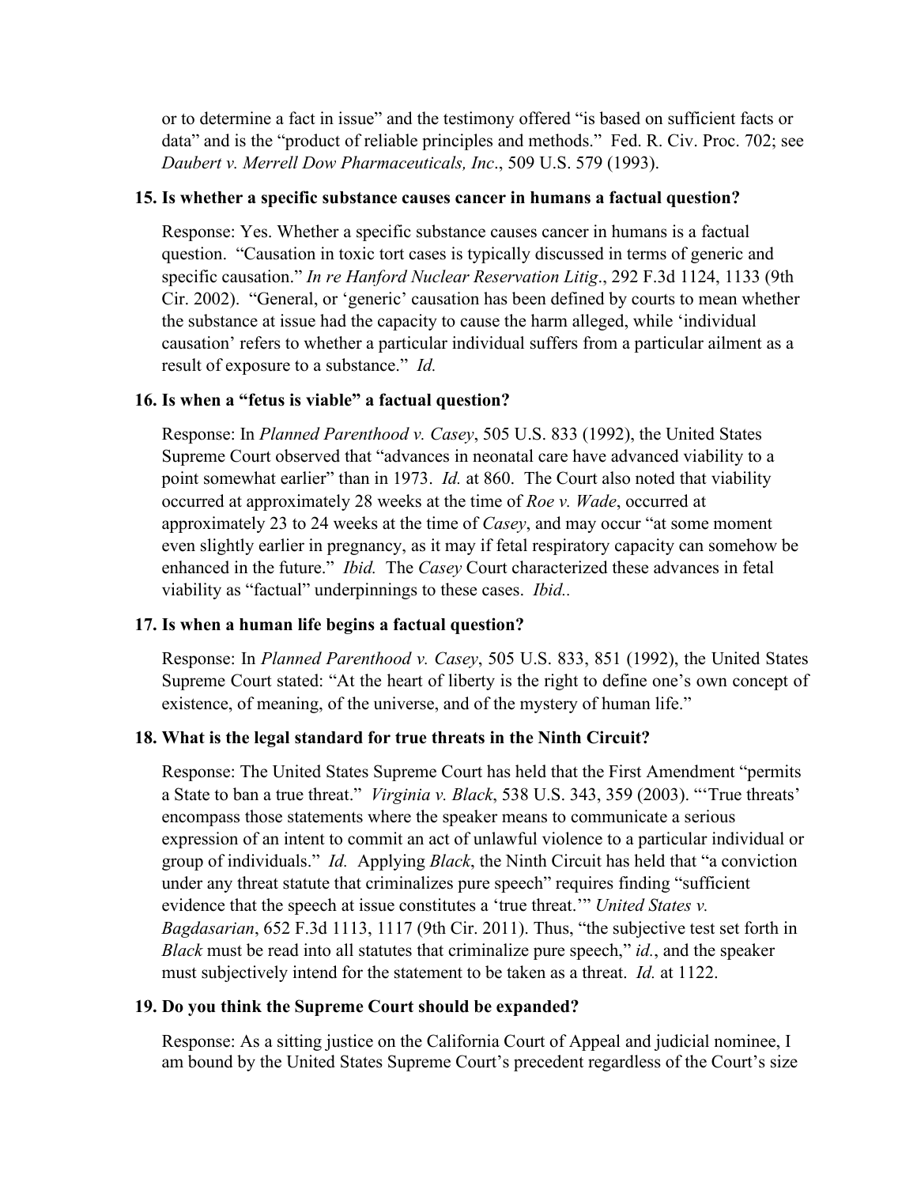or to determine a fact in issue" and the testimony offered "is based on sufficient facts or data" and is the "product of reliable principles and methods." Fed. R. Civ. Proc. 702; see *Daubert v. Merrell Dow Pharmaceuticals, Inc*., 509 U.S. 579 (1993).

**15. Is whether a specific substance causes cancer in humans a factual question?**

Response: Yes. Whether a specific substance causes cancer in humans is a factual question. "Causation in toxic tort cases is typically discussed in terms of generic and specific causation." *In re Hanford Nuclear Reservation Litig*., 292 F.3d 1124, 1133 (9th Cir. 2002). "General, or 'generic' causation has been defined by courts to mean whether the substance at issue had the capacity to cause the harm alleged, while 'individual causation' refers to whether a particular individual suffers from a particular ailment as a result of exposure to a substance." *Id.*

**16. Is when a "fetus is viable" a factual question?**

Response: In *Planned Parenthood v. Casey*, 505 U.S. 833 (1992), the United States Supreme Court observed that "advances in neonatal care have advanced viability to a point somewhat earlier" than in 1973. *Id.* at 860. The Court also noted that viability occurred at approximately 28 weeks at the time of *Roe v. Wade*, occurred at approximately 23 to 24 weeks at the time of *Casey*, and may occur "at some moment even slightly earlier in pregnancy, as it may if fetal respiratory capacity can somehow be enhanced in the future." *Ibid.* The *Casey* Court characterized these advances in fetal viability as "factual" underpinnings to these cases. *Ibid.*.

**17. Is when a human life begins a factual question?**

Response: In *Planned Parenthood v. Casey*, 505 U.S. 833, 851 (1992), the United States Supreme Court stated: "At the heart of liberty is the right to define one's own concept of existence, of meaning, of the universe, and of the mystery of human life."

**18. What is the legal standard for true threats in the Ninth Circuit?**

Response: The United States Supreme Court has held that the First Amendment "permits a State to ban a true threat." *Virginia v. Black*, 538 U.S. 343, 359 (2003). "'True threats' encompass those statements where the speaker means to communicate a serious expression of an intent to commit an act of unlawful violence to a particular individual or group of individuals." *Id.* Applying *Black*, the Ninth Circuit has held that "a conviction under any threat statute that criminalizes pure speech" requires finding "sufficient evidence that the speech at issue constitutes a 'true threat.'" *United States v. Bagdasarian*, 652 F.3d 1113, 1117 (9th Cir. 2011). Thus, "the subjective test set forth in *Black* must be read into all statutes that criminalize pure speech," *id.*, and the speaker must subjectively intend for the statement to be taken as a threat. *Id.* at 1122.

**19. Do you think the Supreme Court should be expanded?**

Response: As a sitting justice on the California Court of Appeal and judicial nominee, I am bound by the United States Supreme Court's precedent regardless of the Court's size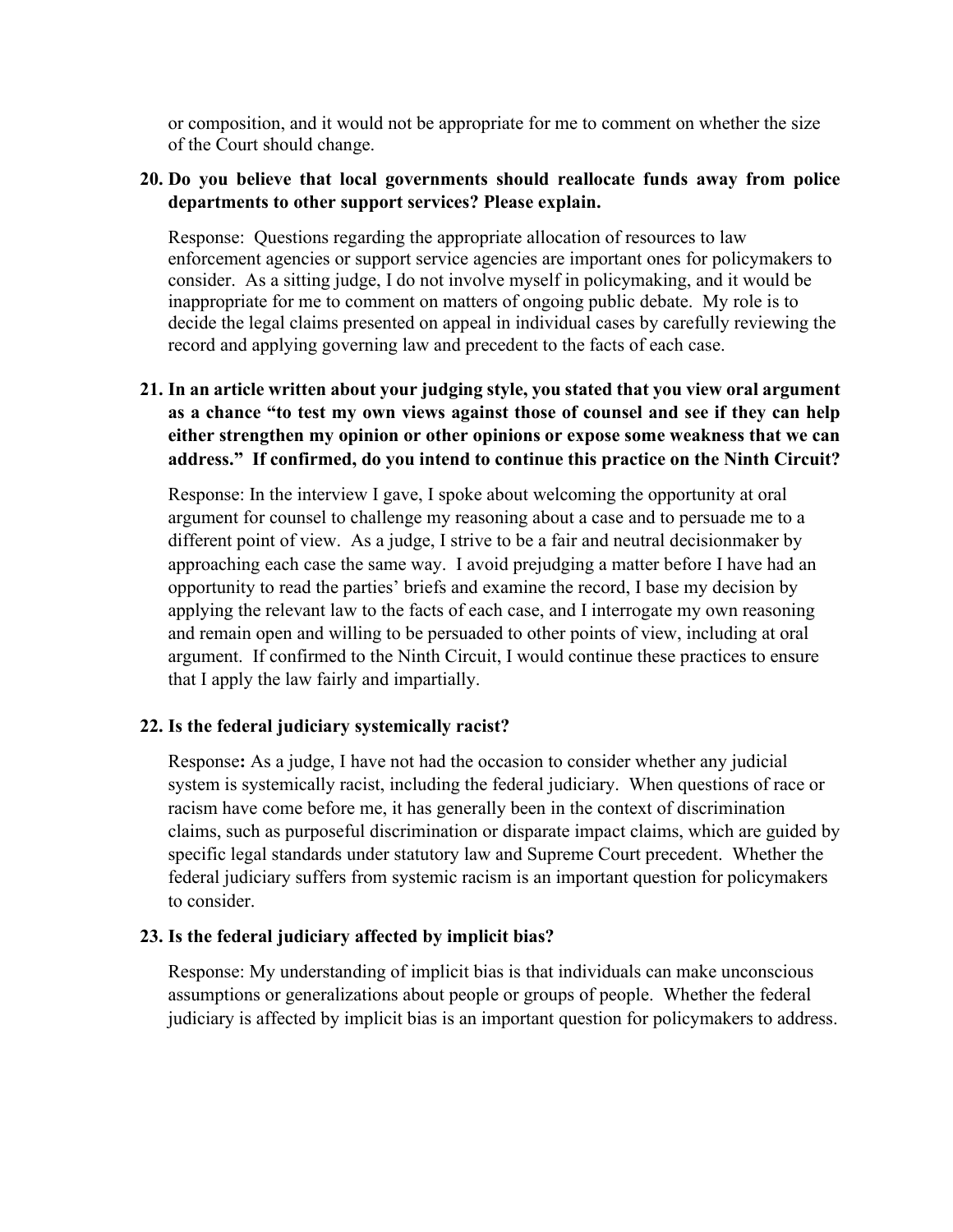or composition, and it would not be appropriate for me to comment on whether the size of the Court should change.

20. **Do you believe that local governments should reallocate funds away from police departments to other support services? Please explain.**

    Response: Questions regarding the appropriate allocation of resources to law enforcement agencies or support service agencies are important ones for policymakers to consider. As a sitting judge, I do not involve myself in policymaking, and it would be inappropriate for me to comment on matters of ongoing public debate. My role is to decide the legal claims presented on appeal in individual cases by carefully reviewing the record and applying governing law and precedent to the facts of each case.

21. **In an article written about your judging style, you stated that you view oral argument as a chance "to test my own views against those of counsel and see if they can help either strengthen my opinion or other opinions or expose some weakness that we can address." If confirmed, do you intend to continue this practice on the Ninth Circuit?**

    Response: In the interview I gave, I spoke about welcoming the opportunity at oral argument for counsel to challenge my reasoning about a case and to persuade me to a different point of view. As a judge, I strive to be a fair and neutral decisionmaker by approaching each case the same way. I avoid prejudging a matter before I have had an opportunity to read the parties' briefs and examine the record, I base my decision by applying the relevant law to the facts of each case, and I interrogate my own reasoning and remain open and willing to be persuaded to other points of view, including at oral argument. If confirmed to the Ninth Circuit, I would continue these practices to ensure that I apply the law fairly and impartially.

22. **Is the federal judiciary systemically racist?**

    Response**:** As a judge, I have not had the occasion to consider whether any judicial system is systemically racist, including the federal judiciary. When questions of race or racism have come before me, it has generally been in the context of discrimination claims, such as purposeful discrimination or disparate impact claims, which are guided by specific legal standards under statutory law and Supreme Court precedent. Whether the federal judiciary suffers from systemic racism is an important question for policymakers to consider.

23. **Is the federal judiciary affected by implicit bias?**

    Response: My understanding of implicit bias is that individuals can make unconscious assumptions or generalizations about people or groups of people. Whether the federal judiciary is affected by implicit bias is an important question for policymakers to address.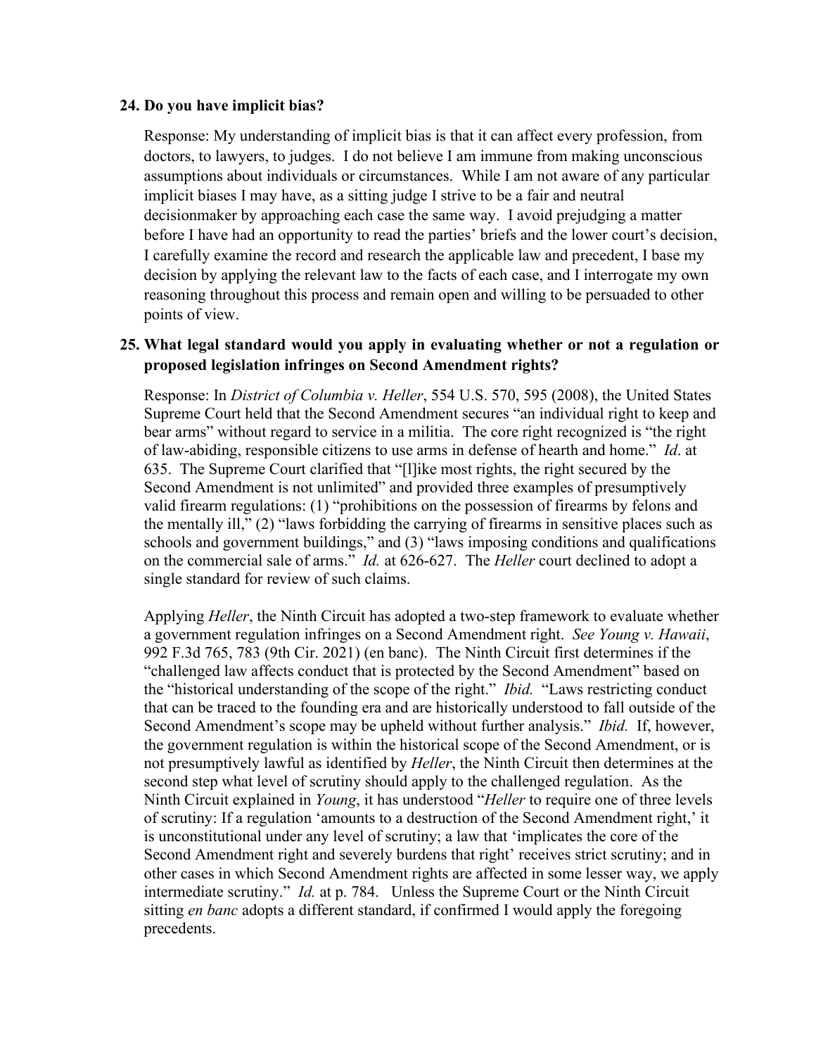**24. Do you have implicit bias?**

Response: My understanding of implicit bias is that it can affect every profession, from doctors, to lawyers, to judges. I do not believe I am immune from making unconscious assumptions about individuals or circumstances. While I am not aware of any particular implicit biases I may have, as a sitting judge I strive to be a fair and neutral decisionmaker by approaching each case the same way. I avoid prejudging a matter before I have had an opportunity to read the parties' briefs and the lower court's decision, I carefully examine the record and research the applicable law and precedent, I base my decision by applying the relevant law to the facts of each case, and I interrogate my own reasoning throughout this process and remain open and willing to be persuaded to other points of view.

**25. What legal standard would you apply in evaluating whether or not a regulation or proposed legislation infringes on Second Amendment rights?**

Response: In *District of Columbia v. Heller*, 554 U.S. 570, 595 (2008), the United States Supreme Court held that the Second Amendment secures "an individual right to keep and bear arms" without regard to service in a militia. The core right recognized is "the right of law-abiding, responsible citizens to use arms in defense of hearth and home." *Id*. at 635. The Supreme Court clarified that "[l]ike most rights, the right secured by the Second Amendment is not unlimited" and provided three examples of presumptively valid firearm regulations: (1) "prohibitions on the possession of firearms by felons and the mentally ill," (2) "laws forbidding the carrying of firearms in sensitive places such as schools and government buildings," and (3) "laws imposing conditions and qualifications on the commercial sale of arms." *Id.* at 626-627. The *Heller* court declined to adopt a single standard for review of such claims.

Applying *Heller*, the Ninth Circuit has adopted a two-step framework to evaluate whether a government regulation infringes on a Second Amendment right. *See Young v. Hawaii*, 992 F.3d 765, 783 (9th Cir. 2021) (en banc). The Ninth Circuit first determines if the "challenged law affects conduct that is protected by the Second Amendment" based on the "historical understanding of the scope of the right." *Ibid.* "Laws restricting conduct that can be traced to the founding era and are historically understood to fall outside of the Second Amendment's scope may be upheld without further analysis." *Ibid.* If, however, the government regulation is within the historical scope of the Second Amendment, or is not presumptively lawful as identified by *Heller*, the Ninth Circuit then determines at the second step what level of scrutiny should apply to the challenged regulation. As the Ninth Circuit explained in *Young*, it has understood "*Heller* to require one of three levels of scrutiny: If a regulation 'amounts to a destruction of the Second Amendment right,' it is unconstitutional under any level of scrutiny; a law that 'implicates the core of the Second Amendment right and severely burdens that right' receives strict scrutiny; and in other cases in which Second Amendment rights are affected in some lesser way, we apply intermediate scrutiny." *Id.* at p. 784. Unless the Supreme Court or the Ninth Circuit sitting *en banc* adopts a different standard, if confirmed I would apply the foregoing precedents.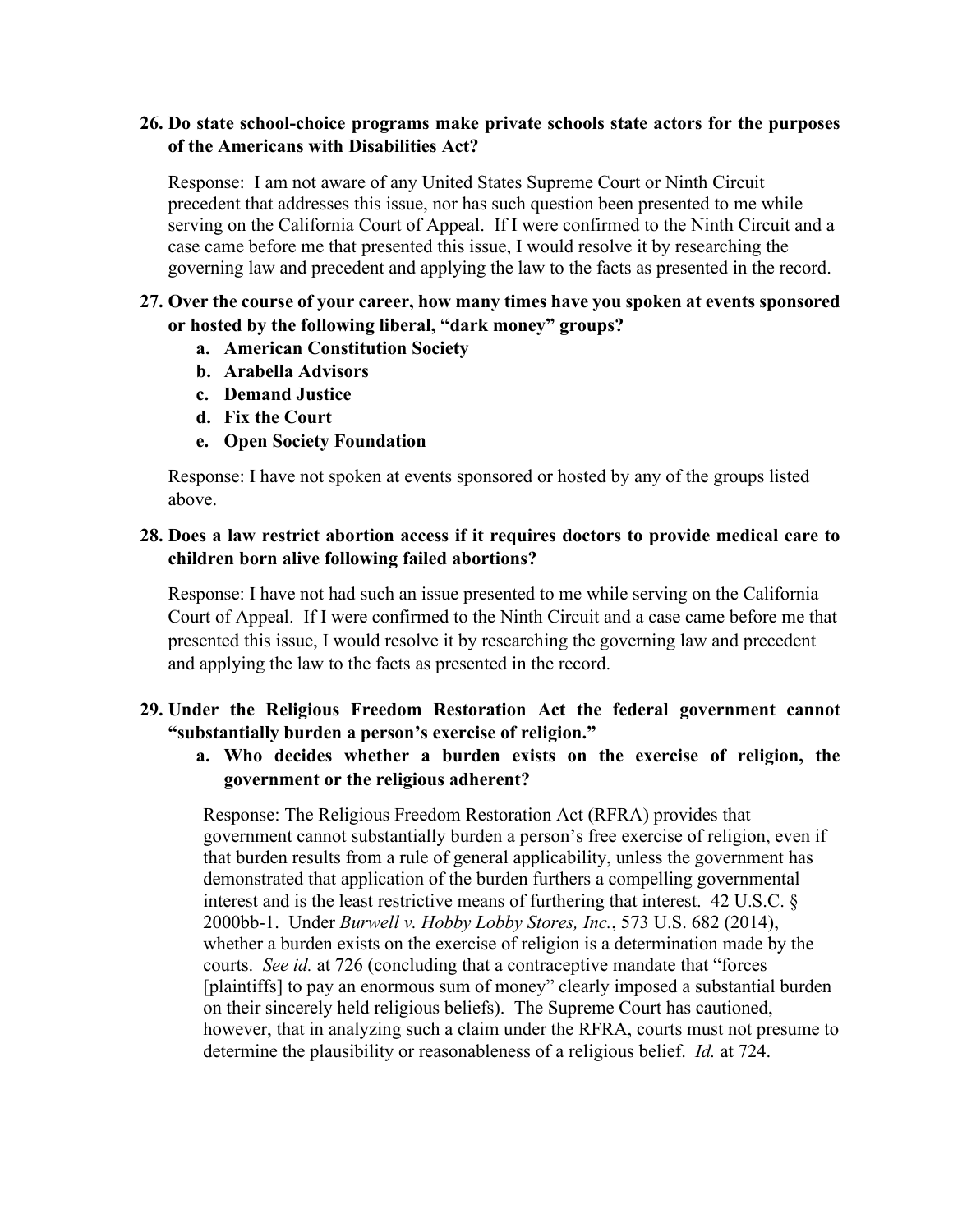**26. Do state school-choice programs make private schools state actors for the purposes of the Americans with Disabilities Act?**

Response: I am not aware of any United States Supreme Court or Ninth Circuit precedent that addresses this issue, nor has such question been presented to me while serving on the California Court of Appeal. If I were confirmed to the Ninth Circuit and a case came before me that presented this issue, I would resolve it by researching the governing law and precedent and applying the law to the facts as presented in the record.

**27. Over the course of your career, how many times have you spoken at events sponsored or hosted by the following liberal, "dark money" groups?**

**a. American Constitution Society**
**b. Arabella Advisors**
**c. Demand Justice**
**d. Fix the Court**
**e. Open Society Foundation**

Response: I have not spoken at events sponsored or hosted by any of the groups listed above.

**28. Does a law restrict abortion access if it requires doctors to provide medical care to children born alive following failed abortions?**

Response: I have not had such an issue presented to me while serving on the California Court of Appeal. If I were confirmed to the Ninth Circuit and a case came before me that presented this issue, I would resolve it by researching the governing law and precedent and applying the law to the facts as presented in the record.

**29. Under the Religious Freedom Restoration Act the federal government cannot "substantially burden a person's exercise of religion."**

**a. Who decides whether a burden exists on the exercise of religion, the government or the religious adherent?**

Response: The Religious Freedom Restoration Act (RFRA) provides that government cannot substantially burden a person's free exercise of religion, even if that burden results from a rule of general applicability, unless the government has demonstrated that application of the burden furthers a compelling governmental interest and is the least restrictive means of furthering that interest. 42 U.S.C. § 2000bb-1. Under *Burwell v. Hobby Lobby Stores, Inc.*, 573 U.S. 682 (2014), whether a burden exists on the exercise of religion is a determination made by the courts. *See id.* at 726 (concluding that a contraceptive mandate that "forces [plaintiffs] to pay an enormous sum of money" clearly imposed a substantial burden on their sincerely held religious beliefs). The Supreme Court has cautioned, however, that in analyzing such a claim under the RFRA, courts must not presume to determine the plausibility or reasonableness of a religious belief. *Id.* at 724.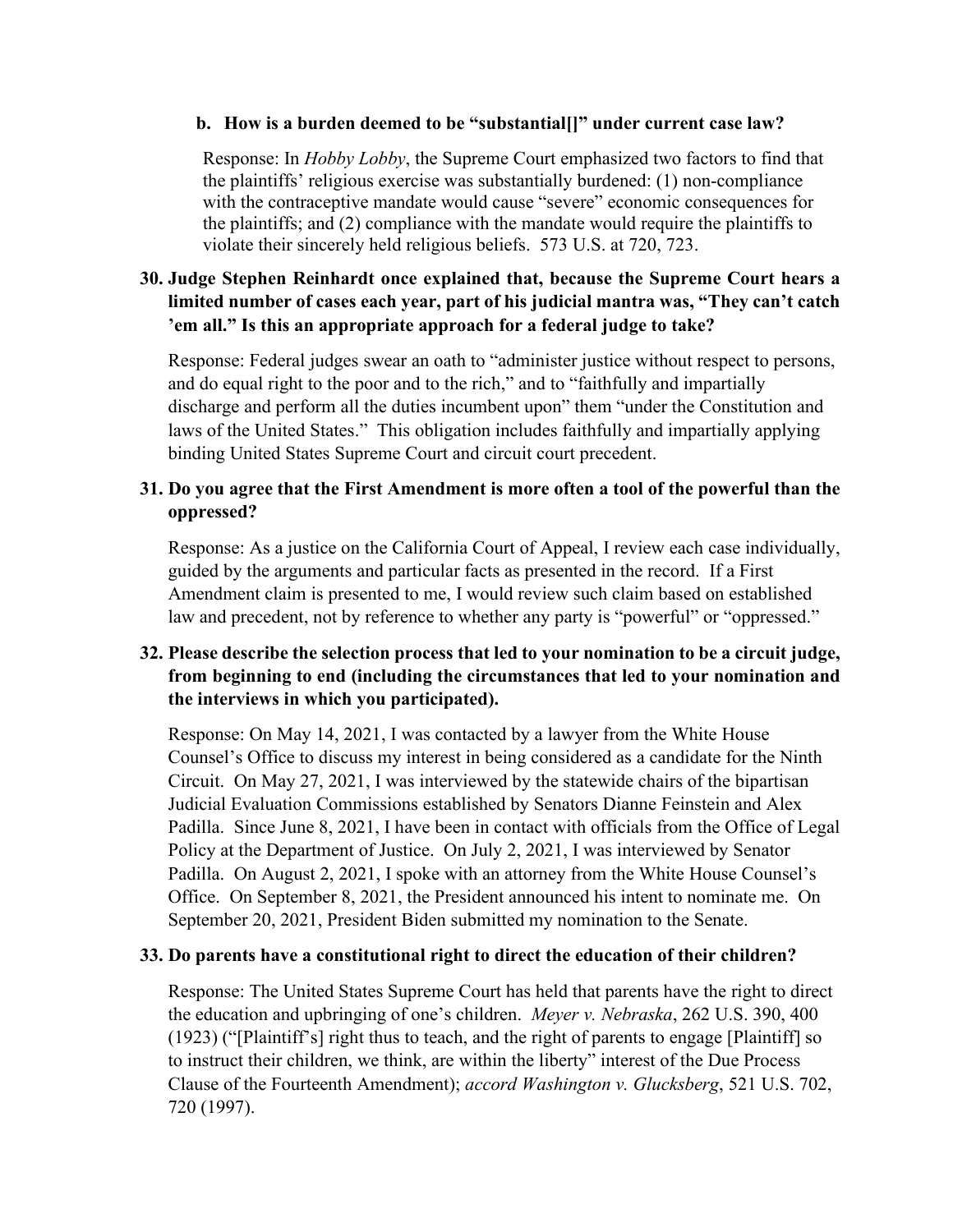**b. How is a burden deemed to be "substantial[]" under current case law?**

Response: In *Hobby Lobby*, the Supreme Court emphasized two factors to find that the plaintiffs' religious exercise was substantially burdened: (1) non-compliance with the contraceptive mandate would cause "severe" economic consequences for the plaintiffs; and (2) compliance with the mandate would require the plaintiffs to violate their sincerely held religious beliefs. 573 U.S. at 720, 723.

**30. Judge Stephen Reinhardt once explained that, because the Supreme Court hears a limited number of cases each year, part of his judicial mantra was, "They can't catch 'em all." Is this an appropriate approach for a federal judge to take?**

Response: Federal judges swear an oath to "administer justice without respect to persons, and do equal right to the poor and to the rich," and to "faithfully and impartially discharge and perform all the duties incumbent upon" them "under the Constitution and laws of the United States." This obligation includes faithfully and impartially applying binding United States Supreme Court and circuit court precedent.

**31. Do you agree that the First Amendment is more often a tool of the powerful than the oppressed?**

Response: As a justice on the California Court of Appeal, I review each case individually, guided by the arguments and particular facts as presented in the record. If a First Amendment claim is presented to me, I would review such claim based on established law and precedent, not by reference to whether any party is "powerful" or "oppressed."

**32. Please describe the selection process that led to your nomination to be a circuit judge, from beginning to end (including the circumstances that led to your nomination and the interviews in which you participated).**

Response: On May 14, 2021, I was contacted by a lawyer from the White House Counsel's Office to discuss my interest in being considered as a candidate for the Ninth Circuit. On May 27, 2021, I was interviewed by the statewide chairs of the bipartisan Judicial Evaluation Commissions established by Senators Dianne Feinstein and Alex Padilla. Since June 8, 2021, I have been in contact with officials from the Office of Legal Policy at the Department of Justice. On July 2, 2021, I was interviewed by Senator Padilla. On August 2, 2021, I spoke with an attorney from the White House Counsel's Office. On September 8, 2021, the President announced his intent to nominate me. On September 20, 2021, President Biden submitted my nomination to the Senate.

**33. Do parents have a constitutional right to direct the education of their children?**

Response: The United States Supreme Court has held that parents have the right to direct the education and upbringing of one's children. *Meyer v. Nebraska*, 262 U.S. 390, 400 (1923) ("[Plaintiff's] right thus to teach, and the right of parents to engage [Plaintiff] so to instruct their children, we think, are within the liberty" interest of the Due Process Clause of the Fourteenth Amendment); *accord Washington v. Glucksberg*, 521 U.S. 702, 720 (1997).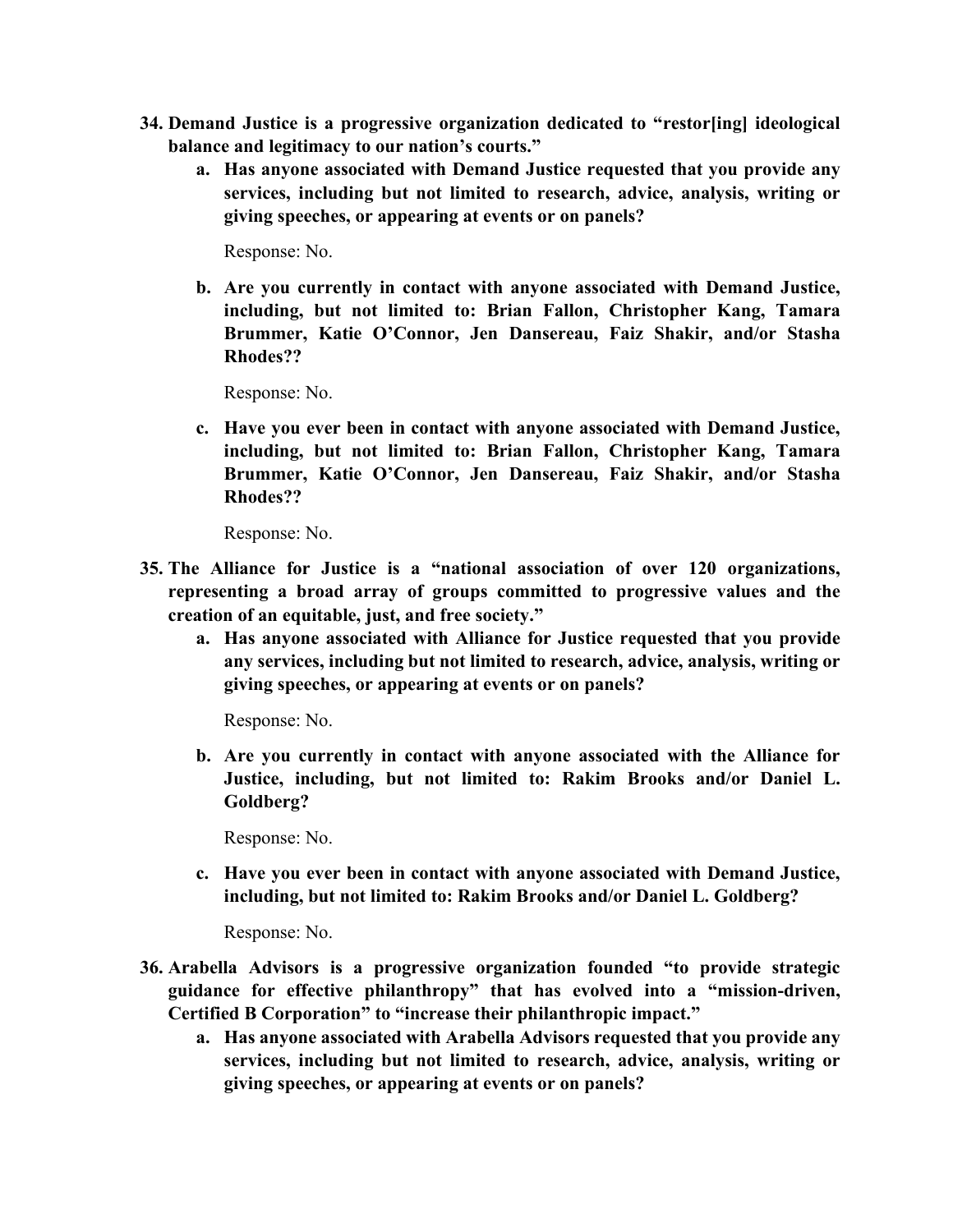34. **Demand Justice is a progressive organization dedicated to "restor[ing] ideological balance and legitimacy to our nation's courts."**

    a. **Has anyone associated with Demand Justice requested that you provide any services, including but not limited to research, advice, analysis, writing or giving speeches, or appearing at events or on panels?**

    Response: No.

    b. **Are you currently in contact with anyone associated with Demand Justice, including, but not limited to: Brian Fallon, Christopher Kang, Tamara Brummer, Katie O'Connor, Jen Dansereau, Faiz Shakir, and/or Stasha Rhodes??**

    Response: No.

    c. **Have you ever been in contact with anyone associated with Demand Justice, including, but not limited to: Brian Fallon, Christopher Kang, Tamara Brummer, Katie O'Connor, Jen Dansereau, Faiz Shakir, and/or Stasha Rhodes??**

    Response: No.

35. **The Alliance for Justice is a "national association of over 120 organizations, representing a broad array of groups committed to progressive values and the creation of an equitable, just, and free society."**

    a. **Has anyone associated with Alliance for Justice requested that you provide any services, including but not limited to research, advice, analysis, writing or giving speeches, or appearing at events or on panels?**

    Response: No.

    b. **Are you currently in contact with anyone associated with the Alliance for Justice, including, but not limited to: Rakim Brooks and/or Daniel L. Goldberg?**

    Response: No.

    c. **Have you ever been in contact with anyone associated with Demand Justice, including, but not limited to: Rakim Brooks and/or Daniel L. Goldberg?**

    Response: No.

36. **Arabella Advisors is a progressive organization founded "to provide strategic guidance for effective philanthropy" that has evolved into a "mission-driven, Certified B Corporation" to "increase their philanthropic impact."**

    a. **Has anyone associated with Arabella Advisors requested that you provide any services, including but not limited to research, advice, analysis, writing or giving speeches, or appearing at events or on panels?**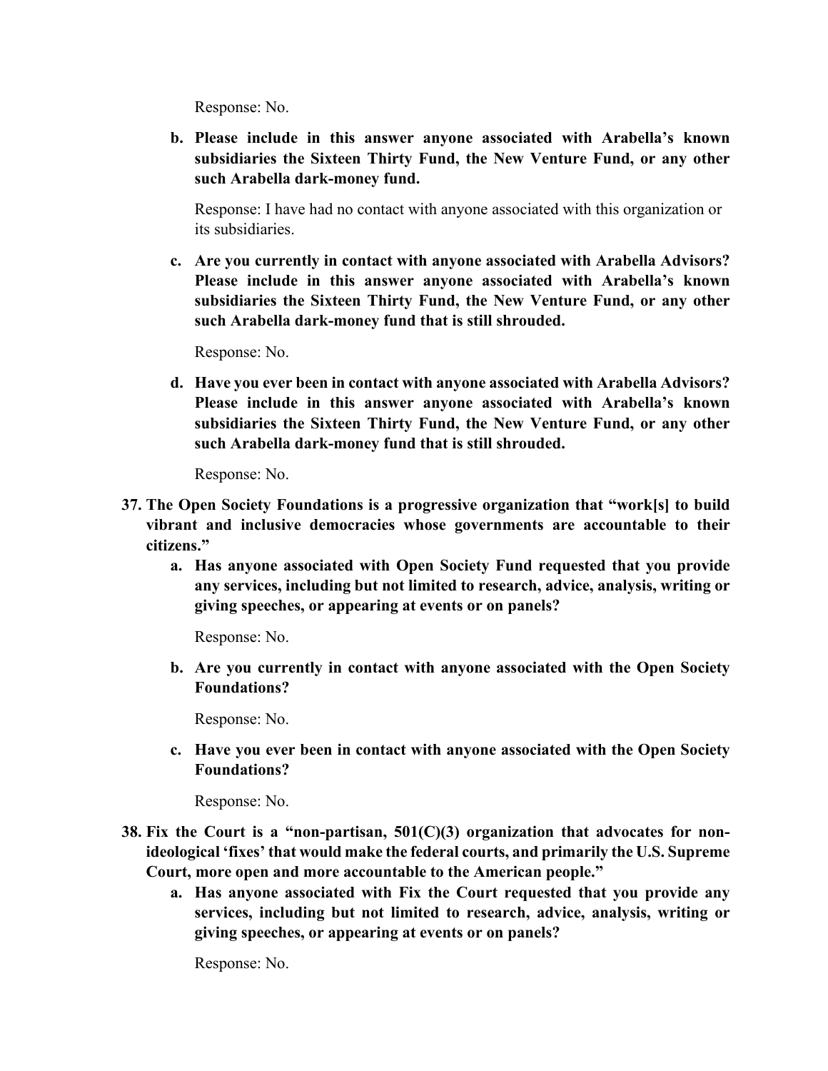Response: No.

**b. Please include in this answer anyone associated with Arabella's known subsidiaries the Sixteen Thirty Fund, the New Venture Fund, or any other such Arabella dark-money fund.**

Response: I have had no contact with anyone associated with this organization or its subsidiaries.

**c. Are you currently in contact with anyone associated with Arabella Advisors? Please include in this answer anyone associated with Arabella's known subsidiaries the Sixteen Thirty Fund, the New Venture Fund, or any other such Arabella dark-money fund that is still shrouded.**

Response: No.

**d. Have you ever been in contact with anyone associated with Arabella Advisors? Please include in this answer anyone associated with Arabella's known subsidiaries the Sixteen Thirty Fund, the New Venture Fund, or any other such Arabella dark-money fund that is still shrouded.**

Response: No.

**37. The Open Society Foundations is a progressive organization that "work[s] to build vibrant and inclusive democracies whose governments are accountable to their citizens."**

**a. Has anyone associated with Open Society Fund requested that you provide any services, including but not limited to research, advice, analysis, writing or giving speeches, or appearing at events or on panels?**

Response: No.

**b. Are you currently in contact with anyone associated with the Open Society Foundations?**

Response: No.

**c. Have you ever been in contact with anyone associated with the Open Society Foundations?**

Response: No.

**38. Fix the Court is a "non-partisan, 501(C)(3) organization that advocates for non-ideological 'fixes' that would make the federal courts, and primarily the U.S. Supreme Court, more open and more accountable to the American people."**

**a. Has anyone associated with Fix the Court requested that you provide any services, including but not limited to research, advice, analysis, writing or giving speeches, or appearing at events or on panels?**

Response: No.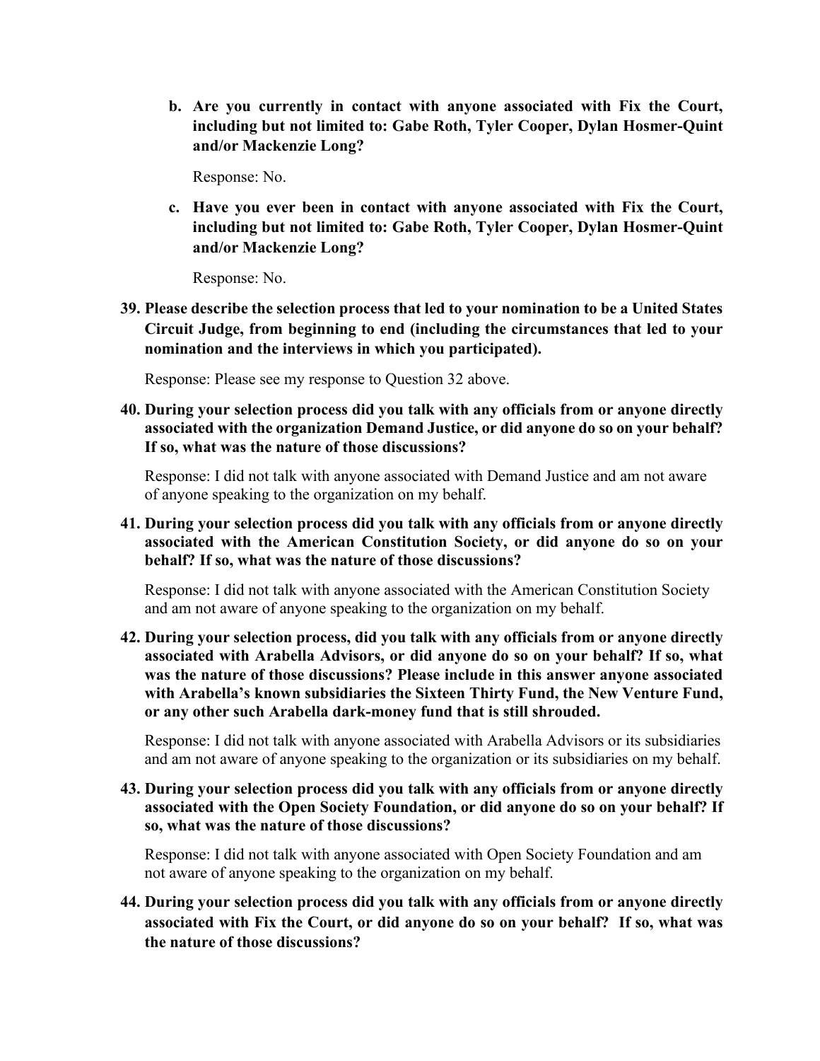b. **Are you currently in contact with anyone associated with Fix the Court, including but not limited to: Gabe Roth, Tyler Cooper, Dylan Hosmer-Quint and/or Mackenzie Long?**

   Response: No.

c. **Have you ever been in contact with anyone associated with Fix the Court, including but not limited to: Gabe Roth, Tyler Cooper, Dylan Hosmer-Quint and/or Mackenzie Long?**

   Response: No.

39. **Please describe the selection process that led to your nomination to be a United States Circuit Judge, from beginning to end (including the circumstances that led to your nomination and the interviews in which you participated).**

    Response: Please see my response to Question 32 above.

40. **During your selection process did you talk with any officials from or anyone directly associated with the organization Demand Justice, or did anyone do so on your behalf? If so, what was the nature of those discussions?**

    Response: I did not talk with anyone associated with Demand Justice and am not aware of anyone speaking to the organization on my behalf.

41. **During your selection process did you talk with any officials from or anyone directly associated with the American Constitution Society, or did anyone do so on your behalf? If so, what was the nature of those discussions?**

    Response: I did not talk with anyone associated with the American Constitution Society and am not aware of anyone speaking to the organization on my behalf.

42. **During your selection process, did you talk with any officials from or anyone directly associated with Arabella Advisors, or did anyone do so on your behalf? If so, what was the nature of those discussions? Please include in this answer anyone associated with Arabella's known subsidiaries the Sixteen Thirty Fund, the New Venture Fund, or any other such Arabella dark-money fund that is still shrouded.**

    Response: I did not talk with anyone associated with Arabella Advisors or its subsidiaries and am not aware of anyone speaking to the organization or its subsidiaries on my behalf.

43. **During your selection process did you talk with any officials from or anyone directly associated with the Open Society Foundation, or did anyone do so on your behalf? If so, what was the nature of those discussions?**

    Response: I did not talk with anyone associated with Open Society Foundation and am not aware of anyone speaking to the organization on my behalf.

44. **During your selection process did you talk with any officials from or anyone directly associated with Fix the Court, or did anyone do so on your behalf? If so, what was the nature of those discussions?**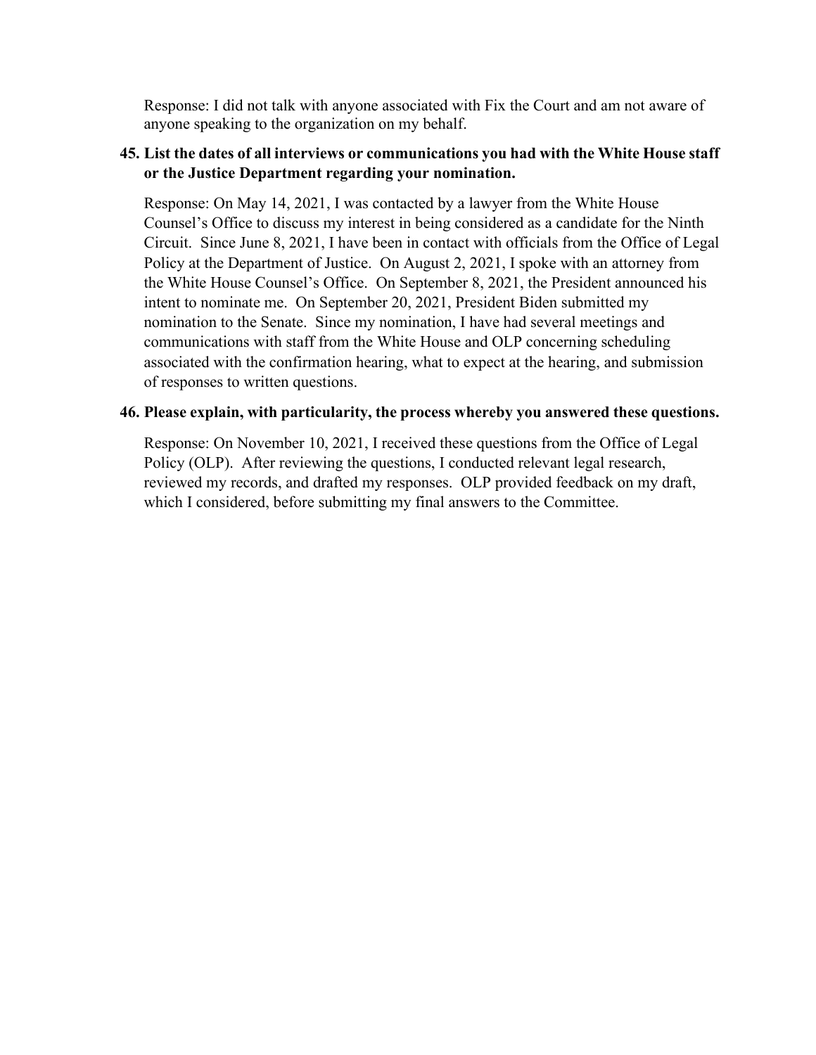Response: I did not talk with anyone associated with Fix the Court and am not aware of anyone speaking to the organization on my behalf.

**45. List the dates of all interviews or communications you had with the White House staff or the Justice Department regarding your nomination.**

Response: On May 14, 2021, I was contacted by a lawyer from the White House Counsel's Office to discuss my interest in being considered as a candidate for the Ninth Circuit. Since June 8, 2021, I have been in contact with officials from the Office of Legal Policy at the Department of Justice. On August 2, 2021, I spoke with an attorney from the White House Counsel's Office. On September 8, 2021, the President announced his intent to nominate me. On September 20, 2021, President Biden submitted my nomination to the Senate. Since my nomination, I have had several meetings and communications with staff from the White House and OLP concerning scheduling associated with the confirmation hearing, what to expect at the hearing, and submission of responses to written questions.

**46. Please explain, with particularity, the process whereby you answered these questions.**

Response: On November 10, 2021, I received these questions from the Office of Legal Policy (OLP). After reviewing the questions, I conducted relevant legal research, reviewed my records, and drafted my responses. OLP provided feedback on my draft, which I considered, before submitting my final answers to the Committee.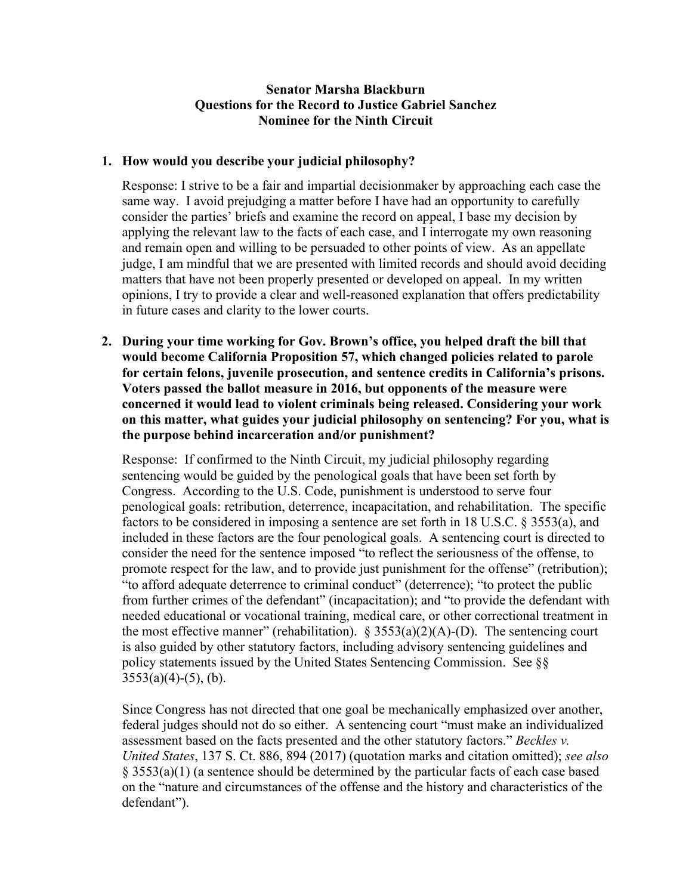**Senator Marsha Blackburn**
**Questions for the Record to Justice Gabriel Sanchez**
**Nominee for the Ninth Circuit**

1. **How would you describe your judicial philosophy?**

   Response: I strive to be a fair and impartial decisionmaker by approaching each case the same way. I avoid prejudging a matter before I have had an opportunity to carefully consider the parties' briefs and examine the record on appeal, I base my decision by applying the relevant law to the facts of each case, and I interrogate my own reasoning and remain open and willing to be persuaded to other points of view. As an appellate judge, I am mindful that we are presented with limited records and should avoid deciding matters that have not been properly presented or developed on appeal. In my written opinions, I try to provide a clear and well-reasoned explanation that offers predictability in future cases and clarity to the lower courts.

2. **During your time working for Gov. Brown's office, you helped draft the bill that would become California Proposition 57, which changed policies related to parole for certain felons, juvenile prosecution, and sentence credits in California's prisons. Voters passed the ballot measure in 2016, but opponents of the measure were concerned it would lead to violent criminals being released. Considering your work on this matter, what guides your judicial philosophy on sentencing? For you, what is the purpose behind incarceration and/or punishment?**

   Response: If confirmed to the Ninth Circuit, my judicial philosophy regarding sentencing would be guided by the penological goals that have been set forth by Congress. According to the U.S. Code, punishment is understood to serve four penological goals: retribution, deterrence, incapacitation, and rehabilitation. The specific factors to be considered in imposing a sentence are set forth in 18 U.S.C. § 3553(a), and included in these factors are the four penological goals. A sentencing court is directed to consider the need for the sentence imposed "to reflect the seriousness of the offense, to promote respect for the law, and to provide just punishment for the offense" (retribution); "to afford adequate deterrence to criminal conduct" (deterrence); "to protect the public from further crimes of the defendant" (incapacitation); and "to provide the defendant with needed educational or vocational training, medical care, or other correctional treatment in the most effective manner" (rehabilitation). § 3553(a)(2)(A)-(D). The sentencing court is also guided by other statutory factors, including advisory sentencing guidelines and policy statements issued by the United States Sentencing Commission. See §§ 3553(a)(4)-(5), (b).

   Since Congress has not directed that one goal be mechanically emphasized over another, federal judges should not do so either. A sentencing court "must make an individualized assessment based on the facts presented and the other statutory factors." *Beckles v. United States*, 137 S. Ct. 886, 894 (2017) (quotation marks and citation omitted); *see also* § 3553(a)(1) (a sentence should be determined by the particular facts of each case based on the "nature and circumstances of the offense and the history and characteristics of the defendant").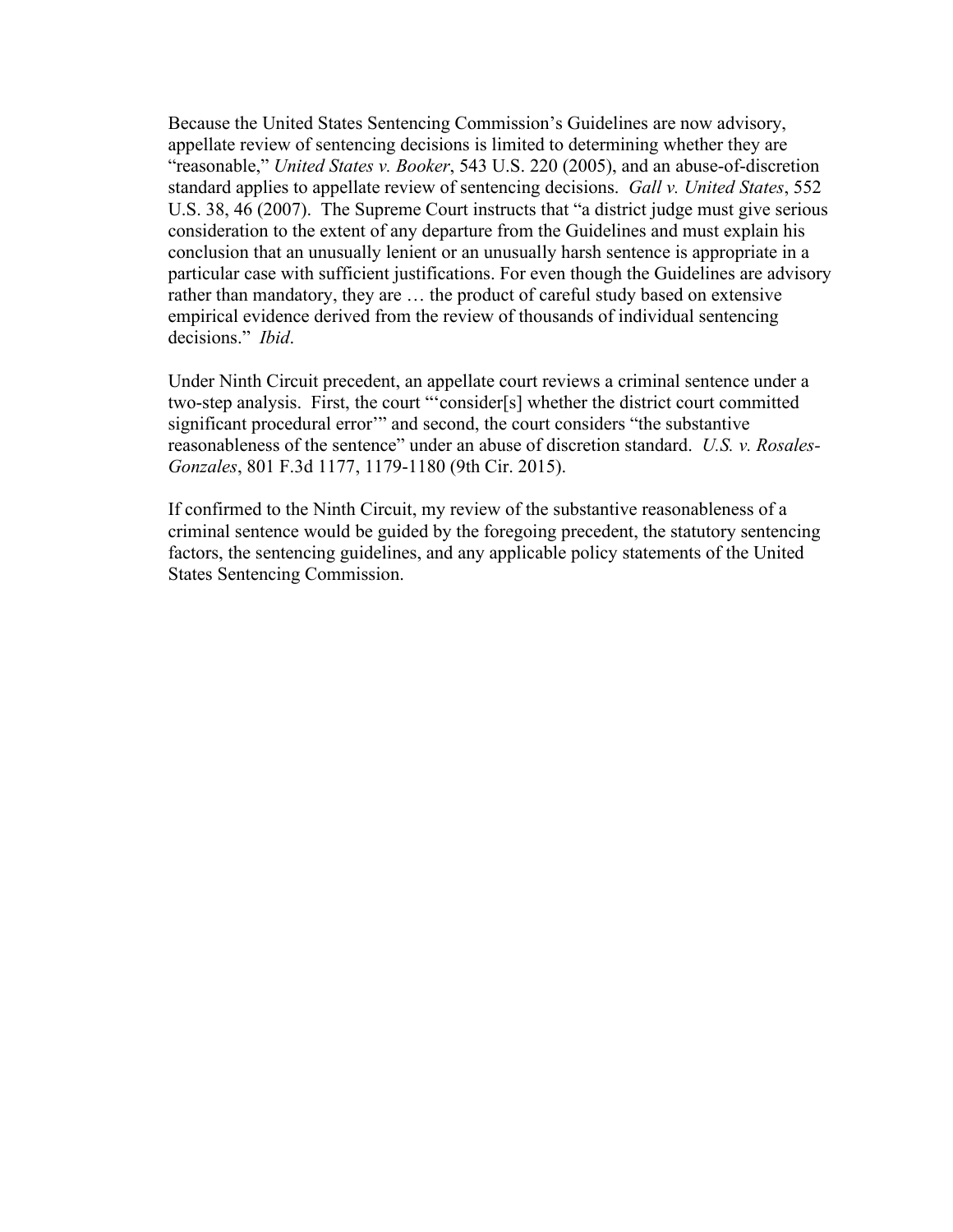Because the United States Sentencing Commission's Guidelines are now advisory, appellate review of sentencing decisions is limited to determining whether they are "reasonable," *United States v. Booker*, 543 U.S. 220 (2005), and an abuse-of-discretion standard applies to appellate review of sentencing decisions. *Gall v. United States*, 552 U.S. 38, 46 (2007). The Supreme Court instructs that "a district judge must give serious consideration to the extent of any departure from the Guidelines and must explain his conclusion that an unusually lenient or an unusually harsh sentence is appropriate in a particular case with sufficient justifications. For even though the Guidelines are advisory rather than mandatory, they are … the product of careful study based on extensive empirical evidence derived from the review of thousands of individual sentencing decisions." *Ibid*.

Under Ninth Circuit precedent, an appellate court reviews a criminal sentence under a two-step analysis. First, the court "'consider[s] whether the district court committed significant procedural error'" and second, the court considers "the substantive reasonableness of the sentence" under an abuse of discretion standard. *U.S. v. Rosales-Gonzales*, 801 F.3d 1177, 1179-1180 (9th Cir. 2015).

If confirmed to the Ninth Circuit, my review of the substantive reasonableness of a criminal sentence would be guided by the foregoing precedent, the statutory sentencing factors, the sentencing guidelines, and any applicable policy statements of the United States Sentencing Commission.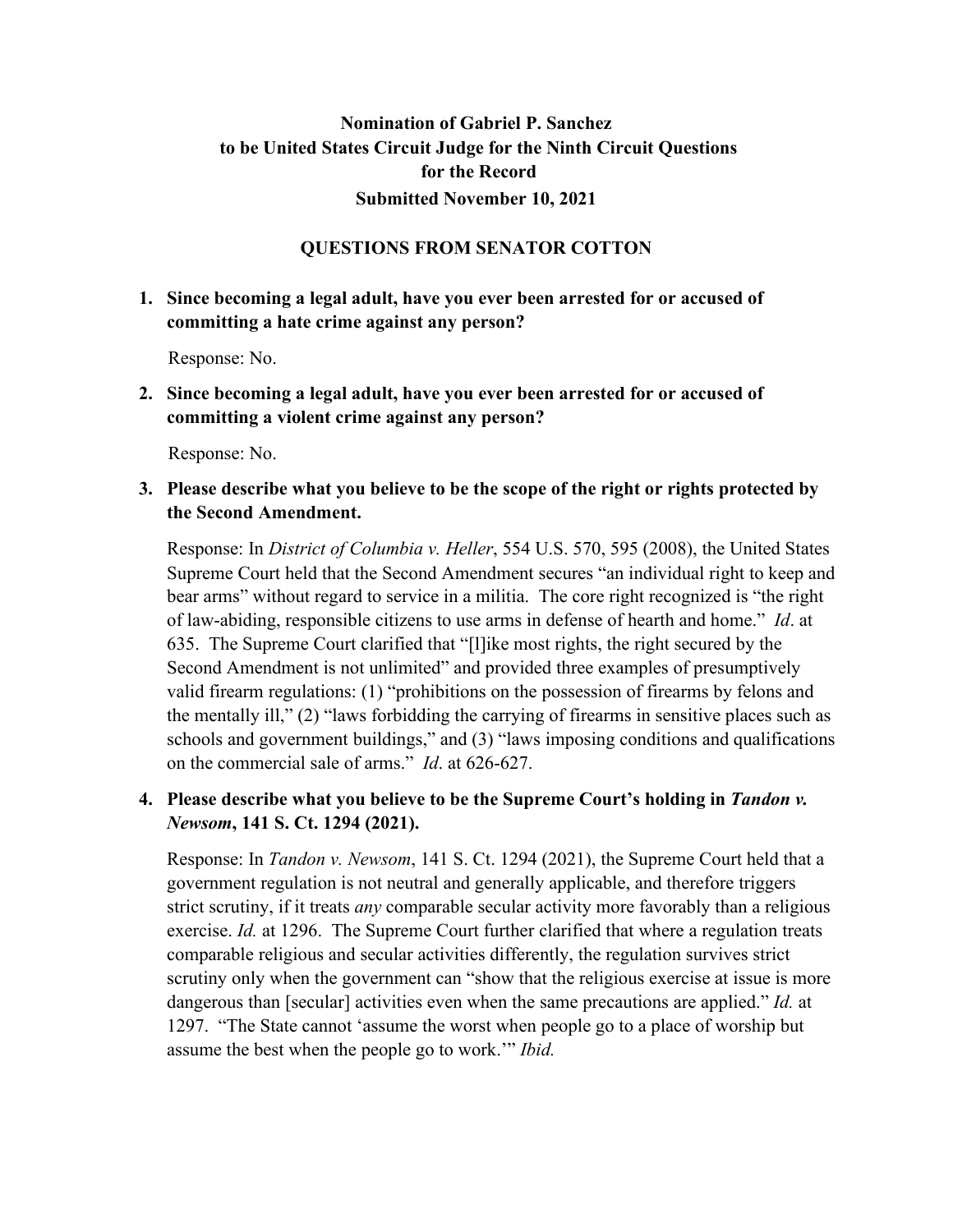**Nomination of Gabriel P. Sanchez to be United States Circuit Judge for the Ninth Circuit Questions for the Record**

**Submitted November 10, 2021**

**QUESTIONS FROM SENATOR COTTON**

1. **Since becoming a legal adult, have you ever been arrested for or accused of committing a hate crime against any person?**

   Response: No.

2. **Since becoming a legal adult, have you ever been arrested for or accused of committing a violent crime against any person?**

   Response: No.

3. **Please describe what you believe to be the scope of the right or rights protected by the Second Amendment.**

   Response: In *District of Columbia v. Heller*, 554 U.S. 570, 595 (2008), the United States Supreme Court held that the Second Amendment secures "an individual right to keep and bear arms" without regard to service in a militia. The core right recognized is "the right of law-abiding, responsible citizens to use arms in defense of hearth and home." *Id*. at 635. The Supreme Court clarified that "[l]ike most rights, the right secured by the Second Amendment is not unlimited" and provided three examples of presumptively valid firearm regulations: (1) "prohibitions on the possession of firearms by felons and the mentally ill," (2) "laws forbidding the carrying of firearms in sensitive places such as schools and government buildings," and (3) "laws imposing conditions and qualifications on the commercial sale of arms." *Id*. at 626-627.

4. **Please describe what you believe to be the Supreme Court's holding in *Tandon v. Newsom*, 141 S. Ct. 1294 (2021).**

   Response: In *Tandon v. Newsom*, 141 S. Ct. 1294 (2021), the Supreme Court held that a government regulation is not neutral and generally applicable, and therefore triggers strict scrutiny, if it treats *any* comparable secular activity more favorably than a religious exercise. *Id.* at 1296. The Supreme Court further clarified that where a regulation treats comparable religious and secular activities differently, the regulation survives strict scrutiny only when the government can "show that the religious exercise at issue is more dangerous than [secular] activities even when the same precautions are applied." *Id.* at 1297. "The State cannot 'assume the worst when people go to a place of worship but assume the best when the people go to work.'" *Ibid.*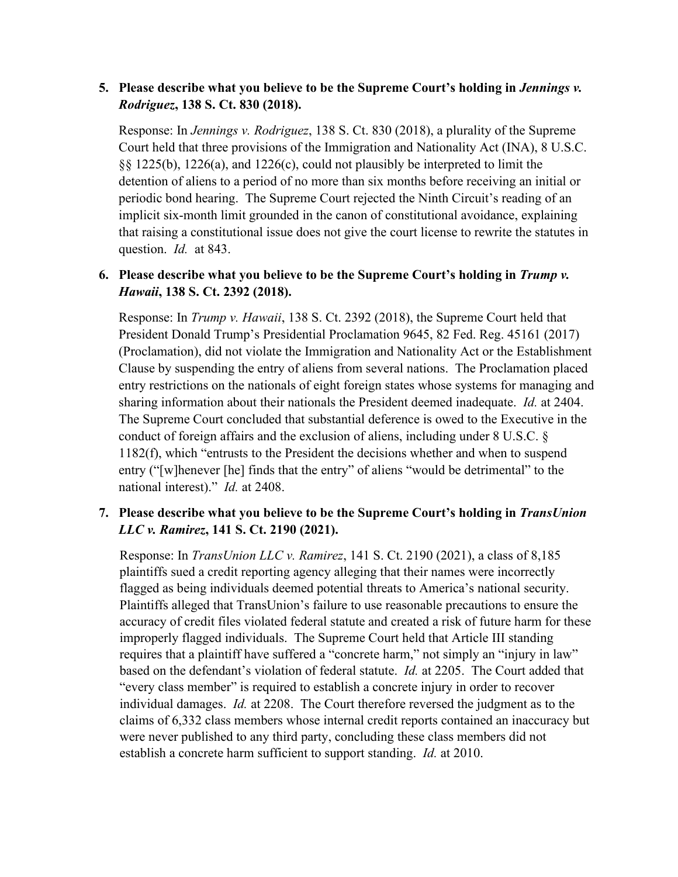**5. Please describe what you believe to be the Supreme Court's holding in *Jennings v. Rodriguez*, 138 S. Ct. 830 (2018).**

Response: In *Jennings v. Rodriguez*, 138 S. Ct. 830 (2018), a plurality of the Supreme Court held that three provisions of the Immigration and Nationality Act (INA), 8 U.S.C. §§ 1225(b), 1226(a), and 1226(c), could not plausibly be interpreted to limit the detention of aliens to a period of no more than six months before receiving an initial or periodic bond hearing. The Supreme Court rejected the Ninth Circuit's reading of an implicit six-month limit grounded in the canon of constitutional avoidance, explaining that raising a constitutional issue does not give the court license to rewrite the statutes in question. *Id.* at 843.

**6. Please describe what you believe to be the Supreme Court's holding in *Trump v. Hawaii*, 138 S. Ct. 2392 (2018).**

Response: In *Trump v. Hawaii*, 138 S. Ct. 2392 (2018), the Supreme Court held that President Donald Trump's Presidential Proclamation 9645, 82 Fed. Reg. 45161 (2017) (Proclamation), did not violate the Immigration and Nationality Act or the Establishment Clause by suspending the entry of aliens from several nations. The Proclamation placed entry restrictions on the nationals of eight foreign states whose systems for managing and sharing information about their nationals the President deemed inadequate. *Id.* at 2404. The Supreme Court concluded that substantial deference is owed to the Executive in the conduct of foreign affairs and the exclusion of aliens, including under 8 U.S.C. § 1182(f), which "entrusts to the President the decisions whether and when to suspend entry ("[w]henever [he] finds that the entry" of aliens "would be detrimental" to the national interest)." *Id.* at 2408.

**7. Please describe what you believe to be the Supreme Court's holding in *TransUnion LLC v. Ramirez*, 141 S. Ct. 2190 (2021).**

Response: In *TransUnion LLC v. Ramirez*, 141 S. Ct. 2190 (2021), a class of 8,185 plaintiffs sued a credit reporting agency alleging that their names were incorrectly flagged as being individuals deemed potential threats to America's national security. Plaintiffs alleged that TransUnion's failure to use reasonable precautions to ensure the accuracy of credit files violated federal statute and created a risk of future harm for these improperly flagged individuals. The Supreme Court held that Article III standing requires that a plaintiff have suffered a "concrete harm," not simply an "injury in law" based on the defendant's violation of federal statute. *Id.* at 2205. The Court added that "every class member" is required to establish a concrete injury in order to recover individual damages. *Id.* at 2208. The Court therefore reversed the judgment as to the claims of 6,332 class members whose internal credit reports contained an inaccuracy but were never published to any third party, concluding these class members did not establish a concrete harm sufficient to support standing. *Id.* at 2010.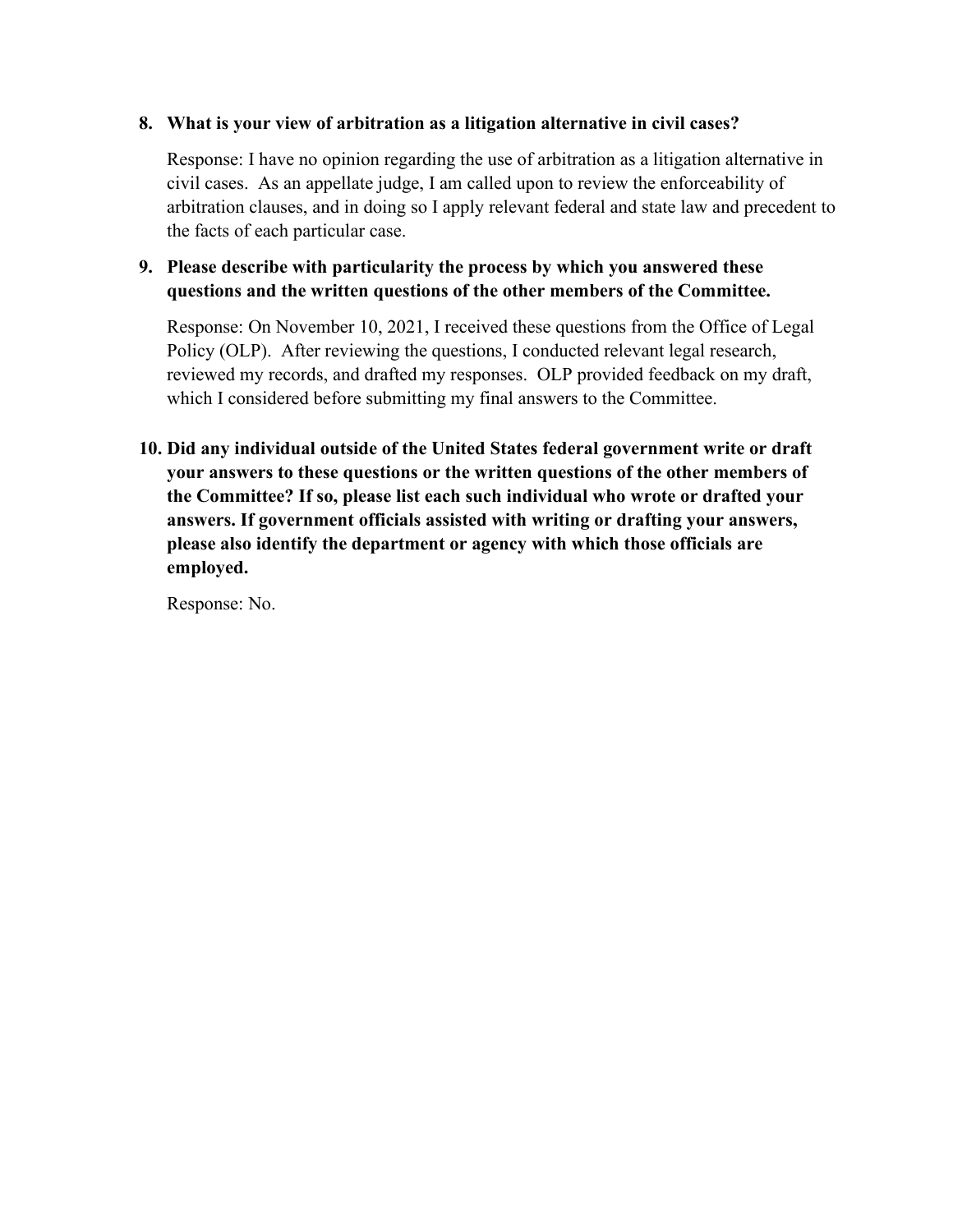8. **What is your view of arbitration as a litigation alternative in civil cases?**

   Response: I have no opinion regarding the use of arbitration as a litigation alternative in civil cases. As an appellate judge, I am called upon to review the enforceability of arbitration clauses, and in doing so I apply relevant federal and state law and precedent to the facts of each particular case.

9. **Please describe with particularity the process by which you answered these questions and the written questions of the other members of the Committee.**

   Response: On November 10, 2021, I received these questions from the Office of Legal Policy (OLP). After reviewing the questions, I conducted relevant legal research, reviewed my records, and drafted my responses. OLP provided feedback on my draft, which I considered before submitting my final answers to the Committee.

10. **Did any individual outside of the United States federal government write or draft your answers to these questions or the written questions of the other members of the Committee? If so, please list each such individual who wrote or drafted your answers. If government officials assisted with writing or drafting your answers, please also identify the department or agency with which those officials are employed.**

    Response: No.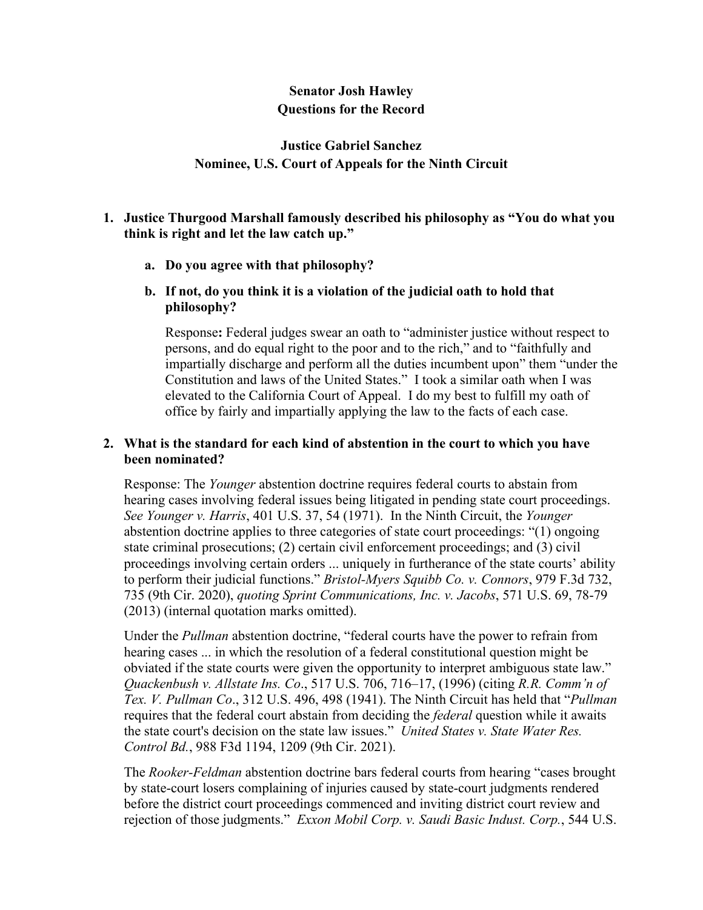**Senator Josh Hawley**
**Questions for the Record**

**Justice Gabriel Sanchez**
**Nominee, U.S. Court of Appeals for the Ninth Circuit**

1. **Justice Thurgood Marshall famously described his philosophy as "You do what you think is right and let the law catch up."**

   a. **Do you agree with that philosophy?**

   b. **If not, do you think it is a violation of the judicial oath to hold that philosophy?**

   Response**:** Federal judges swear an oath to "administer justice without respect to persons, and do equal right to the poor and to the rich," and to "faithfully and impartially discharge and perform all the duties incumbent upon" them "under the Constitution and laws of the United States." I took a similar oath when I was elevated to the California Court of Appeal. I do my best to fulfill my oath of office by fairly and impartially applying the law to the facts of each case.

2. **What is the standard for each kind of abstention in the court to which you have been nominated?**

   Response: The *Younger* abstention doctrine requires federal courts to abstain from hearing cases involving federal issues being litigated in pending state court proceedings. *See Younger v. Harris*, 401 U.S. 37, 54 (1971). In the Ninth Circuit, the *Younger* abstention doctrine applies to three categories of state court proceedings: "(1) ongoing state criminal prosecutions; (2) certain civil enforcement proceedings; and (3) civil proceedings involving certain orders ... uniquely in furtherance of the state courts' ability to perform their judicial functions." *Bristol-Myers Squibb Co. v. Connors*, 979 F.3d 732, 735 (9th Cir. 2020), *quoting Sprint Communications, Inc. v. Jacobs*, 571 U.S. 69, 78-79 (2013) (internal quotation marks omitted).

   Under the *Pullman* abstention doctrine, "federal courts have the power to refrain from hearing cases ... in which the resolution of a federal constitutional question might be obviated if the state courts were given the opportunity to interpret ambiguous state law." *Quackenbush v. Allstate Ins. Co*., 517 U.S. 706, 716–17, (1996) (citing *R.R. Comm'n of Tex. V. Pullman Co*., 312 U.S. 496, 498 (1941). The Ninth Circuit has held that "*Pullman* requires that the federal court abstain from deciding the *federal* question while it awaits the state court's decision on the state law issues." *United States v. State Water Res. Control Bd.*, 988 F3d 1194, 1209 (9th Cir. 2021).

   The *Rooker-Feldman* abstention doctrine bars federal courts from hearing "cases brought by state-court losers complaining of injuries caused by state-court judgments rendered before the district court proceedings commenced and inviting district court review and rejection of those judgments." *Exxon Mobil Corp. v. Saudi Basic Indust. Corp.*, 544 U.S.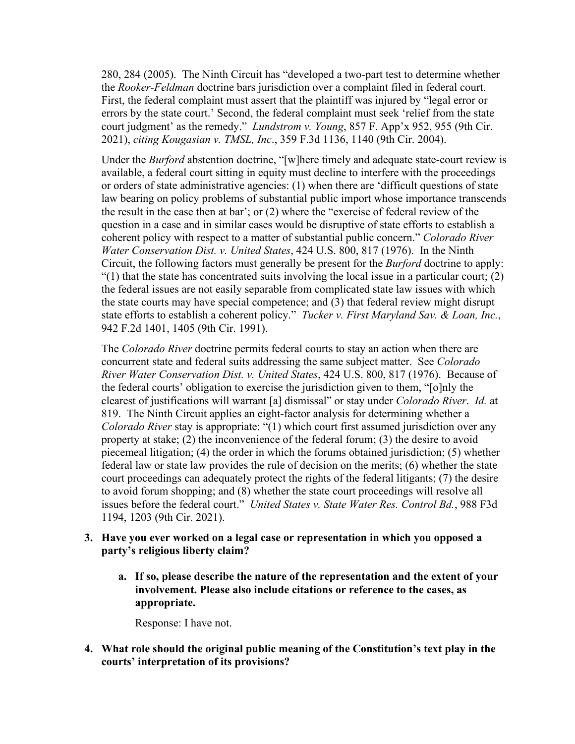280, 284 (2005). The Ninth Circuit has "developed a two-part test to determine whether the *Rooker-Feldman* doctrine bars jurisdiction over a complaint filed in federal court. First, the federal complaint must assert that the plaintiff was injured by "legal error or errors by the state court.' Second, the federal complaint must seek 'relief from the state court judgment' as the remedy." *Lundstrom v. Young*, 857 F. App'x 952, 955 (9th Cir. 2021), *citing Kougasian v. TMSL, Inc*., 359 F.3d 1136, 1140 (9th Cir. 2004).

Under the *Burford* abstention doctrine, "[w]here timely and adequate state-court review is available, a federal court sitting in equity must decline to interfere with the proceedings or orders of state administrative agencies: (1) when there are 'difficult questions of state law bearing on policy problems of substantial public import whose importance transcends the result in the case then at bar'; or (2) where the "exercise of federal review of the question in a case and in similar cases would be disruptive of state efforts to establish a coherent policy with respect to a matter of substantial public concern." *Colorado River Water Conservation Dist. v. United States*, 424 U.S. 800, 817 (1976). In the Ninth Circuit, the following factors must generally be present for the *Burford* doctrine to apply: "(1) that the state has concentrated suits involving the local issue in a particular court; (2) the federal issues are not easily separable from complicated state law issues with which the state courts may have special competence; and (3) that federal review might disrupt state efforts to establish a coherent policy." *Tucker v. First Maryland Sav. & Loan, Inc.*, 942 F.2d 1401, 1405 (9th Cir. 1991).

The *Colorado River* doctrine permits federal courts to stay an action when there are concurrent state and federal suits addressing the same subject matter. See *Colorado River Water Conservation Dist. v. United States*, 424 U.S. 800, 817 (1976). Because of the federal courts' obligation to exercise the jurisdiction given to them, "[o]nly the clearest of justifications will warrant [a] dismissal" or stay under *Colorado River*. *Id.* at 819. The Ninth Circuit applies an eight-factor analysis for determining whether a *Colorado River* stay is appropriate: "(1) which court first assumed jurisdiction over any property at stake; (2) the inconvenience of the federal forum; (3) the desire to avoid piecemeal litigation; (4) the order in which the forums obtained jurisdiction; (5) whether federal law or state law provides the rule of decision on the merits; (6) whether the state court proceedings can adequately protect the rights of the federal litigants; (7) the desire to avoid forum shopping; and (8) whether the state court proceedings will resolve all issues before the federal court." *United States v. State Water Res. Control Bd.*, 988 F3d 1194, 1203 (9th Cir. 2021).

3. **Have you ever worked on a legal case or representation in which you opposed a party's religious liberty claim?**

   a. **If so, please describe the nature of the representation and the extent of your involvement. Please also include citations or reference to the cases, as appropriate.**

      Response: I have not.

4. **What role should the original public meaning of the Constitution's text play in the courts' interpretation of its provisions?**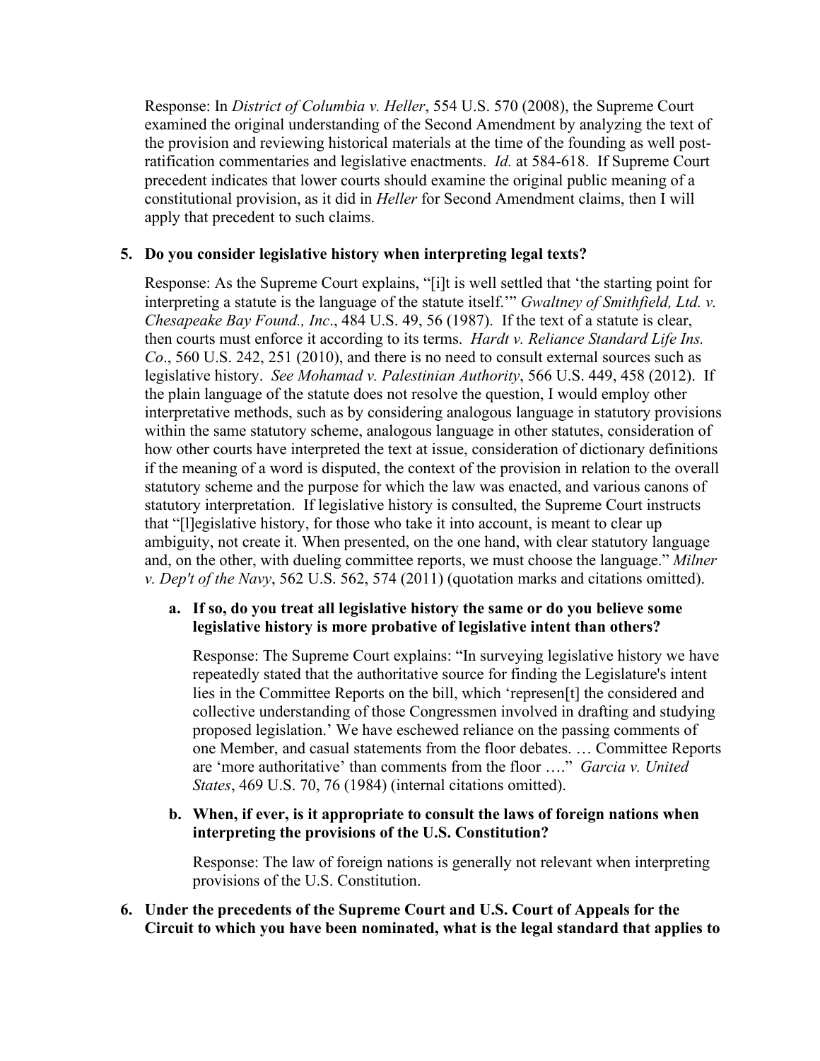Response: In *District of Columbia v. Heller*, 554 U.S. 570 (2008), the Supreme Court examined the original understanding of the Second Amendment by analyzing the text of the provision and reviewing historical materials at the time of the founding as well post-ratification commentaries and legislative enactments. *Id.* at 584-618. If Supreme Court precedent indicates that lower courts should examine the original public meaning of a constitutional provision, as it did in *Heller* for Second Amendment claims, then I will apply that precedent to such claims.

**5. Do you consider legislative history when interpreting legal texts?**

Response: As the Supreme Court explains, "[i]t is well settled that 'the starting point for interpreting a statute is the language of the statute itself.'" *Gwaltney of Smithfield, Ltd. v. Chesapeake Bay Found., Inc*., 484 U.S. 49, 56 (1987). If the text of a statute is clear, then courts must enforce it according to its terms. *Hardt v. Reliance Standard Life Ins. Co*., 560 U.S. 242, 251 (2010), and there is no need to consult external sources such as legislative history. *See Mohamad v. Palestinian Authority*, 566 U.S. 449, 458 (2012). If the plain language of the statute does not resolve the question, I would employ other interpretative methods, such as by considering analogous language in statutory provisions within the same statutory scheme, analogous language in other statutes, consideration of how other courts have interpreted the text at issue, consideration of dictionary definitions if the meaning of a word is disputed, the context of the provision in relation to the overall statutory scheme and the purpose for which the law was enacted, and various canons of statutory interpretation. If legislative history is consulted, the Supreme Court instructs that "[l]egislative history, for those who take it into account, is meant to clear up ambiguity, not create it. When presented, on the one hand, with clear statutory language and, on the other, with dueling committee reports, we must choose the language." *Milner v. Dep't of the Navy*, 562 U.S. 562, 574 (2011) (quotation marks and citations omitted).

**a. If so, do you treat all legislative history the same or do you believe some legislative history is more probative of legislative intent than others?**

Response: The Supreme Court explains: "In surveying legislative history we have repeatedly stated that the authoritative source for finding the Legislature's intent lies in the Committee Reports on the bill, which 'represen[t] the considered and collective understanding of those Congressmen involved in drafting and studying proposed legislation.' We have eschewed reliance on the passing comments of one Member, and casual statements from the floor debates. … Committee Reports are 'more authoritative' than comments from the floor …." *Garcia v. United States*, 469 U.S. 70, 76 (1984) (internal citations omitted).

**b. When, if ever, is it appropriate to consult the laws of foreign nations when interpreting the provisions of the U.S. Constitution?**

Response: The law of foreign nations is generally not relevant when interpreting provisions of the U.S. Constitution.

**6. Under the precedents of the Supreme Court and U.S. Court of Appeals for the Circuit to which you have been nominated, what is the legal standard that applies to**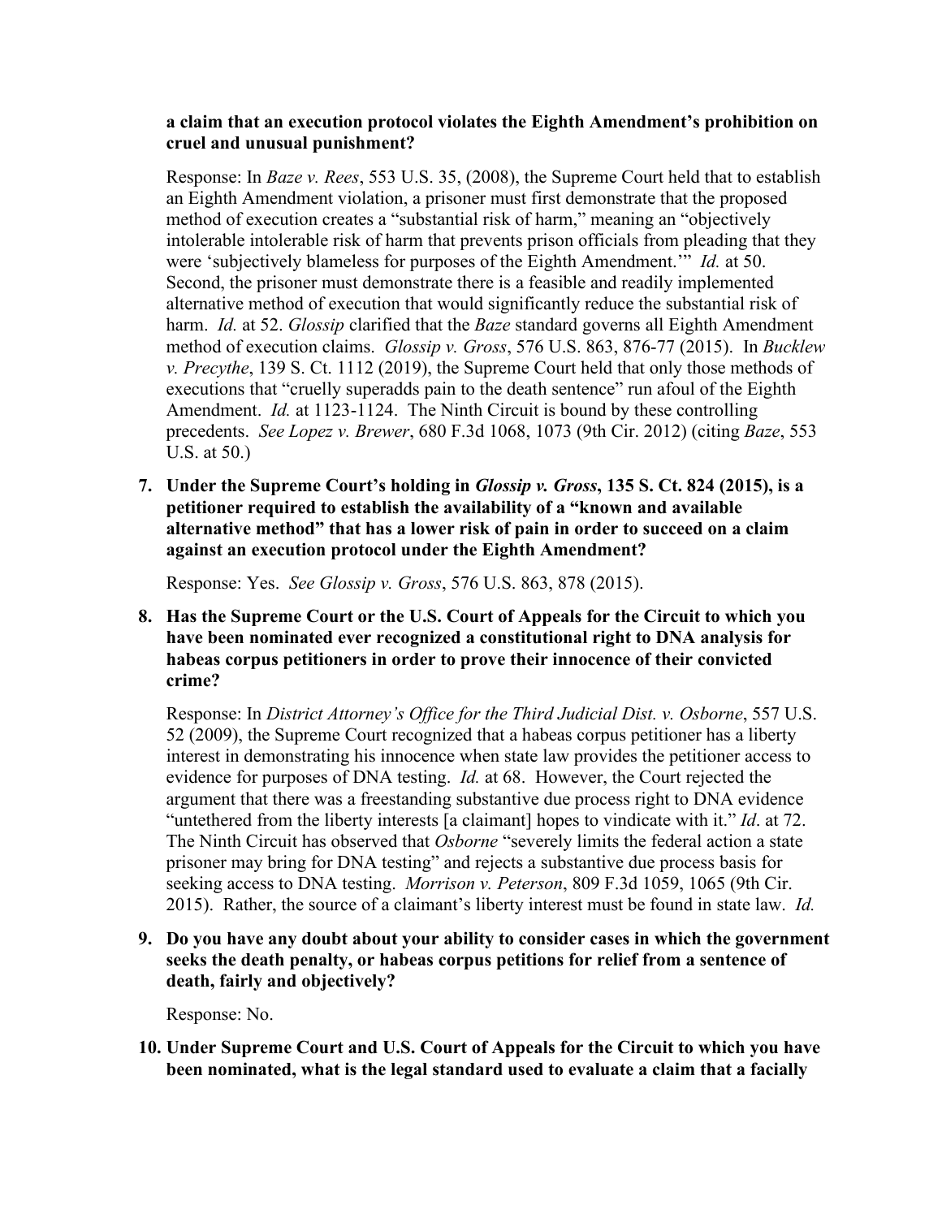**a claim that an execution protocol violates the Eighth Amendment's prohibition on cruel and unusual punishment?**

Response: In *Baze v. Rees*, 553 U.S. 35, (2008), the Supreme Court held that to establish an Eighth Amendment violation, a prisoner must first demonstrate that the proposed method of execution creates a "substantial risk of harm," meaning an "objectively intolerable intolerable risk of harm that prevents prison officials from pleading that they were 'subjectively blameless for purposes of the Eighth Amendment.'" *Id.* at 50. Second, the prisoner must demonstrate there is a feasible and readily implemented alternative method of execution that would significantly reduce the substantial risk of harm. *Id.* at 52. *Glossip* clarified that the *Baze* standard governs all Eighth Amendment method of execution claims. *Glossip v. Gross*, 576 U.S. 863, 876-77 (2015). In *Bucklew v. Precythe*, 139 S. Ct. 1112 (2019), the Supreme Court held that only those methods of executions that "cruelly superadds pain to the death sentence" run afoul of the Eighth Amendment. *Id.* at 1123-1124. The Ninth Circuit is bound by these controlling precedents. *See Lopez v. Brewer*, 680 F.3d 1068, 1073 (9th Cir. 2012) (citing *Baze*, 553 U.S. at 50.)

7. **Under the Supreme Court's holding in *Glossip v. Gross*, 135 S. Ct. 824 (2015), is a petitioner required to establish the availability of a "known and available alternative method" that has a lower risk of pain in order to succeed on a claim against an execution protocol under the Eighth Amendment?**

   Response: Yes. *See Glossip v. Gross*, 576 U.S. 863, 878 (2015).

8. **Has the Supreme Court or the U.S. Court of Appeals for the Circuit to which you have been nominated ever recognized a constitutional right to DNA analysis for habeas corpus petitioners in order to prove their innocence of their convicted crime?**

   Response: In *District Attorney's Office for the Third Judicial Dist. v. Osborne*, 557 U.S. 52 (2009), the Supreme Court recognized that a habeas corpus petitioner has a liberty interest in demonstrating his innocence when state law provides the petitioner access to evidence for purposes of DNA testing. *Id.* at 68. However, the Court rejected the argument that there was a freestanding substantive due process right to DNA evidence "untethered from the liberty interests [a claimant] hopes to vindicate with it." *Id*. at 72. The Ninth Circuit has observed that *Osborne* "severely limits the federal action a state prisoner may bring for DNA testing" and rejects a substantive due process basis for seeking access to DNA testing. *Morrison v. Peterson*, 809 F.3d 1059, 1065 (9th Cir. 2015). Rather, the source of a claimant's liberty interest must be found in state law. *Id.*

9. **Do you have any doubt about your ability to consider cases in which the government seeks the death penalty, or habeas corpus petitions for relief from a sentence of death, fairly and objectively?**

   Response: No.

10. **Under Supreme Court and U.S. Court of Appeals for the Circuit to which you have been nominated, what is the legal standard used to evaluate a claim that a facially**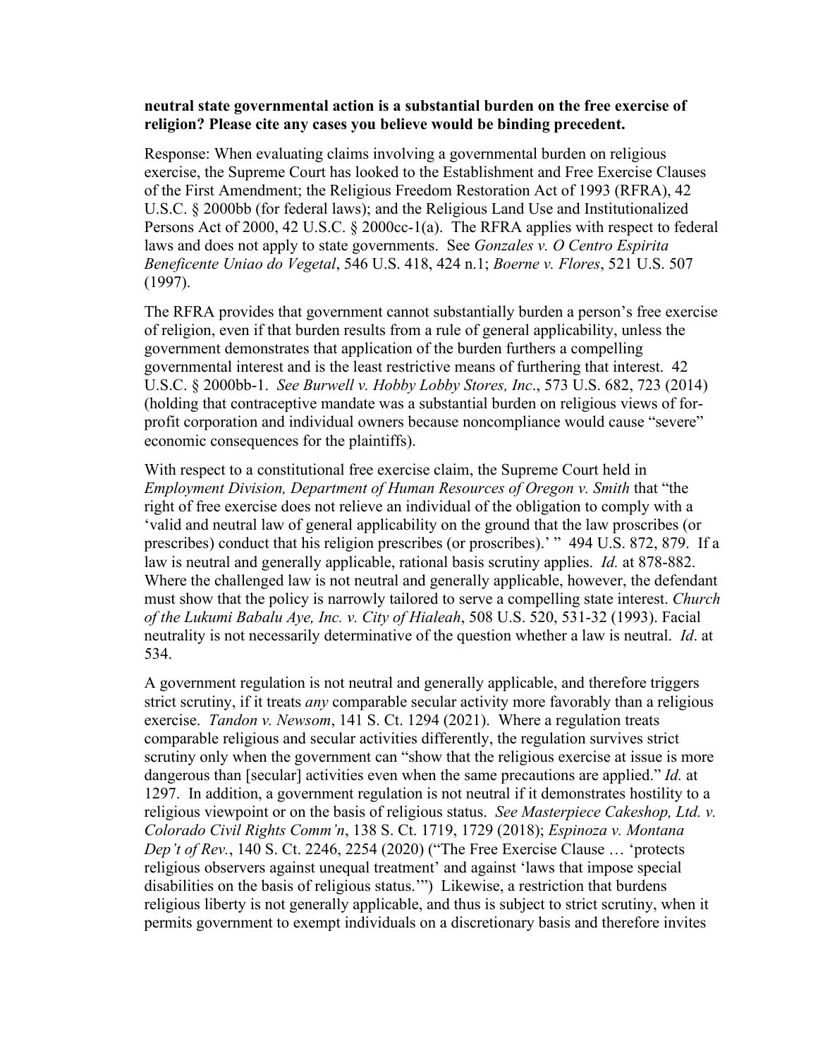**neutral state governmental action is a substantial burden on the free exercise of religion? Please cite any cases you believe would be binding precedent.**

Response: When evaluating claims involving a governmental burden on religious exercise, the Supreme Court has looked to the Establishment and Free Exercise Clauses of the First Amendment; the Religious Freedom Restoration Act of 1993 (RFRA), 42 U.S.C. § 2000bb (for federal laws); and the Religious Land Use and Institutionalized Persons Act of 2000, 42 U.S.C. § 2000cc-1(a). The RFRA applies with respect to federal laws and does not apply to state governments. See *Gonzales v. O Centro Espirita Beneficente Uniao do Vegetal*, 546 U.S. 418, 424 n.1; *Boerne v. Flores*, 521 U.S. 507 (1997).

The RFRA provides that government cannot substantially burden a person's free exercise of religion, even if that burden results from a rule of general applicability, unless the government demonstrates that application of the burden furthers a compelling governmental interest and is the least restrictive means of furthering that interest. 42 U.S.C. § 2000bb-1. *See Burwell v. Hobby Lobby Stores, Inc*., 573 U.S. 682, 723 (2014) (holding that contraceptive mandate was a substantial burden on religious views of for-profit corporation and individual owners because noncompliance would cause "severe" economic consequences for the plaintiffs).

With respect to a constitutional free exercise claim, the Supreme Court held in *Employment Division, Department of Human Resources of Oregon v. Smith* that "the right of free exercise does not relieve an individual of the obligation to comply with a 'valid and neutral law of general applicability on the ground that the law proscribes (or prescribes) conduct that his religion prescribes (or proscribes).' " 494 U.S. 872, 879. If a law is neutral and generally applicable, rational basis scrutiny applies. *Id.* at 878-882. Where the challenged law is not neutral and generally applicable, however, the defendant must show that the policy is narrowly tailored to serve a compelling state interest. *Church of the Lukumi Babalu Aye, Inc. v. City of Hialeah*, 508 U.S. 520, 531-32 (1993). Facial neutrality is not necessarily determinative of the question whether a law is neutral. *Id*. at 534.

A government regulation is not neutral and generally applicable, and therefore triggers strict scrutiny, if it treats *any* comparable secular activity more favorably than a religious exercise. *Tandon v. Newsom*, 141 S. Ct. 1294 (2021). Where a regulation treats comparable religious and secular activities differently, the regulation survives strict scrutiny only when the government can "show that the religious exercise at issue is more dangerous than [secular] activities even when the same precautions are applied." *Id.* at 1297. In addition, a government regulation is not neutral if it demonstrates hostility to a religious viewpoint or on the basis of religious status. *See Masterpiece Cakeshop, Ltd. v. Colorado Civil Rights Comm'n*, 138 S. Ct. 1719, 1729 (2018); *Espinoza v. Montana Dep't of Rev.*, 140 S. Ct. 2246, 2254 (2020) ("The Free Exercise Clause … 'protects religious observers against unequal treatment' and against 'laws that impose special disabilities on the basis of religious status.'") Likewise, a restriction that burdens religious liberty is not generally applicable, and thus is subject to strict scrutiny, when it permits government to exempt individuals on a discretionary basis and therefore invites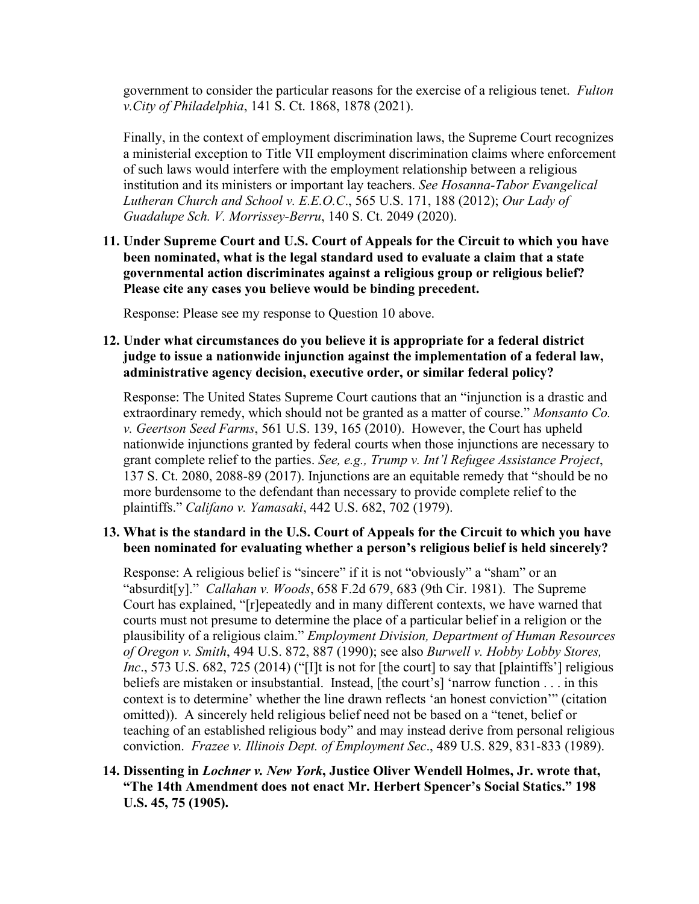government to consider the particular reasons for the exercise of a religious tenet. *Fulton v.City of Philadelphia*, 141 S. Ct. 1868, 1878 (2021).

Finally, in the context of employment discrimination laws, the Supreme Court recognizes a ministerial exception to Title VII employment discrimination claims where enforcement of such laws would interfere with the employment relationship between a religious institution and its ministers or important lay teachers. *See Hosanna-Tabor Evangelical Lutheran Church and School v. E.E.O.C*., 565 U.S. 171, 188 (2012); *Our Lady of Guadalupe Sch. V. Morrissey-Berru*, 140 S. Ct. 2049 (2020).

**11. Under Supreme Court and U.S. Court of Appeals for the Circuit to which you have been nominated, what is the legal standard used to evaluate a claim that a state governmental action discriminates against a religious group or religious belief? Please cite any cases you believe would be binding precedent.**

Response: Please see my response to Question 10 above.

**12. Under what circumstances do you believe it is appropriate for a federal district judge to issue a nationwide injunction against the implementation of a federal law, administrative agency decision, executive order, or similar federal policy?**

Response: The United States Supreme Court cautions that an "injunction is a drastic and extraordinary remedy, which should not be granted as a matter of course." *Monsanto Co. v. Geertson Seed Farms*, 561 U.S. 139, 165 (2010). However, the Court has upheld nationwide injunctions granted by federal courts when those injunctions are necessary to grant complete relief to the parties. *See, e.g., Trump v. Int'l Refugee Assistance Project*, 137 S. Ct. 2080, 2088-89 (2017). Injunctions are an equitable remedy that "should be no more burdensome to the defendant than necessary to provide complete relief to the plaintiffs." *Califano v. Yamasaki*, 442 U.S. 682, 702 (1979).

**13. What is the standard in the U.S. Court of Appeals for the Circuit to which you have been nominated for evaluating whether a person's religious belief is held sincerely?**

Response: A religious belief is "sincere" if it is not "obviously" a "sham" or an "absurdit[y]." *Callahan v. Woods*, 658 F.2d 679, 683 (9th Cir. 1981). The Supreme Court has explained, "[r]epeatedly and in many different contexts, we have warned that courts must not presume to determine the place of a particular belief in a religion or the plausibility of a religious claim." *Employment Division, Department of Human Resources of Oregon v. Smith*, 494 U.S. 872, 887 (1990); see also *Burwell v. Hobby Lobby Stores, Inc*., 573 U.S. 682, 725 (2014) ("[I]t is not for [the court] to say that [plaintiffs'] religious beliefs are mistaken or insubstantial. Instead, [the court's] 'narrow function . . . in this context is to determine' whether the line drawn reflects 'an honest conviction'" (citation omitted)). A sincerely held religious belief need not be based on a "tenet, belief or teaching of an established religious body" and may instead derive from personal religious conviction. *Frazee v. Illinois Dept. of Employment Sec*., 489 U.S. 829, 831-833 (1989).

**14. Dissenting in *Lochner v. New York*, Justice Oliver Wendell Holmes, Jr. wrote that, "The 14th Amendment does not enact Mr. Herbert Spencer's Social Statics." 198 U.S. 45, 75 (1905).**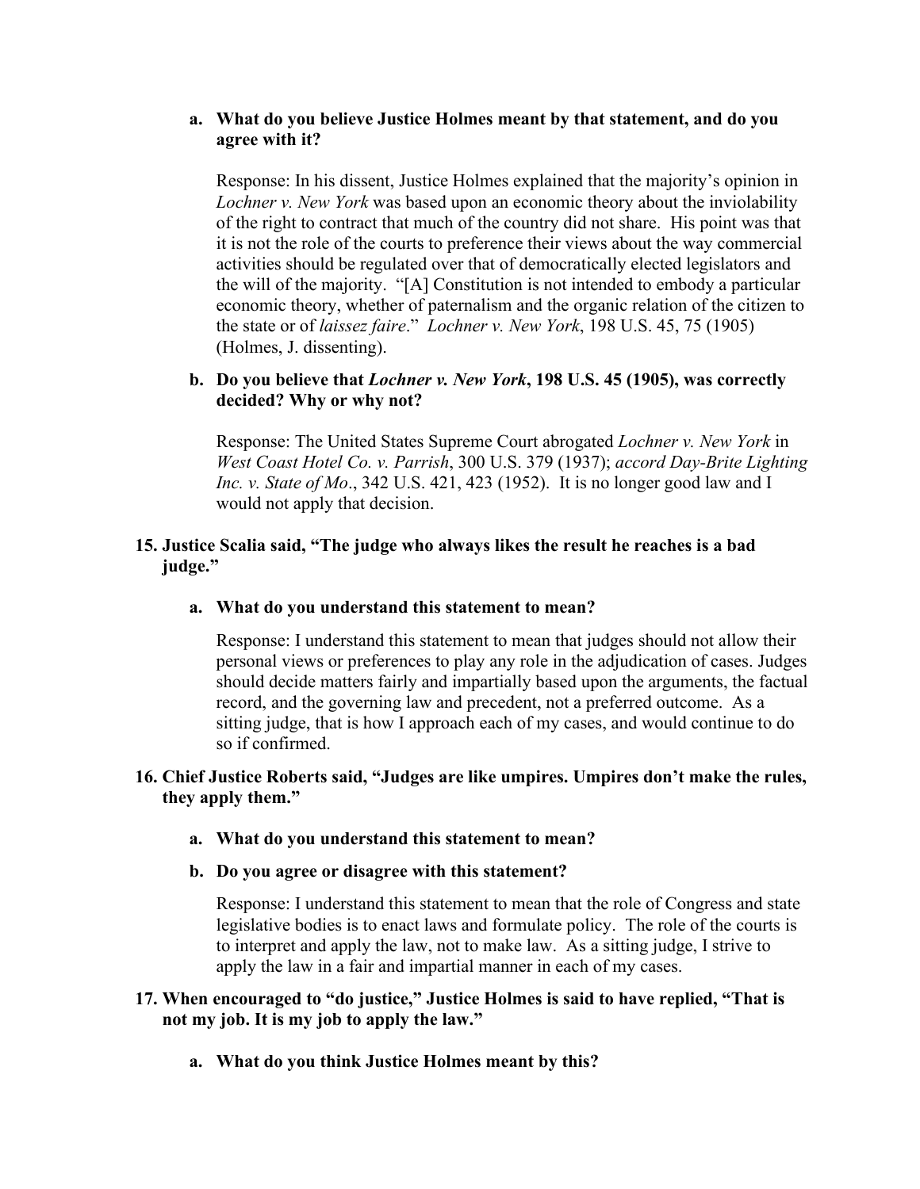a. **What do you believe Justice Holmes meant by that statement, and do you agree with it?**

   Response: In his dissent, Justice Holmes explained that the majority's opinion in *Lochner v. New York* was based upon an economic theory about the inviolability of the right to contract that much of the country did not share. His point was that it is not the role of the courts to preference their views about the way commercial activities should be regulated over that of democratically elected legislators and the will of the majority. "[A] Constitution is not intended to embody a particular economic theory, whether of paternalism and the organic relation of the citizen to the state or of *laissez faire*." *Lochner v. New York*, 198 U.S. 45, 75 (1905) (Holmes, J. dissenting).

b. **Do you believe that *Lochner v. New York*, 198 U.S. 45 (1905), was correctly decided? Why or why not?**

   Response: The United States Supreme Court abrogated *Lochner v. New York* in *West Coast Hotel Co. v. Parrish*, 300 U.S. 379 (1937); *accord Day-Brite Lighting Inc. v. State of Mo*., 342 U.S. 421, 423 (1952). It is no longer good law and I would not apply that decision.

**15. Justice Scalia said, "The judge who always likes the result he reaches is a bad judge."**

a. **What do you understand this statement to mean?**

   Response: I understand this statement to mean that judges should not allow their personal views or preferences to play any role in the adjudication of cases. Judges should decide matters fairly and impartially based upon the arguments, the factual record, and the governing law and precedent, not a preferred outcome. As a sitting judge, that is how I approach each of my cases, and would continue to do so if confirmed.

**16. Chief Justice Roberts said, "Judges are like umpires. Umpires don't make the rules, they apply them."**

a. **What do you understand this statement to mean?**

b. **Do you agree or disagree with this statement?**

   Response: I understand this statement to mean that the role of Congress and state legislative bodies is to enact laws and formulate policy. The role of the courts is to interpret and apply the law, not to make law. As a sitting judge, I strive to apply the law in a fair and impartial manner in each of my cases.

**17. When encouraged to "do justice," Justice Holmes is said to have replied, "That is not my job. It is my job to apply the law."**

a. **What do you think Justice Holmes meant by this?**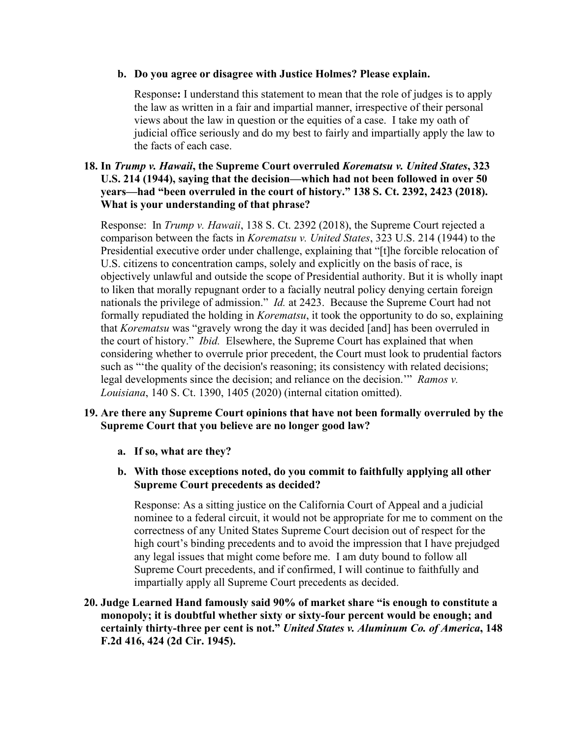**b. Do you agree or disagree with Justice Holmes? Please explain.**

Response**:** I understand this statement to mean that the role of judges is to apply the law as written in a fair and impartial manner, irrespective of their personal views about the law in question or the equities of a case. I take my oath of judicial office seriously and do my best to fairly and impartially apply the law to the facts of each case.

**18. In *Trump v. Hawaii*, the Supreme Court overruled *Korematsu v. United States*, 323 U.S. 214 (1944), saying that the decision—which had not been followed in over 50 years—had "been overruled in the court of history." 138 S. Ct. 2392, 2423 (2018). What is your understanding of that phrase?**

Response: In *Trump v. Hawaii*, 138 S. Ct. 2392 (2018), the Supreme Court rejected a comparison between the facts in *Korematsu v. United States*, 323 U.S. 214 (1944) to the Presidential executive order under challenge, explaining that "[t]he forcible relocation of U.S. citizens to concentration camps, solely and explicitly on the basis of race, is objectively unlawful and outside the scope of Presidential authority. But it is wholly inapt to liken that morally repugnant order to a facially neutral policy denying certain foreign nationals the privilege of admission." *Id.* at 2423. Because the Supreme Court had not formally repudiated the holding in *Korematsu*, it took the opportunity to do so, explaining that *Korematsu* was "gravely wrong the day it was decided [and] has been overruled in the court of history." *Ibid.* Elsewhere, the Supreme Court has explained that when considering whether to overrule prior precedent, the Court must look to prudential factors such as "'the quality of the decision's reasoning; its consistency with related decisions; legal developments since the decision; and reliance on the decision.'" *Ramos v. Louisiana*, 140 S. Ct. 1390, 1405 (2020) (internal citation omitted).

**19. Are there any Supreme Court opinions that have not been formally overruled by the Supreme Court that you believe are no longer good law?**

**a. If so, what are they?**

**b. With those exceptions noted, do you commit to faithfully applying all other Supreme Court precedents as decided?**

Response: As a sitting justice on the California Court of Appeal and a judicial nominee to a federal circuit, it would not be appropriate for me to comment on the correctness of any United States Supreme Court decision out of respect for the high court's binding precedents and to avoid the impression that I have prejudged any legal issues that might come before me. I am duty bound to follow all Supreme Court precedents, and if confirmed, I will continue to faithfully and impartially apply all Supreme Court precedents as decided.

**20. Judge Learned Hand famously said 90% of market share "is enough to constitute a monopoly; it is doubtful whether sixty or sixty-four percent would be enough; and certainly thirty-three per cent is not." *United States v. Aluminum Co. of America*, 148 F.2d 416, 424 (2d Cir. 1945).**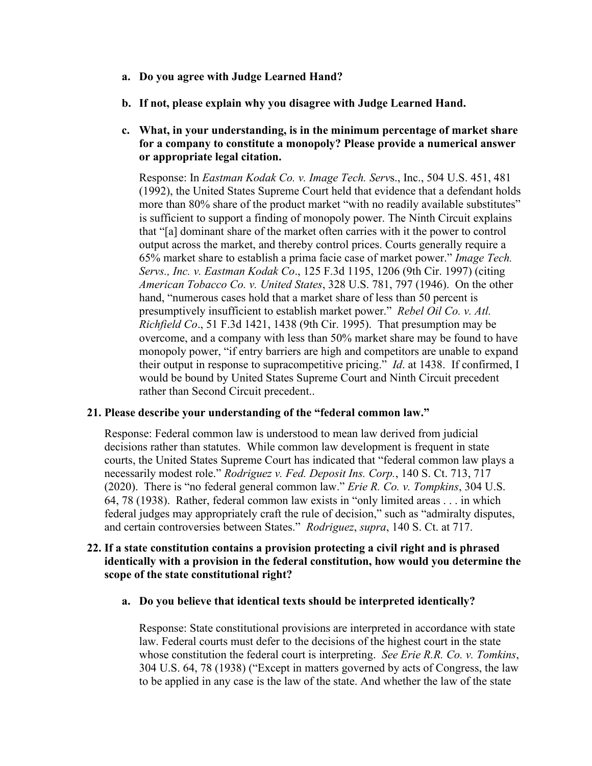**a. Do you agree with Judge Learned Hand?**

**b. If not, please explain why you disagree with Judge Learned Hand.**

**c. What, in your understanding, is in the minimum percentage of market share for a company to constitute a monopoly? Please provide a numerical answer or appropriate legal citation.**

Response: In *Eastman Kodak Co. v. Image Tech. Serv*s., Inc., 504 U.S. 451, 481 (1992), the United States Supreme Court held that evidence that a defendant holds more than 80% share of the product market "with no readily available substitutes" is sufficient to support a finding of monopoly power. The Ninth Circuit explains that "[a] dominant share of the market often carries with it the power to control output across the market, and thereby control prices. Courts generally require a 65% market share to establish a prima facie case of market power." *Image Tech. Servs., Inc. v. Eastman Kodak Co*., 125 F.3d 1195, 1206 (9th Cir. 1997) (citing *American Tobacco Co. v. United States*, 328 U.S. 781, 797 (1946). On the other hand, "numerous cases hold that a market share of less than 50 percent is presumptively insufficient to establish market power." *Rebel Oil Co. v. Atl. Richfield Co*., 51 F.3d 1421, 1438 (9th Cir. 1995). That presumption may be overcome, and a company with less than 50% market share may be found to have monopoly power, "if entry barriers are high and competitors are unable to expand their output in response to supracompetitive pricing." *Id*. at 1438. If confirmed, I would be bound by United States Supreme Court and Ninth Circuit precedent rather than Second Circuit precedent..

**21. Please describe your understanding of the "federal common law."**

Response: Federal common law is understood to mean law derived from judicial decisions rather than statutes. While common law development is frequent in state courts, the United States Supreme Court has indicated that "federal common law plays a necessarily modest role." *Rodriguez v. Fed. Deposit Ins. Corp.*, 140 S. Ct. 713, 717 (2020). There is "no federal general common law." *Erie R. Co. v. Tompkins*, 304 U.S. 64, 78 (1938). Rather, federal common law exists in "only limited areas . . . in which federal judges may appropriately craft the rule of decision," such as "admiralty disputes, and certain controversies between States." *Rodriguez*, *supra*, 140 S. Ct. at 717.

**22. If a state constitution contains a provision protecting a civil right and is phrased identically with a provision in the federal constitution, how would you determine the scope of the state constitutional right?**

**a. Do you believe that identical texts should be interpreted identically?**

Response: State constitutional provisions are interpreted in accordance with state law. Federal courts must defer to the decisions of the highest court in the state whose constitution the federal court is interpreting. *See Erie R.R. Co. v. Tomkins*, 304 U.S. 64, 78 (1938) ("Except in matters governed by acts of Congress, the law to be applied in any case is the law of the state. And whether the law of the state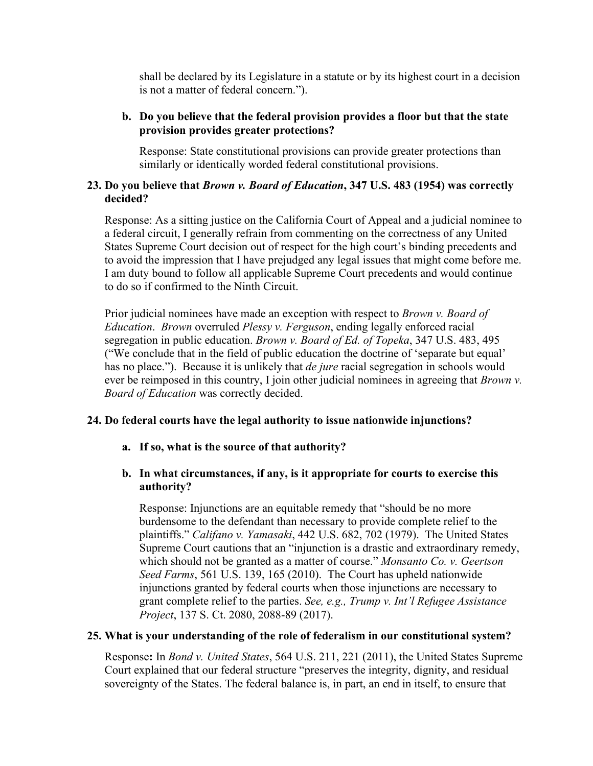shall be declared by its Legislature in a statute or by its highest court in a decision is not a matter of federal concern.").

**b. Do you believe that the federal provision provides a floor but that the state provision provides greater protections?**

Response: State constitutional provisions can provide greater protections than similarly or identically worded federal constitutional provisions.

**23. Do you believe that *Brown v. Board of Education*, 347 U.S. 483 (1954) was correctly decided?**

Response: As a sitting justice on the California Court of Appeal and a judicial nominee to a federal circuit, I generally refrain from commenting on the correctness of any United States Supreme Court decision out of respect for the high court's binding precedents and to avoid the impression that I have prejudged any legal issues that might come before me. I am duty bound to follow all applicable Supreme Court precedents and would continue to do so if confirmed to the Ninth Circuit.

Prior judicial nominees have made an exception with respect to *Brown v. Board of Education*. *Brown* overruled *Plessy v. Ferguson*, ending legally enforced racial segregation in public education. *Brown v. Board of Ed. of Topeka*, 347 U.S. 483, 495 ("We conclude that in the field of public education the doctrine of 'separate but equal' has no place."). Because it is unlikely that *de jure* racial segregation in schools would ever be reimposed in this country, I join other judicial nominees in agreeing that *Brown v. Board of Education* was correctly decided.

**24. Do federal courts have the legal authority to issue nationwide injunctions?**

**a. If so, what is the source of that authority?**

**b. In what circumstances, if any, is it appropriate for courts to exercise this authority?**

Response: Injunctions are an equitable remedy that "should be no more burdensome to the defendant than necessary to provide complete relief to the plaintiffs." *Califano v. Yamasaki*, 442 U.S. 682, 702 (1979). The United States Supreme Court cautions that an "injunction is a drastic and extraordinary remedy, which should not be granted as a matter of course." *Monsanto Co. v. Geertson Seed Farms*, 561 U.S. 139, 165 (2010). The Court has upheld nationwide injunctions granted by federal courts when those injunctions are necessary to grant complete relief to the parties. *See, e.g., Trump v. Int'l Refugee Assistance Project*, 137 S. Ct. 2080, 2088-89 (2017).

**25. What is your understanding of the role of federalism in our constitutional system?**

Response**:** In *Bond v. United States*, 564 U.S. 211, 221 (2011), the United States Supreme Court explained that our federal structure "preserves the integrity, dignity, and residual sovereignty of the States. The federal balance is, in part, an end in itself, to ensure that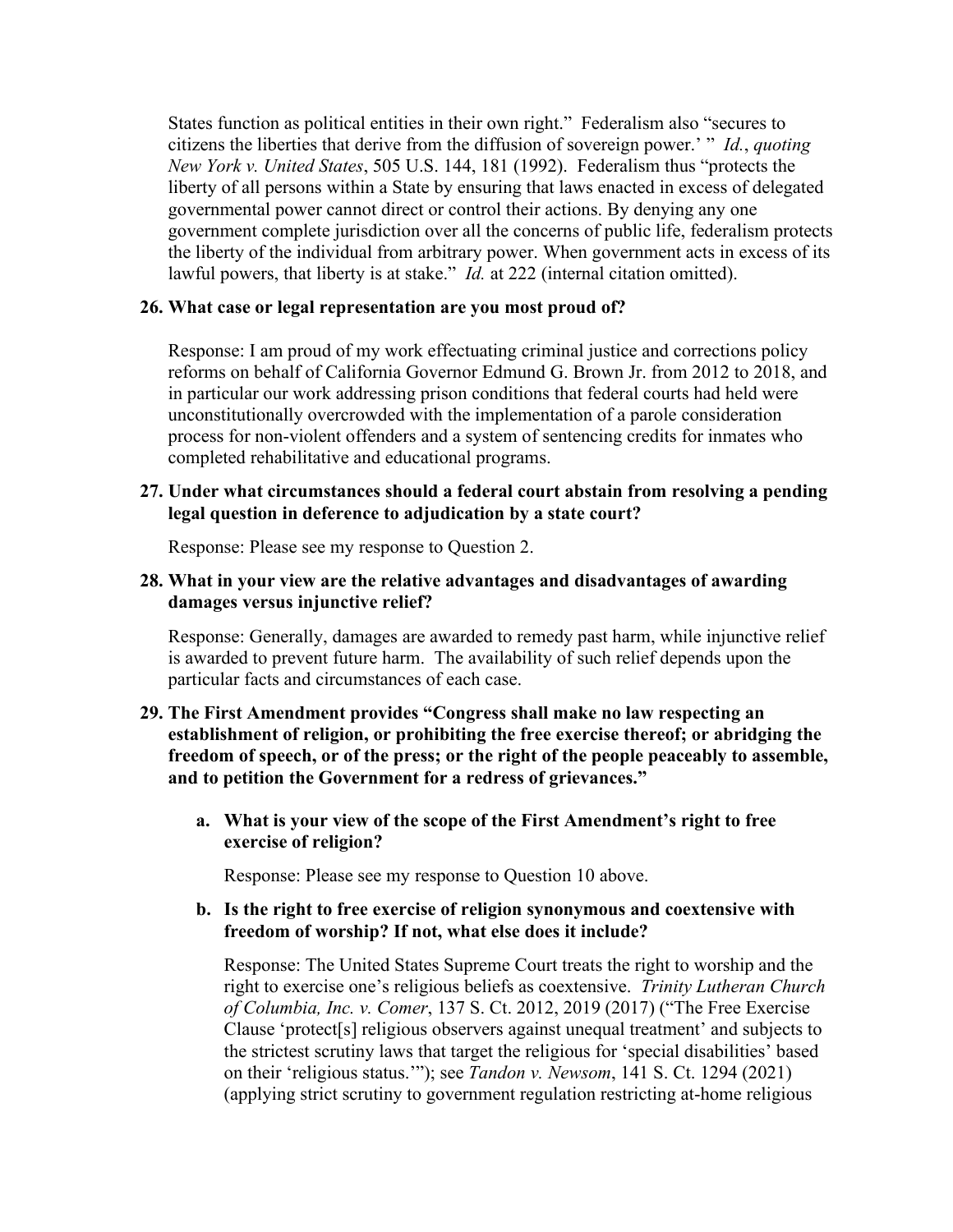States function as political entities in their own right." Federalism also "secures to citizens the liberties that derive from the diffusion of sovereign power.' " *Id.*, *quoting New York v. United States*, 505 U.S. 144, 181 (1992). Federalism thus "protects the liberty of all persons within a State by ensuring that laws enacted in excess of delegated governmental power cannot direct or control their actions. By denying any one government complete jurisdiction over all the concerns of public life, federalism protects the liberty of the individual from arbitrary power. When government acts in excess of its lawful powers, that liberty is at stake." *Id.* at 222 (internal citation omitted).

**26. What case or legal representation are you most proud of?**

Response: I am proud of my work effectuating criminal justice and corrections policy reforms on behalf of California Governor Edmund G. Brown Jr. from 2012 to 2018, and in particular our work addressing prison conditions that federal courts had held were unconstitutionally overcrowded with the implementation of a parole consideration process for non-violent offenders and a system of sentencing credits for inmates who completed rehabilitative and educational programs.

**27. Under what circumstances should a federal court abstain from resolving a pending legal question in deference to adjudication by a state court?**

Response: Please see my response to Question 2.

**28. What in your view are the relative advantages and disadvantages of awarding damages versus injunctive relief?**

Response: Generally, damages are awarded to remedy past harm, while injunctive relief is awarded to prevent future harm. The availability of such relief depends upon the particular facts and circumstances of each case.

**29. The First Amendment provides "Congress shall make no law respecting an establishment of religion, or prohibiting the free exercise thereof; or abridging the freedom of speech, or of the press; or the right of the people peaceably to assemble, and to petition the Government for a redress of grievances."**

**a. What is your view of the scope of the First Amendment's right to free exercise of religion?**

Response: Please see my response to Question 10 above.

**b. Is the right to free exercise of religion synonymous and coextensive with freedom of worship? If not, what else does it include?**

Response: The United States Supreme Court treats the right to worship and the right to exercise one's religious beliefs as coextensive. *Trinity Lutheran Church of Columbia, Inc. v. Comer*, 137 S. Ct. 2012, 2019 (2017) ("The Free Exercise Clause 'protect[s] religious observers against unequal treatment' and subjects to the strictest scrutiny laws that target the religious for 'special disabilities' based on their 'religious status.'"); see *Tandon v. Newsom*, 141 S. Ct. 1294 (2021) (applying strict scrutiny to government regulation restricting at-home religious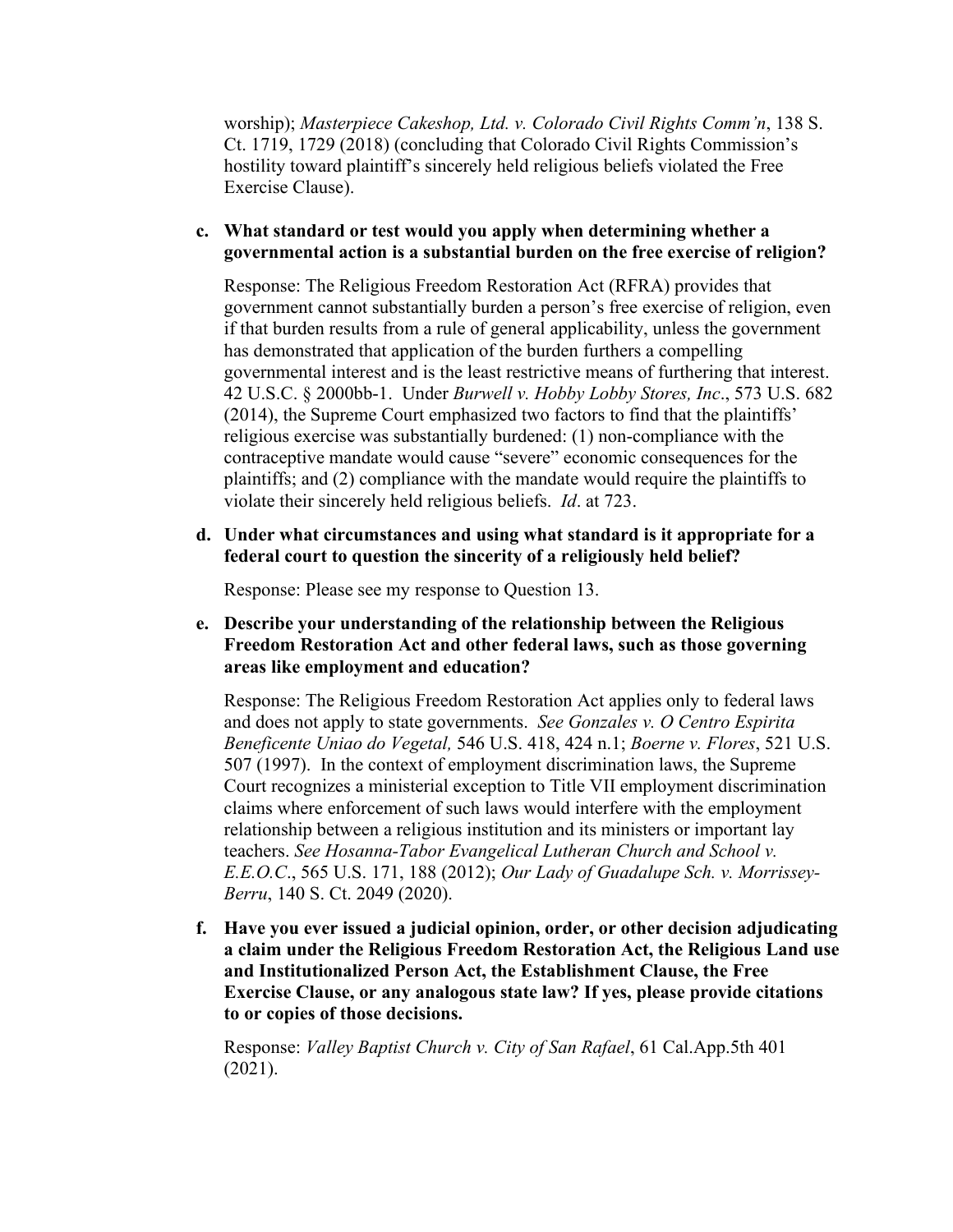worship); *Masterpiece Cakeshop, Ltd. v. Colorado Civil Rights Comm'n*, 138 S. Ct. 1719, 1729 (2018) (concluding that Colorado Civil Rights Commission's hostility toward plaintiff's sincerely held religious beliefs violated the Free Exercise Clause).

**c. What standard or test would you apply when determining whether a governmental action is a substantial burden on the free exercise of religion?**

Response: The Religious Freedom Restoration Act (RFRA) provides that government cannot substantially burden a person's free exercise of religion, even if that burden results from a rule of general applicability, unless the government has demonstrated that application of the burden furthers a compelling governmental interest and is the least restrictive means of furthering that interest. 42 U.S.C. § 2000bb-1. Under *Burwell v. Hobby Lobby Stores, Inc*., 573 U.S. 682 (2014), the Supreme Court emphasized two factors to find that the plaintiffs' religious exercise was substantially burdened: (1) non-compliance with the contraceptive mandate would cause "severe" economic consequences for the plaintiffs; and (2) compliance with the mandate would require the plaintiffs to violate their sincerely held religious beliefs. *Id*. at 723.

**d. Under what circumstances and using what standard is it appropriate for a federal court to question the sincerity of a religiously held belief?**

Response: Please see my response to Question 13.

**e. Describe your understanding of the relationship between the Religious Freedom Restoration Act and other federal laws, such as those governing areas like employment and education?**

Response: The Religious Freedom Restoration Act applies only to federal laws and does not apply to state governments. *See Gonzales v. O Centro Espirita Beneficente Uniao do Vegetal,* 546 U.S. 418, 424 n.1; *Boerne v. Flores*, 521 U.S. 507 (1997). In the context of employment discrimination laws, the Supreme Court recognizes a ministerial exception to Title VII employment discrimination claims where enforcement of such laws would interfere with the employment relationship between a religious institution and its ministers or important lay teachers. *See Hosanna-Tabor Evangelical Lutheran Church and School v. E.E.O.C*., 565 U.S. 171, 188 (2012); *Our Lady of Guadalupe Sch. v. Morrissey-Berru*, 140 S. Ct. 2049 (2020).

**f. Have you ever issued a judicial opinion, order, or other decision adjudicating a claim under the Religious Freedom Restoration Act, the Religious Land use and Institutionalized Person Act, the Establishment Clause, the Free Exercise Clause, or any analogous state law? If yes, please provide citations to or copies of those decisions.**

Response: *Valley Baptist Church v. City of San Rafael*, 61 Cal.App.5th 401 (2021).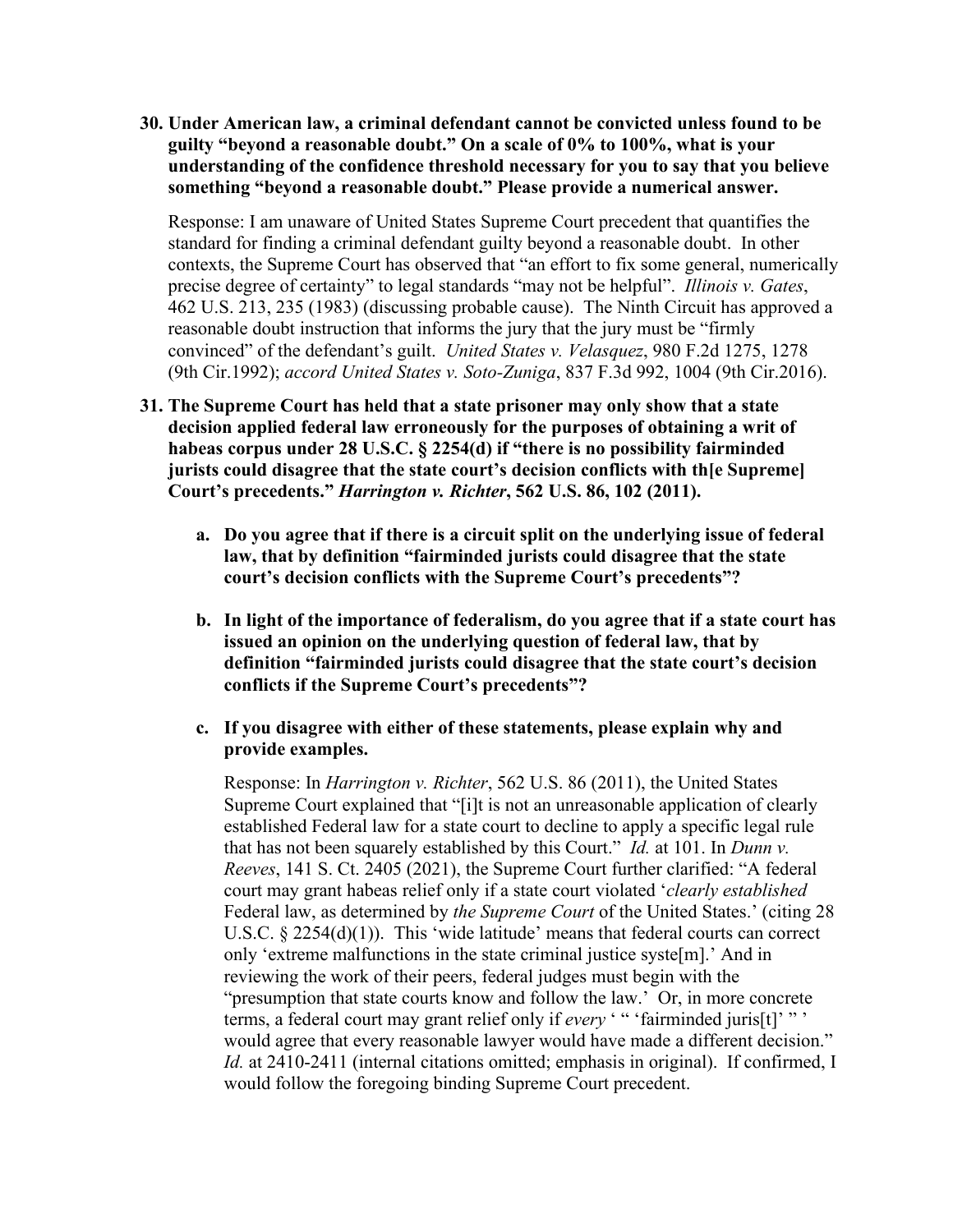**30. Under American law, a criminal defendant cannot be convicted unless found to be guilty "beyond a reasonable doubt." On a scale of 0% to 100%, what is your understanding of the confidence threshold necessary for you to say that you believe something "beyond a reasonable doubt." Please provide a numerical answer.**

Response: I am unaware of United States Supreme Court precedent that quantifies the standard for finding a criminal defendant guilty beyond a reasonable doubt. In other contexts, the Supreme Court has observed that "an effort to fix some general, numerically precise degree of certainty" to legal standards "may not be helpful". *Illinois v. Gates*, 462 U.S. 213, 235 (1983) (discussing probable cause). The Ninth Circuit has approved a reasonable doubt instruction that informs the jury that the jury must be "firmly convinced" of the defendant's guilt. *United States v. Velasquez*, 980 F.2d 1275, 1278 (9th Cir.1992); *accord United States v. Soto-Zuniga*, 837 F.3d 992, 1004 (9th Cir.2016).

**31. The Supreme Court has held that a state prisoner may only show that a state decision applied federal law erroneously for the purposes of obtaining a writ of habeas corpus under 28 U.S.C. § 2254(d) if "there is no possibility fairminded jurists could disagree that the state court's decision conflicts with th[e Supreme] Court's precedents." *Harrington v. Richter*, 562 U.S. 86, 102 (2011).**

**a. Do you agree that if there is a circuit split on the underlying issue of federal law, that by definition "fairminded jurists could disagree that the state court's decision conflicts with the Supreme Court's precedents"?**

**b. In light of the importance of federalism, do you agree that if a state court has issued an opinion on the underlying question of federal law, that by definition "fairminded jurists could disagree that the state court's decision conflicts if the Supreme Court's precedents"?**

**c. If you disagree with either of these statements, please explain why and provide examples.**

Response: In *Harrington v. Richter*, 562 U.S. 86 (2011), the United States Supreme Court explained that "[i]t is not an unreasonable application of clearly established Federal law for a state court to decline to apply a specific legal rule that has not been squarely established by this Court." *Id.* at 101. In *Dunn v. Reeves*, 141 S. Ct. 2405 (2021), the Supreme Court further clarified: "A federal court may grant habeas relief only if a state court violated '*clearly established* Federal law, as determined by *the Supreme Court* of the United States.' (citing 28 U.S.C. § 2254(d)(1)). This 'wide latitude' means that federal courts can correct only 'extreme malfunctions in the state criminal justice syste[m].' And in reviewing the work of their peers, federal judges must begin with the "presumption that state courts know and follow the law.' Or, in more concrete terms, a federal court may grant relief only if *every* ' " 'fairminded juris[t]' " ' would agree that every reasonable lawyer would have made a different decision." *Id.* at 2410-2411 (internal citations omitted; emphasis in original). If confirmed, I would follow the foregoing binding Supreme Court precedent.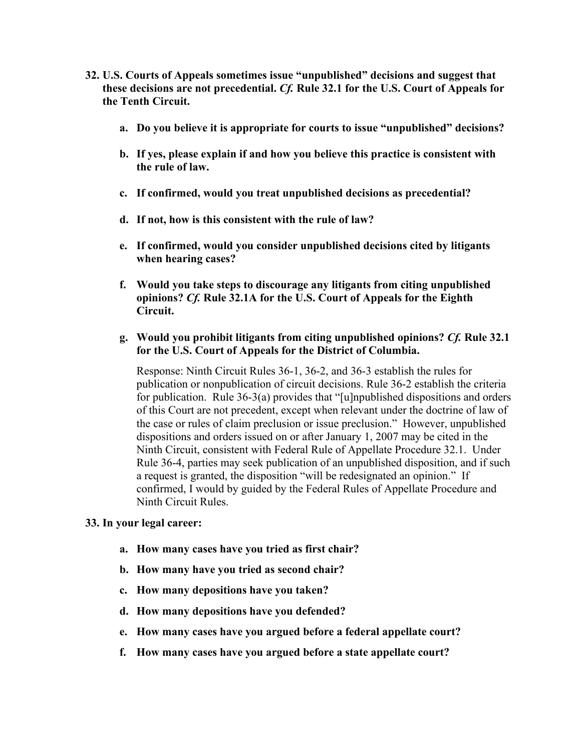**32. U.S. Courts of Appeals sometimes issue "unpublished" decisions and suggest that these decisions are not precedential. *Cf.* Rule 32.1 for the U.S. Court of Appeals for the Tenth Circuit.**

**a. Do you believe it is appropriate for courts to issue "unpublished" decisions?**

**b. If yes, please explain if and how you believe this practice is consistent with the rule of law.**

**c. If confirmed, would you treat unpublished decisions as precedential?**

**d. If not, how is this consistent with the rule of law?**

**e. If confirmed, would you consider unpublished decisions cited by litigants when hearing cases?**

**f. Would you take steps to discourage any litigants from citing unpublished opinions? *Cf.* Rule 32.1A for the U.S. Court of Appeals for the Eighth Circuit.**

**g. Would you prohibit litigants from citing unpublished opinions? *Cf.* Rule 32.1 for the U.S. Court of Appeals for the District of Columbia.**

Response: Ninth Circuit Rules 36-1, 36-2, and 36-3 establish the rules for publication or nonpublication of circuit decisions. Rule 36-2 establish the criteria for publication. Rule 36-3(a) provides that "[u]npublished dispositions and orders of this Court are not precedent, except when relevant under the doctrine of law of the case or rules of claim preclusion or issue preclusion." However, unpublished dispositions and orders issued on or after January 1, 2007 may be cited in the Ninth Circuit, consistent with Federal Rule of Appellate Procedure 32.1. Under Rule 36-4, parties may seek publication of an unpublished disposition, and if such a request is granted, the disposition "will be redesignated an opinion." If confirmed, I would by guided by the Federal Rules of Appellate Procedure and Ninth Circuit Rules.

**33. In your legal career:**

**a. How many cases have you tried as first chair?**

**b. How many have you tried as second chair?**

**c. How many depositions have you taken?**

**d. How many depositions have you defended?**

**e. How many cases have you argued before a federal appellate court?**

**f. How many cases have you argued before a state appellate court?**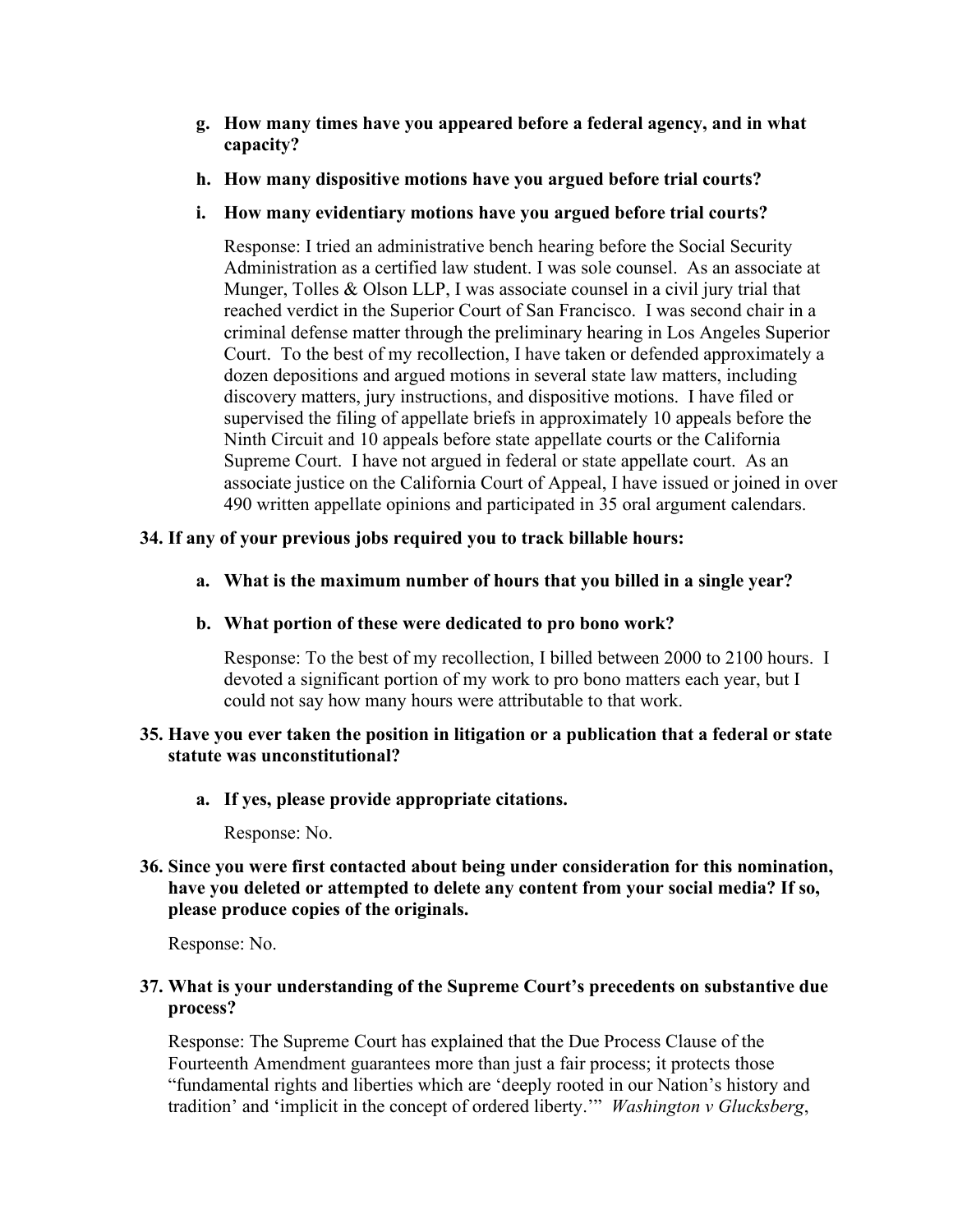g. **How many times have you appeared before a federal agency, and in what capacity?**

h. **How many dispositive motions have you argued before trial courts?**

i. **How many evidentiary motions have you argued before trial courts?**

Response: I tried an administrative bench hearing before the Social Security Administration as a certified law student. I was sole counsel. As an associate at Munger, Tolles & Olson LLP, I was associate counsel in a civil jury trial that reached verdict in the Superior Court of San Francisco. I was second chair in a criminal defense matter through the preliminary hearing in Los Angeles Superior Court. To the best of my recollection, I have taken or defended approximately a dozen depositions and argued motions in several state law matters, including discovery matters, jury instructions, and dispositive motions. I have filed or supervised the filing of appellate briefs in approximately 10 appeals before the Ninth Circuit and 10 appeals before state appellate courts or the California Supreme Court. I have not argued in federal or state appellate court. As an associate justice on the California Court of Appeal, I have issued or joined in over 490 written appellate opinions and participated in 35 oral argument calendars.

**34. If any of your previous jobs required you to track billable hours:**

a. **What is the maximum number of hours that you billed in a single year?**

b. **What portion of these were dedicated to pro bono work?**

Response: To the best of my recollection, I billed between 2000 to 2100 hours. I devoted a significant portion of my work to pro bono matters each year, but I could not say how many hours were attributable to that work.

**35. Have you ever taken the position in litigation or a publication that a federal or state statute was unconstitutional?**

a. **If yes, please provide appropriate citations.**

Response: No.

**36. Since you were first contacted about being under consideration for this nomination, have you deleted or attempted to delete any content from your social media? If so, please produce copies of the originals.**

Response: No.

**37. What is your understanding of the Supreme Court's precedents on substantive due process?**

Response: The Supreme Court has explained that the Due Process Clause of the Fourteenth Amendment guarantees more than just a fair process; it protects those "fundamental rights and liberties which are 'deeply rooted in our Nation's history and tradition' and 'implicit in the concept of ordered liberty.'" *Washington v Glucksberg*,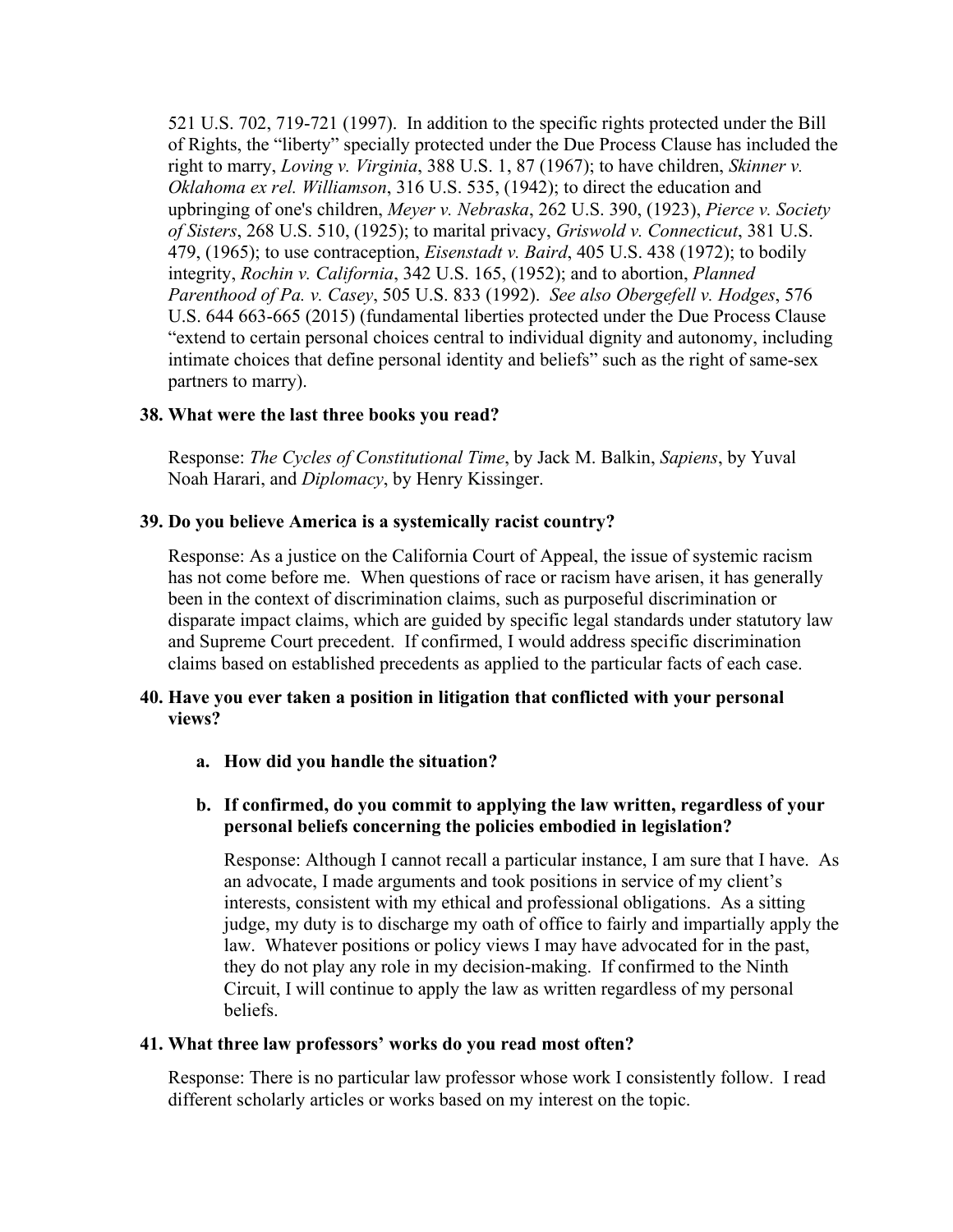521 U.S. 702, 719-721 (1997). In addition to the specific rights protected under the Bill of Rights, the "liberty" specially protected under the Due Process Clause has included the right to marry, *Loving v. Virginia*, 388 U.S. 1, 87 (1967); to have children, *Skinner v. Oklahoma ex rel. Williamson*, 316 U.S. 535, (1942); to direct the education and upbringing of one's children, *Meyer v. Nebraska*, 262 U.S. 390, (1923), *Pierce v. Society of Sisters*, 268 U.S. 510, (1925); to marital privacy, *Griswold v. Connecticut*, 381 U.S. 479, (1965); to use contraception, *Eisenstadt v. Baird*, 405 U.S. 438 (1972); to bodily integrity, *Rochin v. California*, 342 U.S. 165, (1952); and to abortion, *Planned Parenthood of Pa. v. Casey*, 505 U.S. 833 (1992). *See also Obergefell v. Hodges*, 576 U.S. 644 663-665 (2015) (fundamental liberties protected under the Due Process Clause "extend to certain personal choices central to individual dignity and autonomy, including intimate choices that define personal identity and beliefs" such as the right of same-sex partners to marry).

**38. What were the last three books you read?**

Response: *The Cycles of Constitutional Time*, by Jack M. Balkin, *Sapiens*, by Yuval Noah Harari, and *Diplomacy*, by Henry Kissinger.

**39. Do you believe America is a systemically racist country?**

Response: As a justice on the California Court of Appeal, the issue of systemic racism has not come before me. When questions of race or racism have arisen, it has generally been in the context of discrimination claims, such as purposeful discrimination or disparate impact claims, which are guided by specific legal standards under statutory law and Supreme Court precedent. If confirmed, I would address specific discrimination claims based on established precedents as applied to the particular facts of each case.

**40. Have you ever taken a position in litigation that conflicted with your personal views?**

**a. How did you handle the situation?**

**b. If confirmed, do you commit to applying the law written, regardless of your personal beliefs concerning the policies embodied in legislation?**

Response: Although I cannot recall a particular instance, I am sure that I have. As an advocate, I made arguments and took positions in service of my client's interests, consistent with my ethical and professional obligations. As a sitting judge, my duty is to discharge my oath of office to fairly and impartially apply the law. Whatever positions or policy views I may have advocated for in the past, they do not play any role in my decision-making. If confirmed to the Ninth Circuit, I will continue to apply the law as written regardless of my personal beliefs.

**41. What three law professors' works do you read most often?**

Response: There is no particular law professor whose work I consistently follow. I read different scholarly articles or works based on my interest on the topic.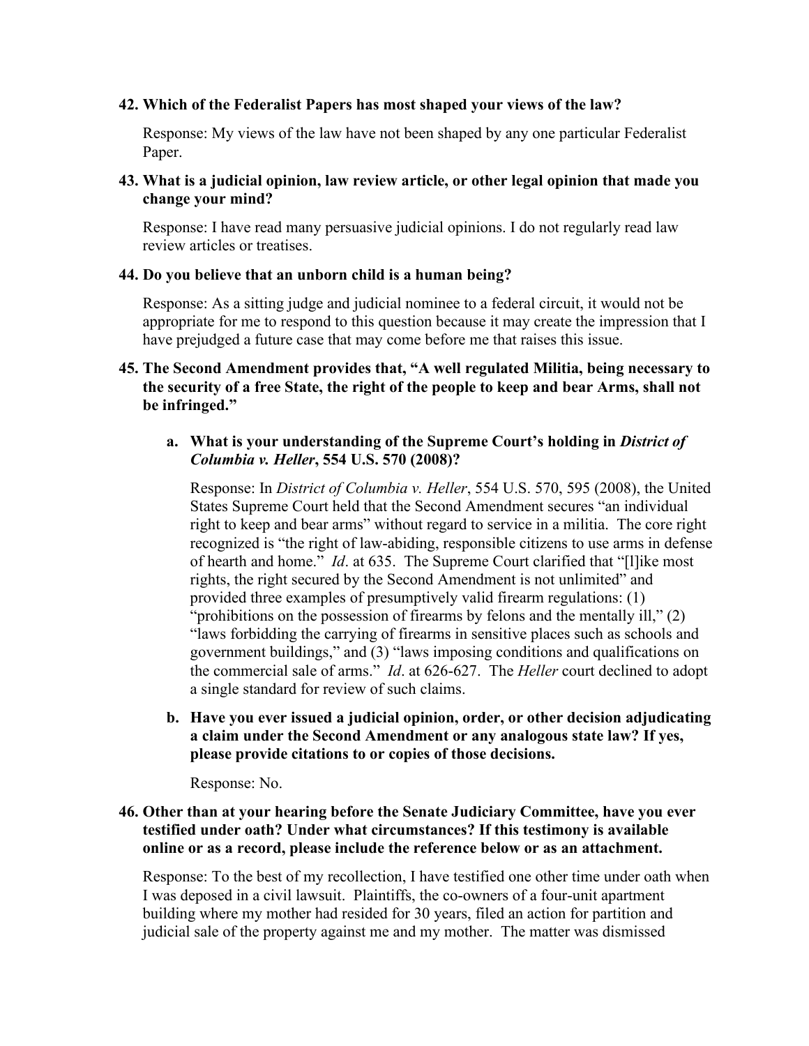**42. Which of the Federalist Papers has most shaped your views of the law?**

Response: My views of the law have not been shaped by any one particular Federalist Paper.

**43. What is a judicial opinion, law review article, or other legal opinion that made you change your mind?**

Response: I have read many persuasive judicial opinions. I do not regularly read law review articles or treatises.

**44. Do you believe that an unborn child is a human being?**

Response: As a sitting judge and judicial nominee to a federal circuit, it would not be appropriate for me to respond to this question because it may create the impression that I have prejudged a future case that may come before me that raises this issue.

**45. The Second Amendment provides that, "A well regulated Militia, being necessary to the security of a free State, the right of the people to keep and bear Arms, shall not be infringed."**

**a. What is your understanding of the Supreme Court's holding in *District of Columbia v. Heller*, 554 U.S. 570 (2008)?**

Response: In *District of Columbia v. Heller*, 554 U.S. 570, 595 (2008), the United States Supreme Court held that the Second Amendment secures "an individual right to keep and bear arms" without regard to service in a militia. The core right recognized is "the right of law-abiding, responsible citizens to use arms in defense of hearth and home." *Id*. at 635. The Supreme Court clarified that "[l]ike most rights, the right secured by the Second Amendment is not unlimited" and provided three examples of presumptively valid firearm regulations: (1) "prohibitions on the possession of firearms by felons and the mentally ill," (2) "laws forbidding the carrying of firearms in sensitive places such as schools and government buildings," and (3) "laws imposing conditions and qualifications on the commercial sale of arms." *Id*. at 626-627. The *Heller* court declined to adopt a single standard for review of such claims.

**b. Have you ever issued a judicial opinion, order, or other decision adjudicating a claim under the Second Amendment or any analogous state law? If yes, please provide citations to or copies of those decisions.**

Response: No.

**46. Other than at your hearing before the Senate Judiciary Committee, have you ever testified under oath? Under what circumstances? If this testimony is available online or as a record, please include the reference below or as an attachment.**

Response: To the best of my recollection, I have testified one other time under oath when I was deposed in a civil lawsuit. Plaintiffs, the co-owners of a four-unit apartment building where my mother had resided for 30 years, filed an action for partition and judicial sale of the property against me and my mother. The matter was dismissed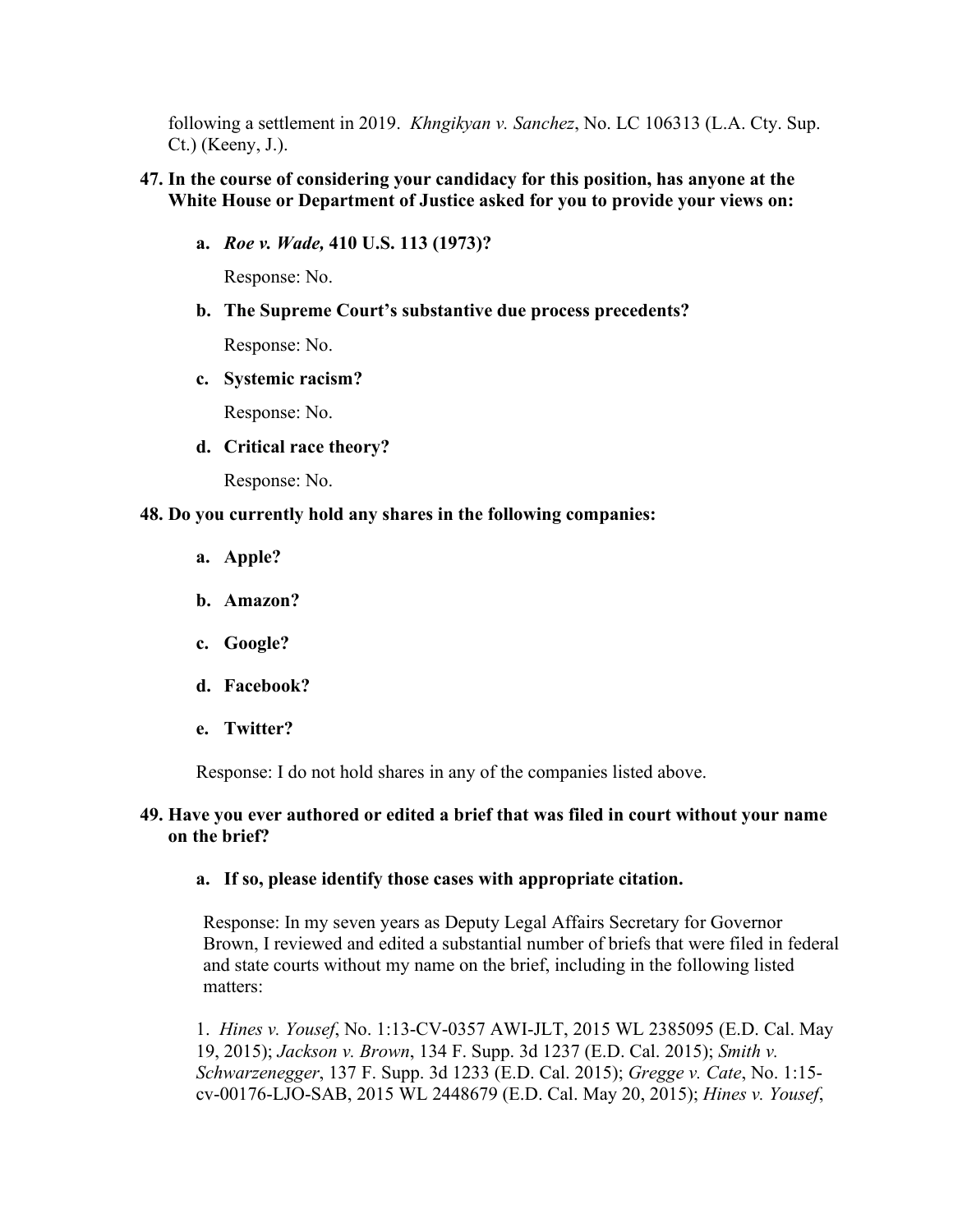following a settlement in 2019. *Khngikyan v. Sanchez*, No. LC 106313 (L.A. Cty. Sup. Ct.) (Keeny, J.).

**47. In the course of considering your candidacy for this position, has anyone at the White House or Department of Justice asked for you to provide your views on:**

**a. *Roe v. Wade,* 410 U.S. 113 (1973)?**

Response: No.

**b. The Supreme Court's substantive due process precedents?**

Response: No.

**c. Systemic racism?**

Response: No.

**d. Critical race theory?**

Response: No.

**48. Do you currently hold any shares in the following companies:**

**a. Apple?**

**b. Amazon?**

**c. Google?**

**d. Facebook?**

**e. Twitter?**

Response: I do not hold shares in any of the companies listed above.

**49. Have you ever authored or edited a brief that was filed in court without your name on the brief?**

**a. If so, please identify those cases with appropriate citation.**

Response: In my seven years as Deputy Legal Affairs Secretary for Governor Brown, I reviewed and edited a substantial number of briefs that were filed in federal and state courts without my name on the brief, including in the following listed matters:

1. *Hines v. Yousef*, No. 1:13-CV-0357 AWI-JLT, 2015 WL 2385095 (E.D. Cal. May 19, 2015); *Jackson v. Brown*, 134 F. Supp. 3d 1237 (E.D. Cal. 2015); *Smith v. Schwarzenegger*, 137 F. Supp. 3d 1233 (E.D. Cal. 2015); *Gregge v. Cate*, No. 1:15-cv-00176-LJO-SAB, 2015 WL 2448679 (E.D. Cal. May 20, 2015); *Hines v. Yousef*,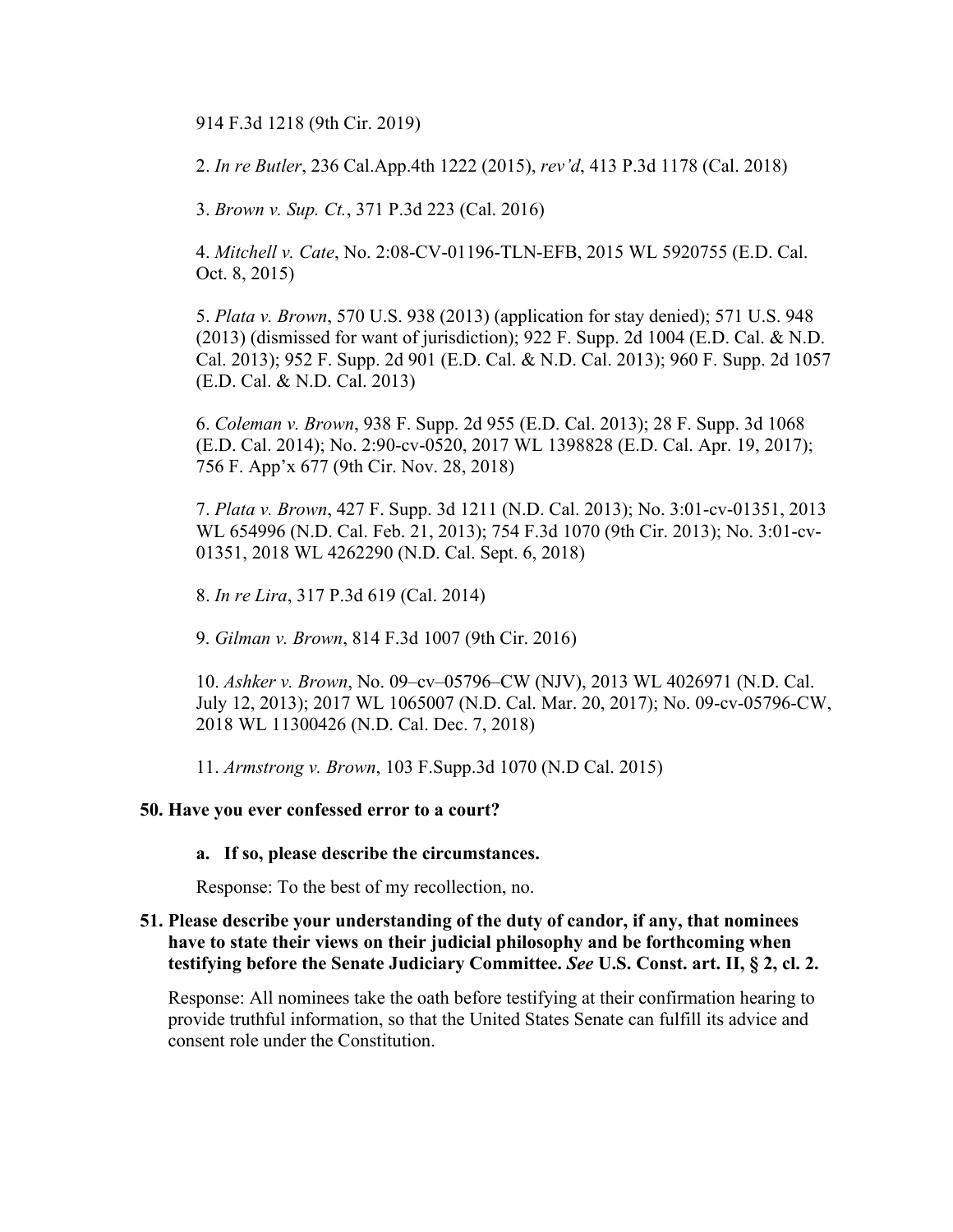914 F.3d 1218 (9th Cir. 2019)

2. *In re Butler*, 236 Cal.App.4th 1222 (2015), *rev'd*, 413 P.3d 1178 (Cal. 2018)

3. *Brown v. Sup. Ct.*, 371 P.3d 223 (Cal. 2016)

4. *Mitchell v. Cate*, No. 2:08-CV-01196-TLN-EFB, 2015 WL 5920755 (E.D. Cal. Oct. 8, 2015)

5. *Plata v. Brown*, 570 U.S. 938 (2013) (application for stay denied); 571 U.S. 948 (2013) (dismissed for want of jurisdiction); 922 F. Supp. 2d 1004 (E.D. Cal. & N.D. Cal. 2013); 952 F. Supp. 2d 901 (E.D. Cal. & N.D. Cal. 2013); 960 F. Supp. 2d 1057 (E.D. Cal. & N.D. Cal. 2013)

6. *Coleman v. Brown*, 938 F. Supp. 2d 955 (E.D. Cal. 2013); 28 F. Supp. 3d 1068 (E.D. Cal. 2014); No. 2:90-cv-0520, 2017 WL 1398828 (E.D. Cal. Apr. 19, 2017); 756 F. App'x 677 (9th Cir. Nov. 28, 2018)

7. *Plata v. Brown*, 427 F. Supp. 3d 1211 (N.D. Cal. 2013); No. 3:01-cv-01351, 2013 WL 654996 (N.D. Cal. Feb. 21, 2013); 754 F.3d 1070 (9th Cir. 2013); No. 3:01-cv-01351, 2018 WL 4262290 (N.D. Cal. Sept. 6, 2018)

8. *In re Lira*, 317 P.3d 619 (Cal. 2014)

9. *Gilman v. Brown*, 814 F.3d 1007 (9th Cir. 2016)

10. *Ashker v. Brown*, No. 09–cv–05796–CW (NJV), 2013 WL 4026971 (N.D. Cal. July 12, 2013); 2017 WL 1065007 (N.D. Cal. Mar. 20, 2017); No. 09-cv-05796-CW, 2018 WL 11300426 (N.D. Cal. Dec. 7, 2018)

11. *Armstrong v. Brown*, 103 F.Supp.3d 1070 (N.D Cal. 2015)

**50. Have you ever confessed error to a court?**

**a. If so, please describe the circumstances.**

Response: To the best of my recollection, no.

**51. Please describe your understanding of the duty of candor, if any, that nominees have to state their views on their judicial philosophy and be forthcoming when testifying before the Senate Judiciary Committee. *See* U.S. Const. art. II, § 2, cl. 2.**

Response: All nominees take the oath before testifying at their confirmation hearing to provide truthful information, so that the United States Senate can fulfill its advice and consent role under the Constitution.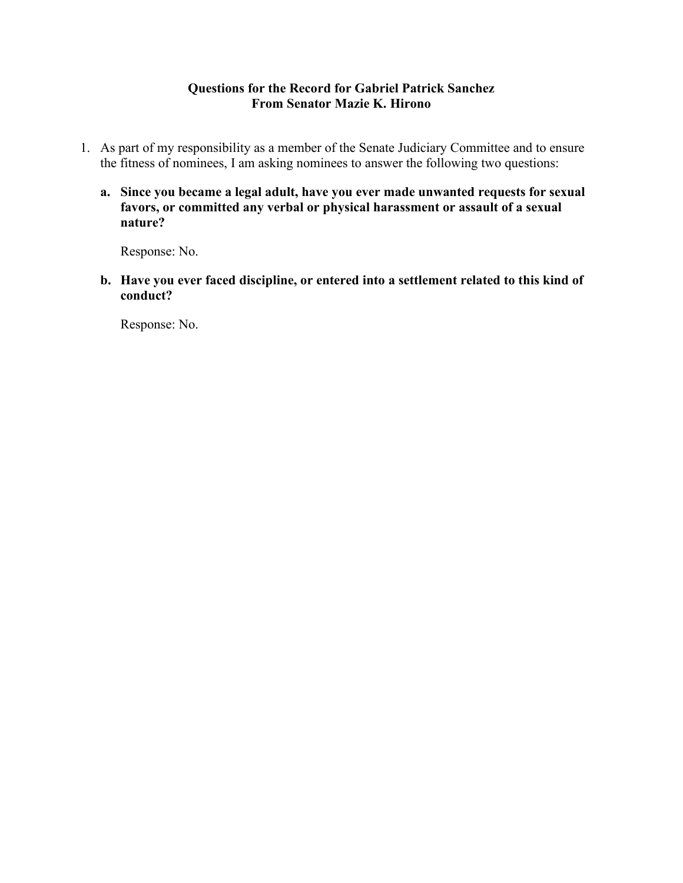**Questions for the Record for Gabriel Patrick Sanchez**
**From Senator Mazie K. Hirono**

1. As part of my responsibility as a member of the Senate Judiciary Committee and to ensure the fitness of nominees, I am asking nominees to answer the following two questions:

   a. **Since you became a legal adult, have you ever made unwanted requests for sexual favors, or committed any verbal or physical harassment or assault of a sexual nature?**

      Response: No.

   b. **Have you ever faced discipline, or entered into a settlement related to this kind of conduct?**

      Response: No.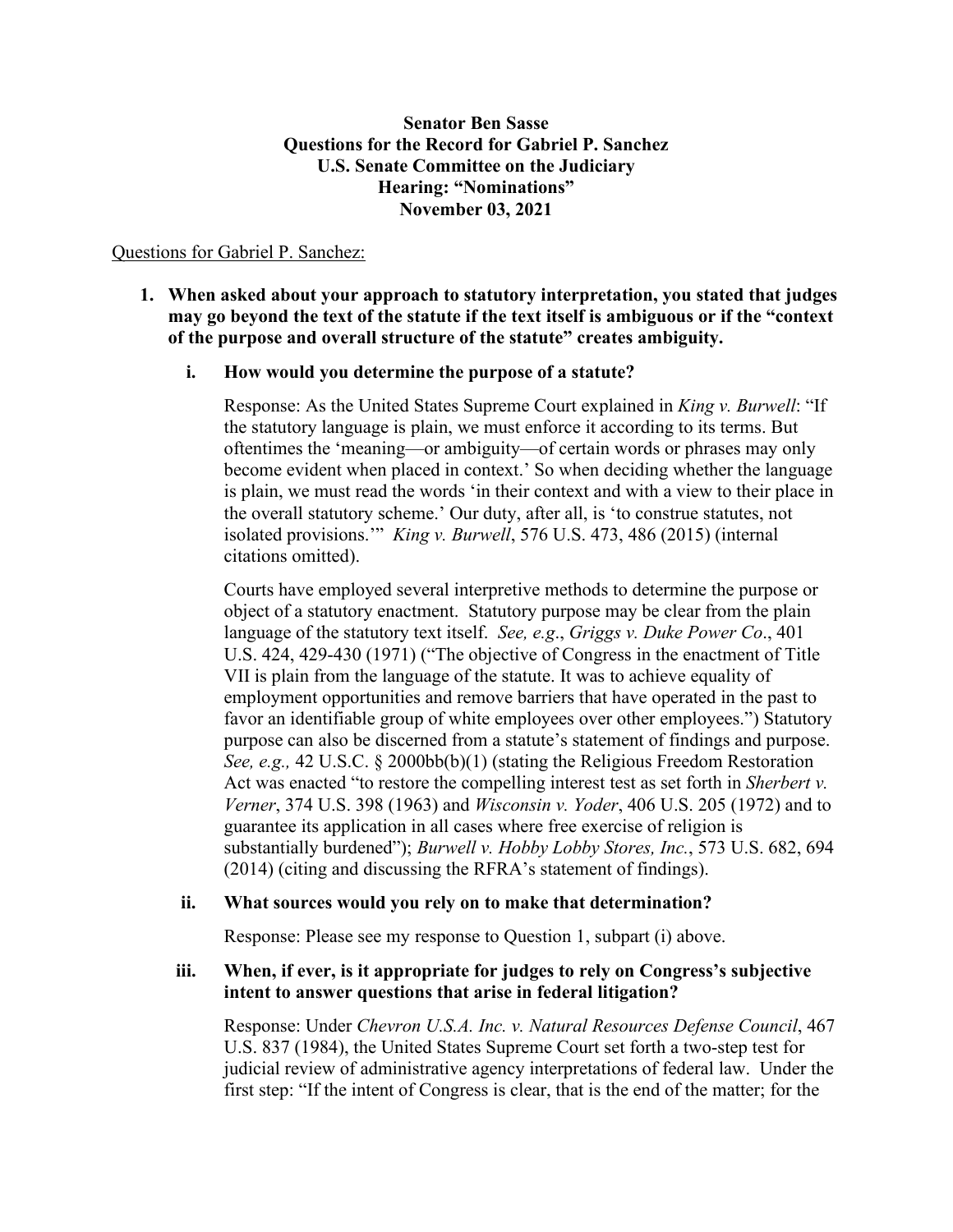**Senator Ben Sasse**
**Questions for the Record for Gabriel P. Sanchez**
**U.S. Senate Committee on the Judiciary**
**Hearing: "Nominations"**
**November 03, 2021**

Questions for Gabriel P. Sanchez:

1. **When asked about your approach to statutory interpretation, you stated that judges may go beyond the text of the statute if the text itself is ambiguous or if the "context of the purpose and overall structure of the statute" creates ambiguity.**

   i. **How would you determine the purpose of a statute?**

   Response: As the United States Supreme Court explained in *King v. Burwell*: "If the statutory language is plain, we must enforce it according to its terms. But oftentimes the 'meaning—or ambiguity—of certain words or phrases may only become evident when placed in context.' So when deciding whether the language is plain, we must read the words 'in their context and with a view to their place in the overall statutory scheme.' Our duty, after all, is 'to construe statutes, not isolated provisions.'" *King v. Burwell*, 576 U.S. 473, 486 (2015) (internal citations omitted).

   Courts have employed several interpretive methods to determine the purpose or object of a statutory enactment. Statutory purpose may be clear from the plain language of the statutory text itself. *See, e.g.*, *Griggs v. Duke Power Co*., 401 U.S. 424, 429-430 (1971) ("The objective of Congress in the enactment of Title VII is plain from the language of the statute. It was to achieve equality of employment opportunities and remove barriers that have operated in the past to favor an identifiable group of white employees over other employees.") Statutory purpose can also be discerned from a statute's statement of findings and purpose. *See, e.g.,* 42 U.S.C. § 2000bb(b)(1) (stating the Religious Freedom Restoration Act was enacted "to restore the compelling interest test as set forth in *Sherbert v. Verner*, 374 U.S. 398 (1963) and *Wisconsin v. Yoder*, 406 U.S. 205 (1972) and to guarantee its application in all cases where free exercise of religion is substantially burdened"); *Burwell v. Hobby Lobby Stores, Inc.*, 573 U.S. 682, 694 (2014) (citing and discussing the RFRA's statement of findings).

   ii. **What sources would you rely on to make that determination?**

   Response: Please see my response to Question 1, subpart (i) above.

   iii. **When, if ever, is it appropriate for judges to rely on Congress's subjective intent to answer questions that arise in federal litigation?**

   Response: Under *Chevron U.S.A. Inc. v. Natural Resources Defense Council*, 467 U.S. 837 (1984), the United States Supreme Court set forth a two-step test for judicial review of administrative agency interpretations of federal law. Under the first step: "If the intent of Congress is clear, that is the end of the matter; for the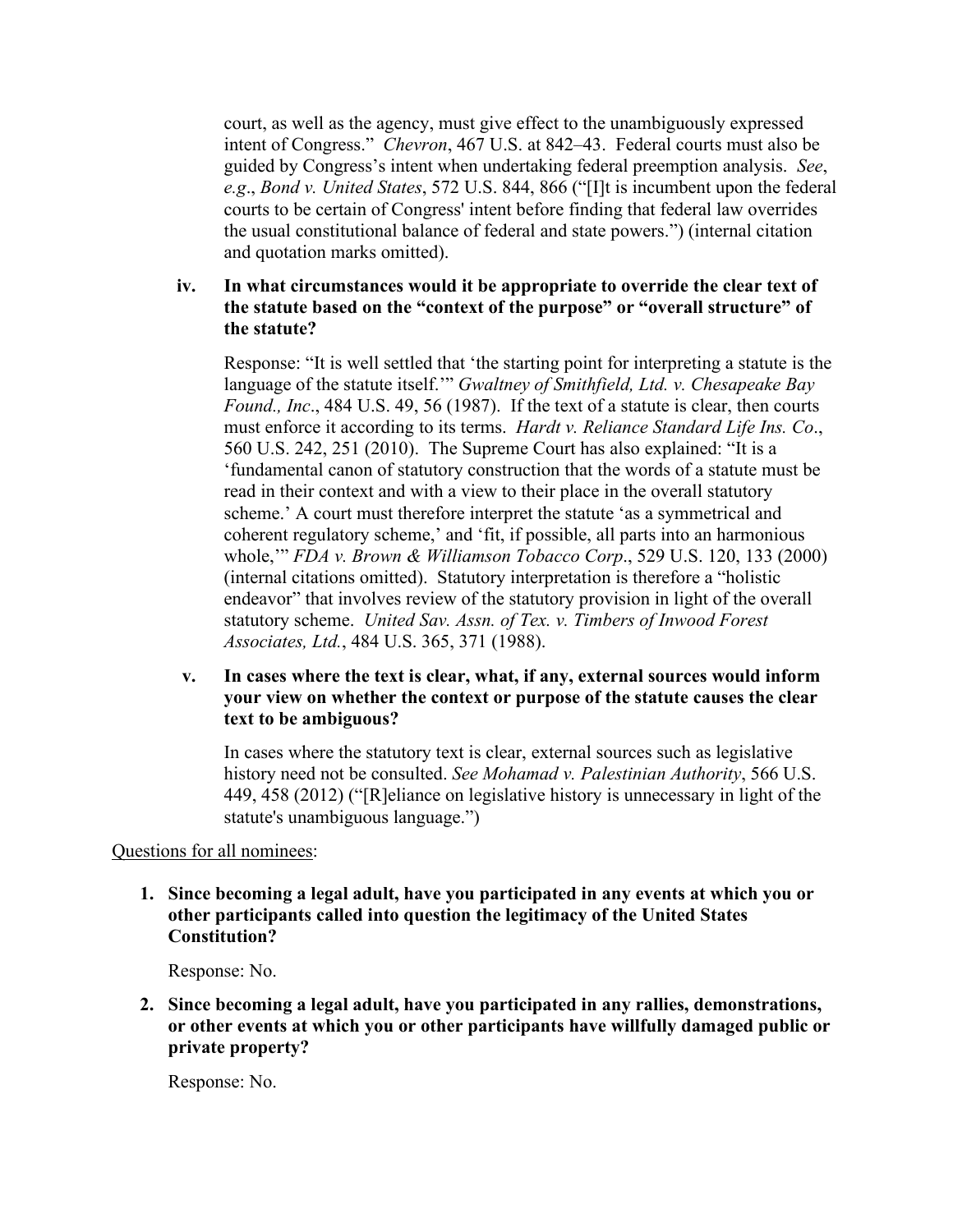court, as well as the agency, must give effect to the unambiguously expressed intent of Congress." *Chevron*, 467 U.S. at 842–43. Federal courts must also be guided by Congress's intent when undertaking federal preemption analysis. *See*, *e.g*., *Bond v. United States*, 572 U.S. 844, 866 ("[I]t is incumbent upon the federal courts to be certain of Congress' intent before finding that federal law overrides the usual constitutional balance of federal and state powers.") (internal citation and quotation marks omitted).

**iv. In what circumstances would it be appropriate to override the clear text of the statute based on the "context of the purpose" or "overall structure" of the statute?**

Response: "It is well settled that 'the starting point for interpreting a statute is the language of the statute itself.'" *Gwaltney of Smithfield, Ltd. v. Chesapeake Bay Found., Inc*., 484 U.S. 49, 56 (1987). If the text of a statute is clear, then courts must enforce it according to its terms. *Hardt v. Reliance Standard Life Ins. Co*., 560 U.S. 242, 251 (2010). The Supreme Court has also explained: "It is a 'fundamental canon of statutory construction that the words of a statute must be read in their context and with a view to their place in the overall statutory scheme.' A court must therefore interpret the statute 'as a symmetrical and coherent regulatory scheme,' and 'fit, if possible, all parts into an harmonious whole,'" *FDA v. Brown & Williamson Tobacco Corp*., 529 U.S. 120, 133 (2000) (internal citations omitted). Statutory interpretation is therefore a "holistic endeavor" that involves review of the statutory provision in light of the overall statutory scheme. *United Sav. Assn. of Tex. v. Timbers of Inwood Forest Associates, Ltd.*, 484 U.S. 365, 371 (1988).

**v. In cases where the text is clear, what, if any, external sources would inform your view on whether the context or purpose of the statute causes the clear text to be ambiguous?**

In cases where the statutory text is clear, external sources such as legislative history need not be consulted. *See Mohamad v. Palestinian Authority*, 566 U.S. 449, 458 (2012) ("[R]eliance on legislative history is unnecessary in light of the statute's unambiguous language.")

<u>Questions for all nominees</u>:

1. **Since becoming a legal adult, have you participated in any events at which you or other participants called into question the legitimacy of the United States Constitution?**

   Response: No.

2. **Since becoming a legal adult, have you participated in any rallies, demonstrations, or other events at which you or other participants have willfully damaged public or private property?**

   Response: No.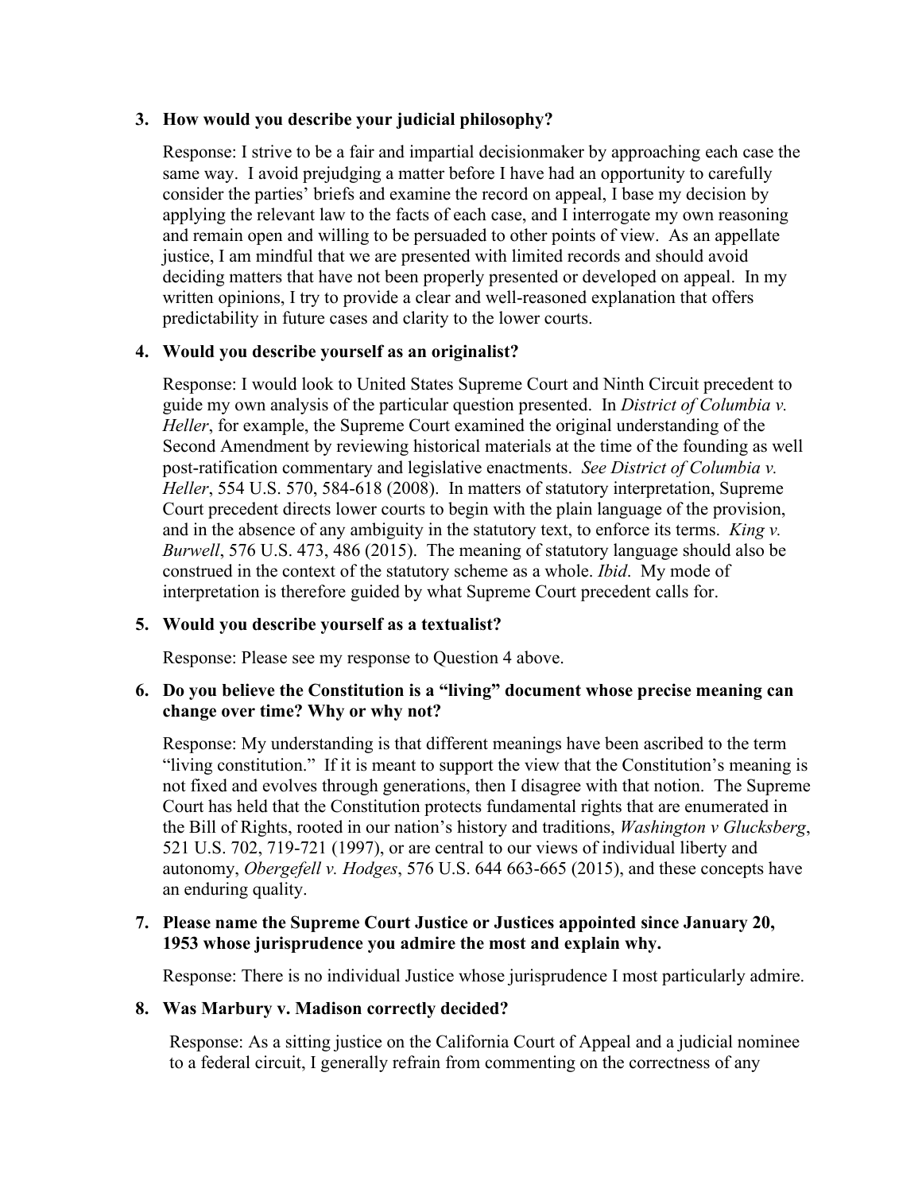**3. How would you describe your judicial philosophy?**

Response: I strive to be a fair and impartial decisionmaker by approaching each case the same way. I avoid prejudging a matter before I have had an opportunity to carefully consider the parties' briefs and examine the record on appeal, I base my decision by applying the relevant law to the facts of each case, and I interrogate my own reasoning and remain open and willing to be persuaded to other points of view. As an appellate justice, I am mindful that we are presented with limited records and should avoid deciding matters that have not been properly presented or developed on appeal. In my written opinions, I try to provide a clear and well-reasoned explanation that offers predictability in future cases and clarity to the lower courts.

**4. Would you describe yourself as an originalist?**

Response: I would look to United States Supreme Court and Ninth Circuit precedent to guide my own analysis of the particular question presented. In *District of Columbia v. Heller*, for example, the Supreme Court examined the original understanding of the Second Amendment by reviewing historical materials at the time of the founding as well post-ratification commentary and legislative enactments. *See District of Columbia v. Heller*, 554 U.S. 570, 584-618 (2008). In matters of statutory interpretation, Supreme Court precedent directs lower courts to begin with the plain language of the provision, and in the absence of any ambiguity in the statutory text, to enforce its terms. *King v. Burwell*, 576 U.S. 473, 486 (2015). The meaning of statutory language should also be construed in the context of the statutory scheme as a whole. *Ibid*. My mode of interpretation is therefore guided by what Supreme Court precedent calls for.

**5. Would you describe yourself as a textualist?**

Response: Please see my response to Question 4 above.

**6. Do you believe the Constitution is a "living" document whose precise meaning can change over time? Why or why not?**

Response: My understanding is that different meanings have been ascribed to the term "living constitution." If it is meant to support the view that the Constitution's meaning is not fixed and evolves through generations, then I disagree with that notion. The Supreme Court has held that the Constitution protects fundamental rights that are enumerated in the Bill of Rights, rooted in our nation's history and traditions, *Washington v Glucksberg*, 521 U.S. 702, 719-721 (1997), or are central to our views of individual liberty and autonomy, *Obergefell v. Hodges*, 576 U.S. 644 663-665 (2015), and these concepts have an enduring quality.

**7. Please name the Supreme Court Justice or Justices appointed since January 20, 1953 whose jurisprudence you admire the most and explain why.**

Response: There is no individual Justice whose jurisprudence I most particularly admire.

**8. Was Marbury v. Madison correctly decided?**

Response: As a sitting justice on the California Court of Appeal and a judicial nominee to a federal circuit, I generally refrain from commenting on the correctness of any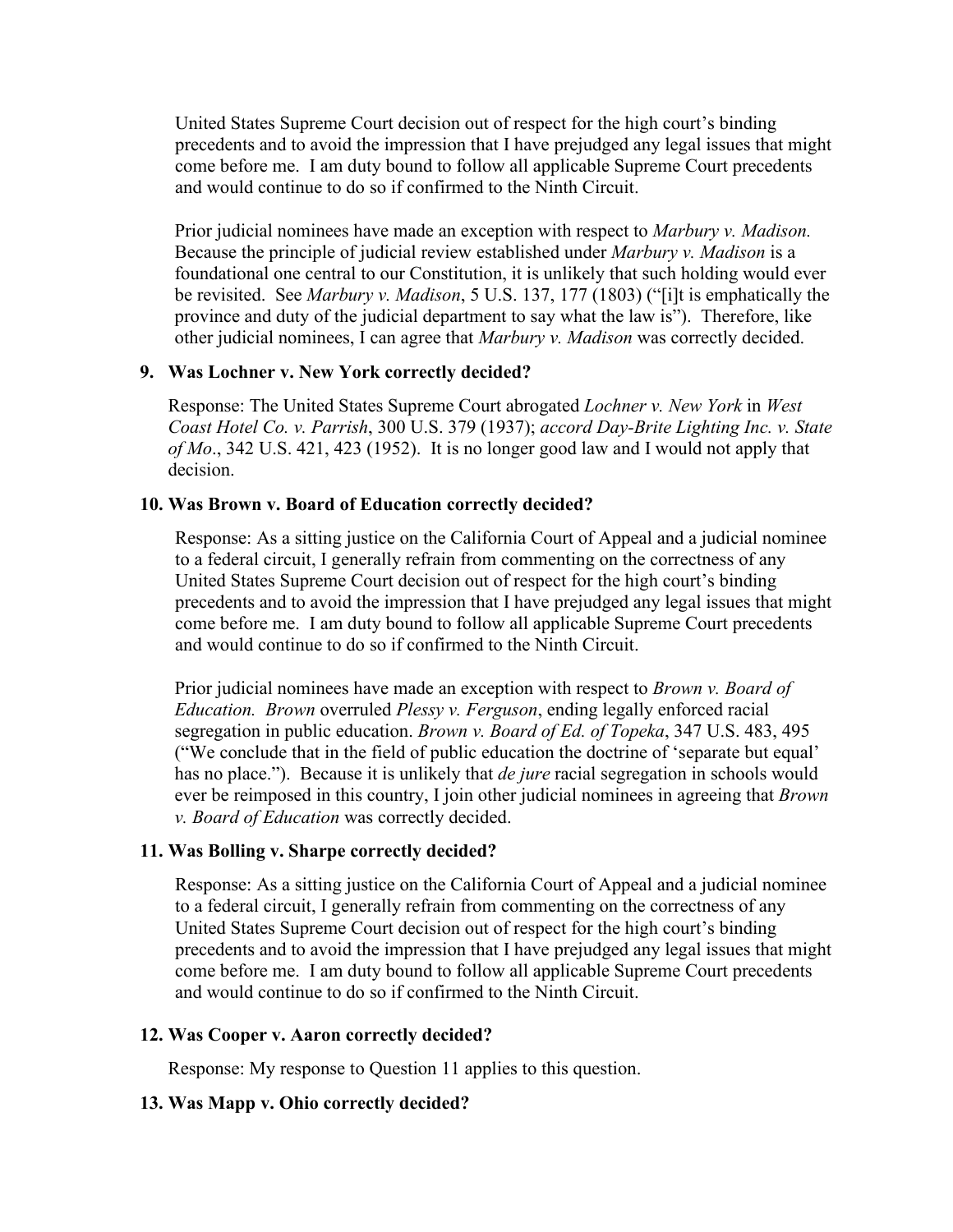United States Supreme Court decision out of respect for the high court's binding precedents and to avoid the impression that I have prejudged any legal issues that might come before me. I am duty bound to follow all applicable Supreme Court precedents and would continue to do so if confirmed to the Ninth Circuit.

Prior judicial nominees have made an exception with respect to *Marbury v. Madison.* Because the principle of judicial review established under *Marbury v. Madison* is a foundational one central to our Constitution, it is unlikely that such holding would ever be revisited. See *Marbury v. Madison*, 5 U.S. 137, 177 (1803) ("[i]t is emphatically the province and duty of the judicial department to say what the law is"). Therefore, like other judicial nominees, I can agree that *Marbury v. Madison* was correctly decided.

**9. Was Lochner v. New York correctly decided?**

Response: The United States Supreme Court abrogated *Lochner v. New York* in *West Coast Hotel Co. v. Parrish*, 300 U.S. 379 (1937); *accord Day-Brite Lighting Inc. v. State of Mo*., 342 U.S. 421, 423 (1952). It is no longer good law and I would not apply that decision.

**10. Was Brown v. Board of Education correctly decided?**

Response: As a sitting justice on the California Court of Appeal and a judicial nominee to a federal circuit, I generally refrain from commenting on the correctness of any United States Supreme Court decision out of respect for the high court's binding precedents and to avoid the impression that I have prejudged any legal issues that might come before me. I am duty bound to follow all applicable Supreme Court precedents and would continue to do so if confirmed to the Ninth Circuit.

Prior judicial nominees have made an exception with respect to *Brown v. Board of Education. Brown* overruled *Plessy v. Ferguson*, ending legally enforced racial segregation in public education. *Brown v. Board of Ed. of Topeka*, 347 U.S. 483, 495 ("We conclude that in the field of public education the doctrine of 'separate but equal' has no place."). Because it is unlikely that *de jure* racial segregation in schools would ever be reimposed in this country, I join other judicial nominees in agreeing that *Brown v. Board of Education* was correctly decided.

**11. Was Bolling v. Sharpe correctly decided?**

Response: As a sitting justice on the California Court of Appeal and a judicial nominee to a federal circuit, I generally refrain from commenting on the correctness of any United States Supreme Court decision out of respect for the high court's binding precedents and to avoid the impression that I have prejudged any legal issues that might come before me. I am duty bound to follow all applicable Supreme Court precedents and would continue to do so if confirmed to the Ninth Circuit.

**12. Was Cooper v. Aaron correctly decided?**

Response: My response to Question 11 applies to this question.

**13. Was Mapp v. Ohio correctly decided?**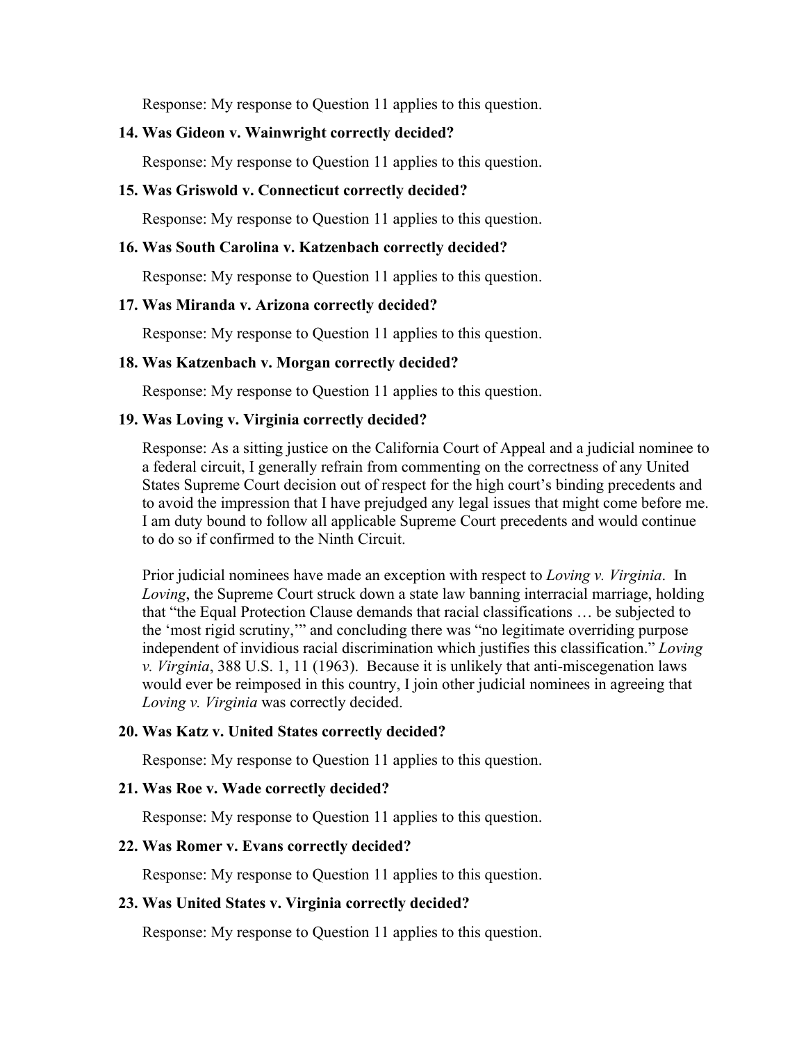Response: My response to Question 11 applies to this question.

**14. Was Gideon v. Wainwright correctly decided?**

Response: My response to Question 11 applies to this question.

**15. Was Griswold v. Connecticut correctly decided?**

Response: My response to Question 11 applies to this question.

**16. Was South Carolina v. Katzenbach correctly decided?**

Response: My response to Question 11 applies to this question.

**17. Was Miranda v. Arizona correctly decided?**

Response: My response to Question 11 applies to this question.

**18. Was Katzenbach v. Morgan correctly decided?**

Response: My response to Question 11 applies to this question.

**19. Was Loving v. Virginia correctly decided?**

Response: As a sitting justice on the California Court of Appeal and a judicial nominee to a federal circuit, I generally refrain from commenting on the correctness of any United States Supreme Court decision out of respect for the high court's binding precedents and to avoid the impression that I have prejudged any legal issues that might come before me. I am duty bound to follow all applicable Supreme Court precedents and would continue to do so if confirmed to the Ninth Circuit.

Prior judicial nominees have made an exception with respect to *Loving v. Virginia*. In *Loving*, the Supreme Court struck down a state law banning interracial marriage, holding that "the Equal Protection Clause demands that racial classifications … be subjected to the 'most rigid scrutiny,'" and concluding there was "no legitimate overriding purpose independent of invidious racial discrimination which justifies this classification." *Loving v. Virginia*, 388 U.S. 1, 11 (1963). Because it is unlikely that anti-miscegenation laws would ever be reimposed in this country, I join other judicial nominees in agreeing that *Loving v. Virginia* was correctly decided.

**20. Was Katz v. United States correctly decided?**

Response: My response to Question 11 applies to this question.

**21. Was Roe v. Wade correctly decided?**

Response: My response to Question 11 applies to this question.

**22. Was Romer v. Evans correctly decided?**

Response: My response to Question 11 applies to this question.

**23. Was United States v. Virginia correctly decided?**

Response: My response to Question 11 applies to this question.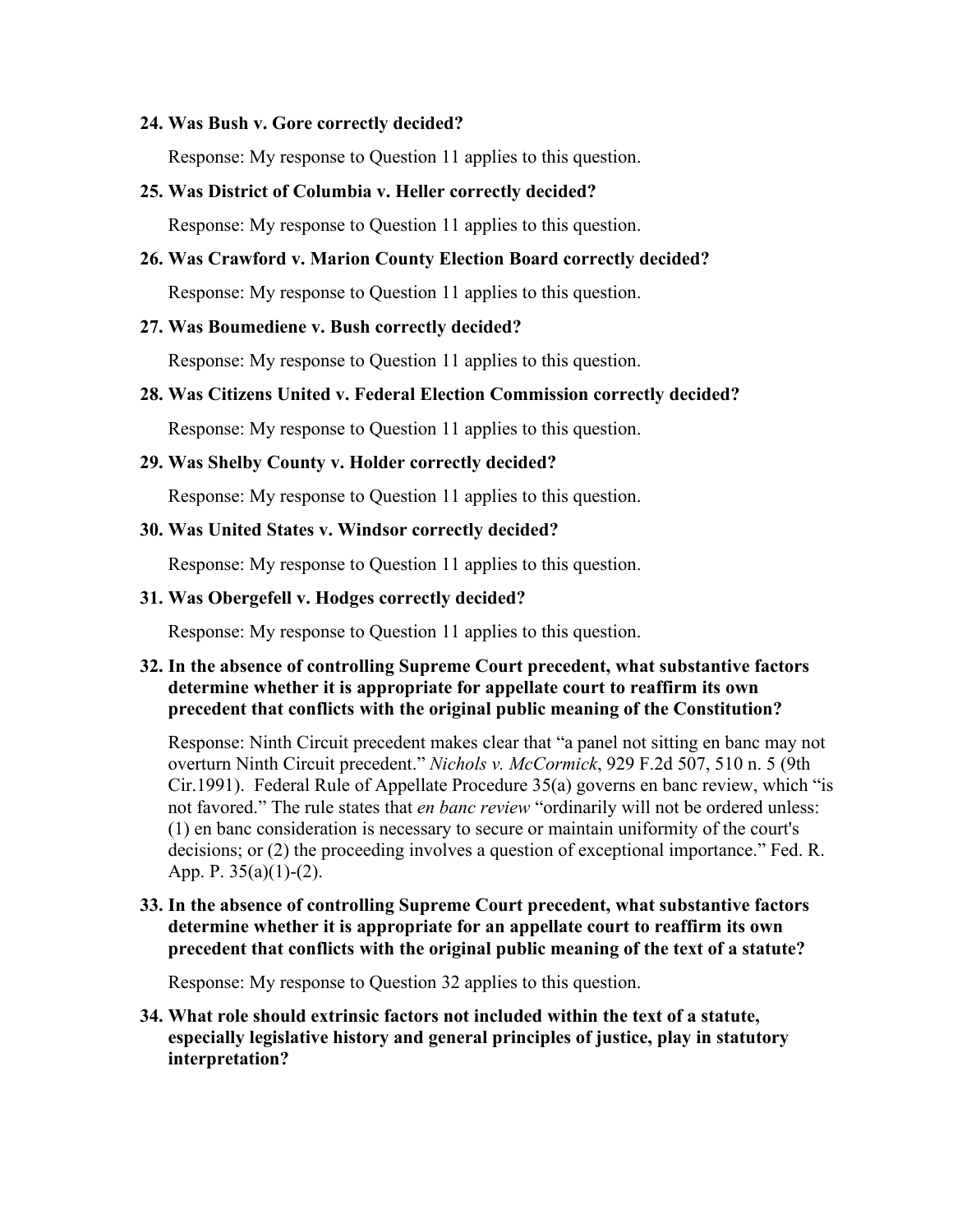**24. Was Bush v. Gore correctly decided?**

Response: My response to Question 11 applies to this question.

**25. Was District of Columbia v. Heller correctly decided?**

Response: My response to Question 11 applies to this question.

**26. Was Crawford v. Marion County Election Board correctly decided?**

Response: My response to Question 11 applies to this question.

**27. Was Boumediene v. Bush correctly decided?**

Response: My response to Question 11 applies to this question.

**28. Was Citizens United v. Federal Election Commission correctly decided?**

Response: My response to Question 11 applies to this question.

**29. Was Shelby County v. Holder correctly decided?**

Response: My response to Question 11 applies to this question.

**30. Was United States v. Windsor correctly decided?**

Response: My response to Question 11 applies to this question.

**31. Was Obergefell v. Hodges correctly decided?**

Response: My response to Question 11 applies to this question.

**32. In the absence of controlling Supreme Court precedent, what substantive factors determine whether it is appropriate for appellate court to reaffirm its own precedent that conflicts with the original public meaning of the Constitution?**

Response: Ninth Circuit precedent makes clear that "a panel not sitting en banc may not overturn Ninth Circuit precedent." *Nichols v. McCormick*, 929 F.2d 507, 510 n. 5 (9th Cir.1991). Federal Rule of Appellate Procedure 35(a) governs en banc review, which "is not favored." The rule states that *en banc review* "ordinarily will not be ordered unless: (1) en banc consideration is necessary to secure or maintain uniformity of the court's decisions; or (2) the proceeding involves a question of exceptional importance." Fed. R. App. P. 35(a)(1)-(2).

**33. In the absence of controlling Supreme Court precedent, what substantive factors determine whether it is appropriate for an appellate court to reaffirm its own precedent that conflicts with the original public meaning of the text of a statute?**

Response: My response to Question 32 applies to this question.

**34. What role should extrinsic factors not included within the text of a statute, especially legislative history and general principles of justice, play in statutory interpretation?**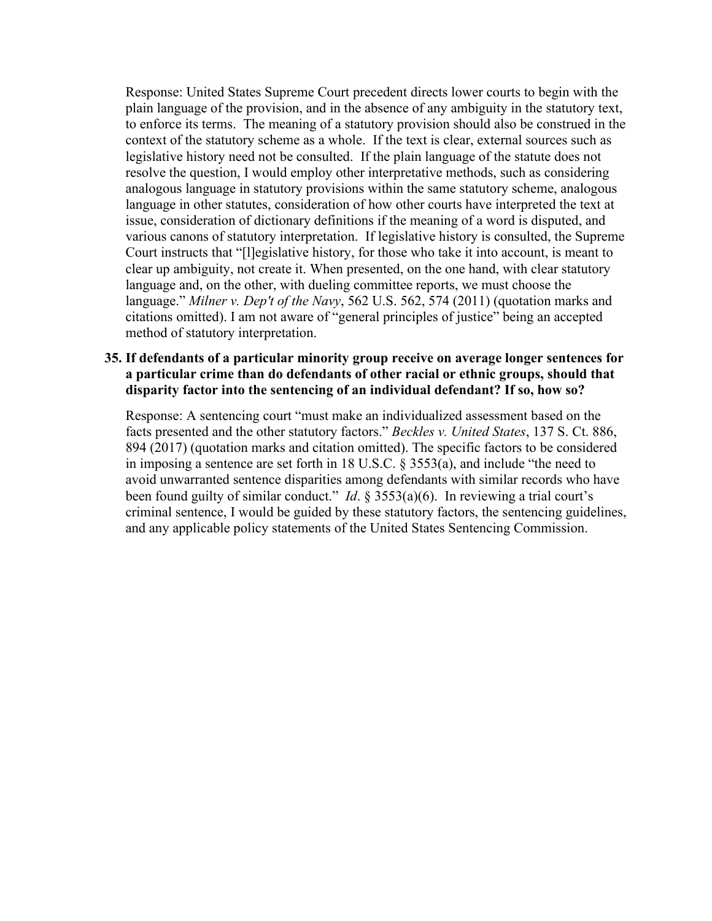Response: United States Supreme Court precedent directs lower courts to begin with the plain language of the provision, and in the absence of any ambiguity in the statutory text, to enforce its terms. The meaning of a statutory provision should also be construed in the context of the statutory scheme as a whole. If the text is clear, external sources such as legislative history need not be consulted. If the plain language of the statute does not resolve the question, I would employ other interpretative methods, such as considering analogous language in statutory provisions within the same statutory scheme, analogous language in other statutes, consideration of how other courts have interpreted the text at issue, consideration of dictionary definitions if the meaning of a word is disputed, and various canons of statutory interpretation. If legislative history is consulted, the Supreme Court instructs that "[l]egislative history, for those who take it into account, is meant to clear up ambiguity, not create it. When presented, on the one hand, with clear statutory language and, on the other, with dueling committee reports, we must choose the language." *Milner v. Dep't of the Navy*, 562 U.S. 562, 574 (2011) (quotation marks and citations omitted). I am not aware of "general principles of justice" being an accepted method of statutory interpretation.

**35. If defendants of a particular minority group receive on average longer sentences for a particular crime than do defendants of other racial or ethnic groups, should that disparity factor into the sentencing of an individual defendant? If so, how so?**

Response: A sentencing court "must make an individualized assessment based on the facts presented and the other statutory factors." *Beckles v. United States*, 137 S. Ct. 886, 894 (2017) (quotation marks and citation omitted). The specific factors to be considered in imposing a sentence are set forth in 18 U.S.C. § 3553(a), and include "the need to avoid unwarranted sentence disparities among defendants with similar records who have been found guilty of similar conduct." *Id*. § 3553(a)(6). In reviewing a trial court's criminal sentence, I would be guided by these statutory factors, the sentencing guidelines, and any applicable policy statements of the United States Sentencing Commission.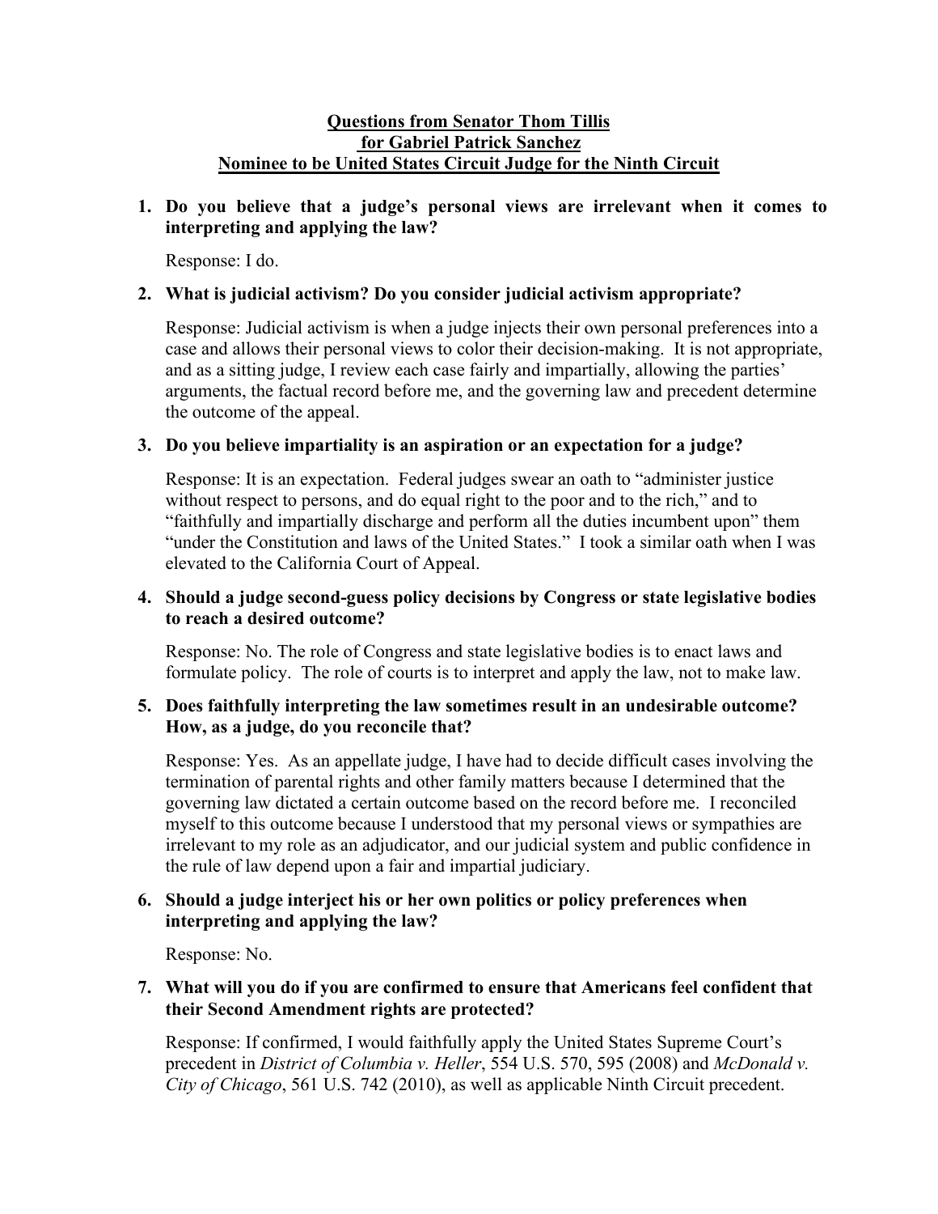**Questions from Senator Thom Tillis**
**for Gabriel Patrick Sanchez**
**Nominee to be United States Circuit Judge for the Ninth Circuit**

1. **Do you believe that a judge's personal views are irrelevant when it comes to interpreting and applying the law?**

   Response: I do.

2. **What is judicial activism? Do you consider judicial activism appropriate?**

   Response: Judicial activism is when a judge injects their own personal preferences into a case and allows their personal views to color their decision-making. It is not appropriate, and as a sitting judge, I review each case fairly and impartially, allowing the parties' arguments, the factual record before me, and the governing law and precedent determine the outcome of the appeal.

3. **Do you believe impartiality is an aspiration or an expectation for a judge?**

   Response: It is an expectation. Federal judges swear an oath to "administer justice without respect to persons, and do equal right to the poor and to the rich," and to "faithfully and impartially discharge and perform all the duties incumbent upon" them "under the Constitution and laws of the United States." I took a similar oath when I was elevated to the California Court of Appeal.

4. **Should a judge second-guess policy decisions by Congress or state legislative bodies to reach a desired outcome?**

   Response: No. The role of Congress and state legislative bodies is to enact laws and formulate policy. The role of courts is to interpret and apply the law, not to make law.

5. **Does faithfully interpreting the law sometimes result in an undesirable outcome? How, as a judge, do you reconcile that?**

   Response: Yes. As an appellate judge, I have had to decide difficult cases involving the termination of parental rights and other family matters because I determined that the governing law dictated a certain outcome based on the record before me. I reconciled myself to this outcome because I understood that my personal views or sympathies are irrelevant to my role as an adjudicator, and our judicial system and public confidence in the rule of law depend upon a fair and impartial judiciary.

6. **Should a judge interject his or her own politics or policy preferences when interpreting and applying the law?**

   Response: No.

7. **What will you do if you are confirmed to ensure that Americans feel confident that their Second Amendment rights are protected?**

   Response: If confirmed, I would faithfully apply the United States Supreme Court's precedent in *District of Columbia v. Heller*, 554 U.S. 570, 595 (2008) and *McDonald v. City of Chicago*, 561 U.S. 742 (2010), as well as applicable Ninth Circuit precedent.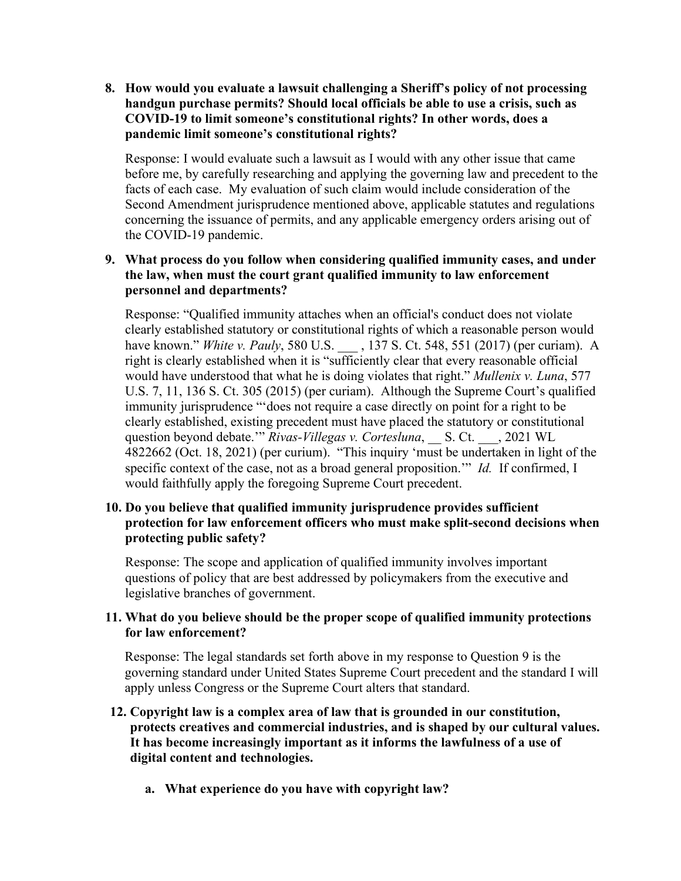8. **How would you evaluate a lawsuit challenging a Sheriff's policy of not processing handgun purchase permits? Should local officials be able to use a crisis, such as COVID-19 to limit someone's constitutional rights? In other words, does a pandemic limit someone's constitutional rights?**

   Response: I would evaluate such a lawsuit as I would with any other issue that came before me, by carefully researching and applying the governing law and precedent to the facts of each case. My evaluation of such claim would include consideration of the Second Amendment jurisprudence mentioned above, applicable statutes and regulations concerning the issuance of permits, and any applicable emergency orders arising out of the COVID-19 pandemic.

9. **What process do you follow when considering qualified immunity cases, and under the law, when must the court grant qualified immunity to law enforcement personnel and departments?**

   Response: "Qualified immunity attaches when an official's conduct does not violate clearly established statutory or constitutional rights of which a reasonable person would have known." *White v. Pauly*, 580 U.S. ___ , 137 S. Ct. 548, 551 (2017) (per curiam). A right is clearly established when it is "sufficiently clear that every reasonable official would have understood that what he is doing violates that right." *Mullenix v. Luna*, 577 U.S. 7, 11, 136 S. Ct. 305 (2015) (per curiam). Although the Supreme Court's qualified immunity jurisprudence "'does not require a case directly on point for a right to be clearly established, existing precedent must have placed the statutory or constitutional question beyond debate.'" *Rivas-Villegas v. Cortesluna*, __ S. Ct. ___, 2021 WL 4822662 (Oct. 18, 2021) (per curium). "This inquiry 'must be undertaken in light of the specific context of the case, not as a broad general proposition.'" *Id.* If confirmed, I would faithfully apply the foregoing Supreme Court precedent.

10. **Do you believe that qualified immunity jurisprudence provides sufficient protection for law enforcement officers who must make split-second decisions when protecting public safety?**

    Response: The scope and application of qualified immunity involves important questions of policy that are best addressed by policymakers from the executive and legislative branches of government.

11. **What do you believe should be the proper scope of qualified immunity protections for law enforcement?**

    Response: The legal standards set forth above in my response to Question 9 is the governing standard under United States Supreme Court precedent and the standard I will apply unless Congress or the Supreme Court alters that standard.

12. **Copyright law is a complex area of law that is grounded in our constitution, protects creatives and commercial industries, and is shaped by our cultural values. It has become increasingly important as it informs the lawfulness of a use of digital content and technologies.**

    a. **What experience do you have with copyright law?**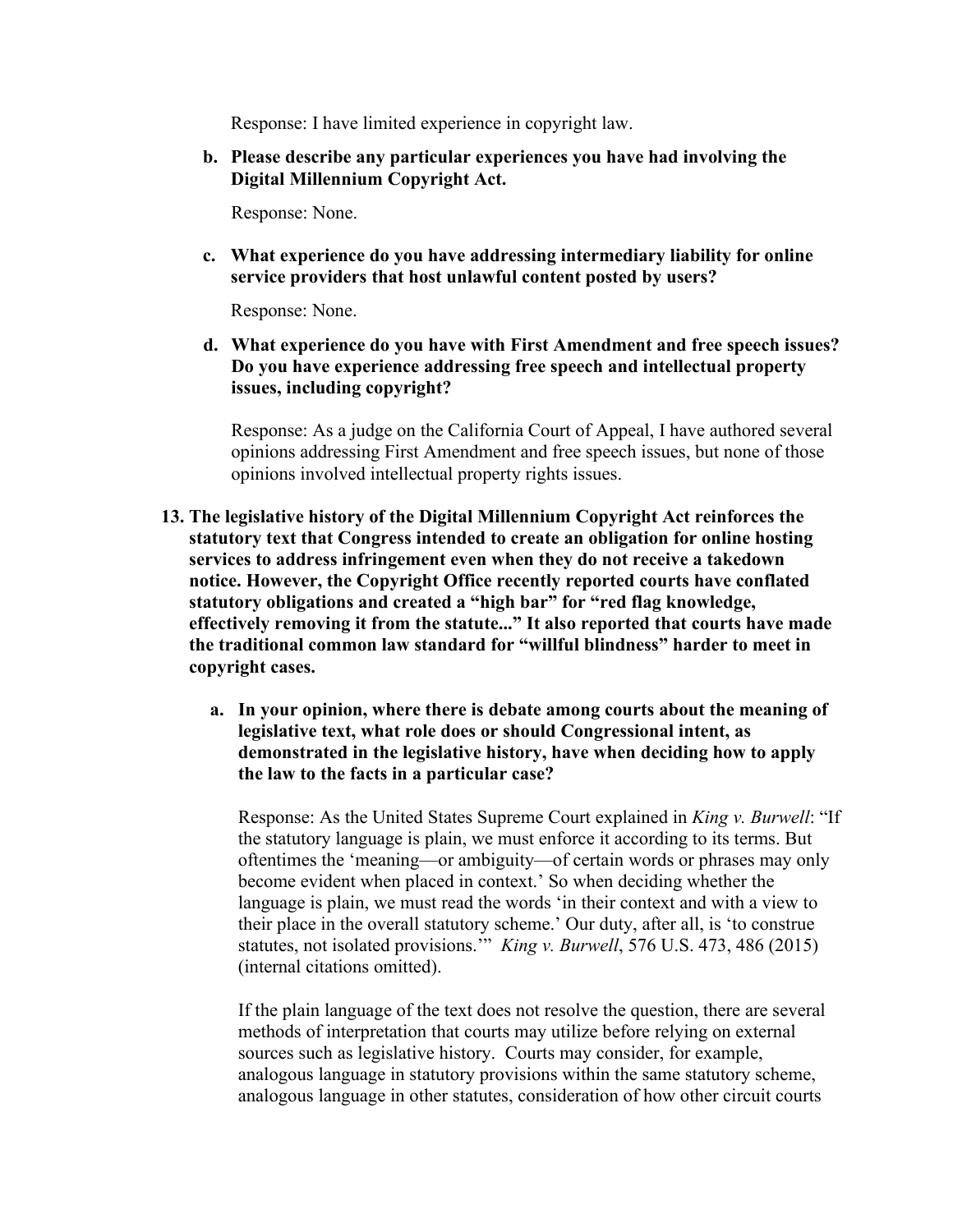Response: I have limited experience in copyright law.

**b. Please describe any particular experiences you have had involving the Digital Millennium Copyright Act.**

Response: None.

**c. What experience do you have addressing intermediary liability for online service providers that host unlawful content posted by users?**

Response: None.

**d. What experience do you have with First Amendment and free speech issues? Do you have experience addressing free speech and intellectual property issues, including copyright?**

Response: As a judge on the California Court of Appeal, I have authored several opinions addressing First Amendment and free speech issues, but none of those opinions involved intellectual property rights issues.

**13. The legislative history of the Digital Millennium Copyright Act reinforces the statutory text that Congress intended to create an obligation for online hosting services to address infringement even when they do not receive a takedown notice. However, the Copyright Office recently reported courts have conflated statutory obligations and created a "high bar" for "red flag knowledge, effectively removing it from the statute..." It also reported that courts have made the traditional common law standard for "willful blindness" harder to meet in copyright cases.**

**a. In your opinion, where there is debate among courts about the meaning of legislative text, what role does or should Congressional intent, as demonstrated in the legislative history, have when deciding how to apply the law to the facts in a particular case?**

Response: As the United States Supreme Court explained in *King v. Burwell*: "If the statutory language is plain, we must enforce it according to its terms. But oftentimes the 'meaning—or ambiguity—of certain words or phrases may only become evident when placed in context.' So when deciding whether the language is plain, we must read the words 'in their context and with a view to their place in the overall statutory scheme.' Our duty, after all, is 'to construe statutes, not isolated provisions.'" *King v. Burwell*, 576 U.S. 473, 486 (2015) (internal citations omitted).

If the plain language of the text does not resolve the question, there are several methods of interpretation that courts may utilize before relying on external sources such as legislative history. Courts may consider, for example, analogous language in statutory provisions within the same statutory scheme, analogous language in other statutes, consideration of how other circuit courts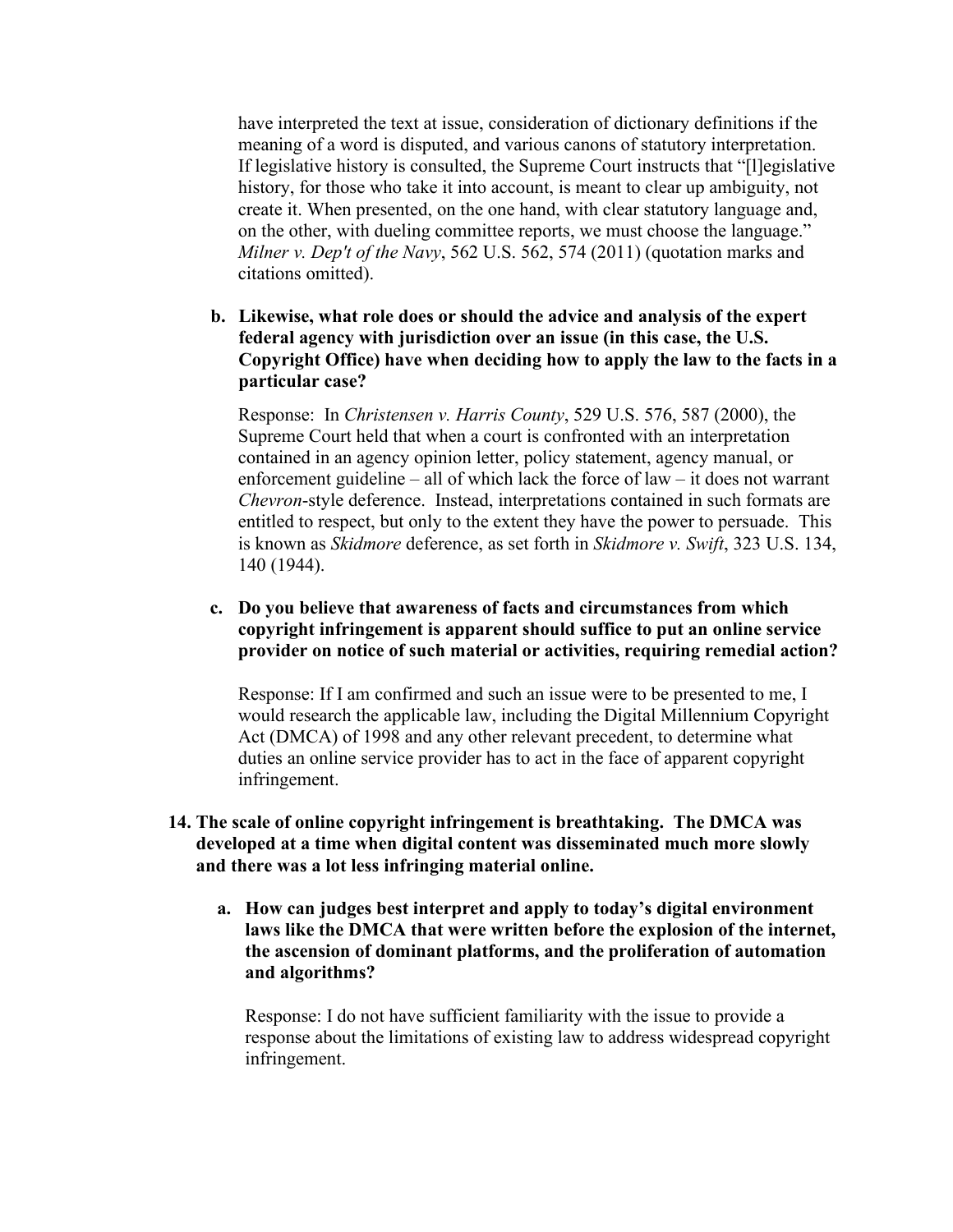have interpreted the text at issue, consideration of dictionary definitions if the meaning of a word is disputed, and various canons of statutory interpretation. If legislative history is consulted, the Supreme Court instructs that "[l]egislative history, for those who take it into account, is meant to clear up ambiguity, not create it. When presented, on the one hand, with clear statutory language and, on the other, with dueling committee reports, we must choose the language." *Milner v. Dep't of the Navy*, 562 U.S. 562, 574 (2011) (quotation marks and citations omitted).

**b. Likewise, what role does or should the advice and analysis of the expert federal agency with jurisdiction over an issue (in this case, the U.S. Copyright Office) have when deciding how to apply the law to the facts in a particular case?**

Response: In *Christensen v. Harris County*, 529 U.S. 576, 587 (2000), the Supreme Court held that when a court is confronted with an interpretation contained in an agency opinion letter, policy statement, agency manual, or enforcement guideline – all of which lack the force of law – it does not warrant *Chevron*-style deference. Instead, interpretations contained in such formats are entitled to respect, but only to the extent they have the power to persuade. This is known as *Skidmore* deference, as set forth in *Skidmore v. Swift*, 323 U.S. 134, 140 (1944).

**c. Do you believe that awareness of facts and circumstances from which copyright infringement is apparent should suffice to put an online service provider on notice of such material or activities, requiring remedial action?**

Response: If I am confirmed and such an issue were to be presented to me, I would research the applicable law, including the Digital Millennium Copyright Act (DMCA) of 1998 and any other relevant precedent, to determine what duties an online service provider has to act in the face of apparent copyright infringement.

**14. The scale of online copyright infringement is breathtaking. The DMCA was developed at a time when digital content was disseminated much more slowly and there was a lot less infringing material online.**

**a. How can judges best interpret and apply to today's digital environment laws like the DMCA that were written before the explosion of the internet, the ascension of dominant platforms, and the proliferation of automation and algorithms?**

Response: I do not have sufficient familiarity with the issue to provide a response about the limitations of existing law to address widespread copyright infringement.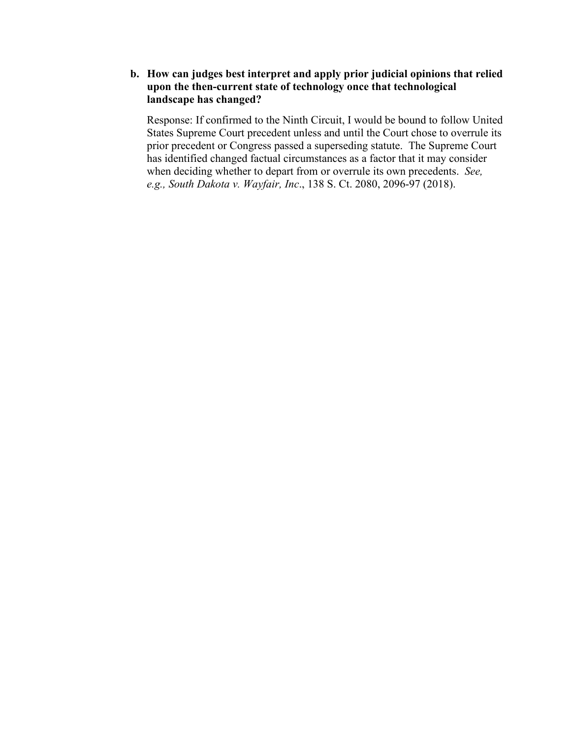**b. How can judges best interpret and apply prior judicial opinions that relied upon the then-current state of technology once that technological landscape has changed?**

Response: If confirmed to the Ninth Circuit, I would be bound to follow United States Supreme Court precedent unless and until the Court chose to overrule its prior precedent or Congress passed a superseding statute. The Supreme Court has identified changed factual circumstances as a factor that it may consider when deciding whether to depart from or overrule its own precedents. *See, e.g., South Dakota v. Wayfair, Inc*., 138 S. Ct. 2080, 2096-97 (2018).